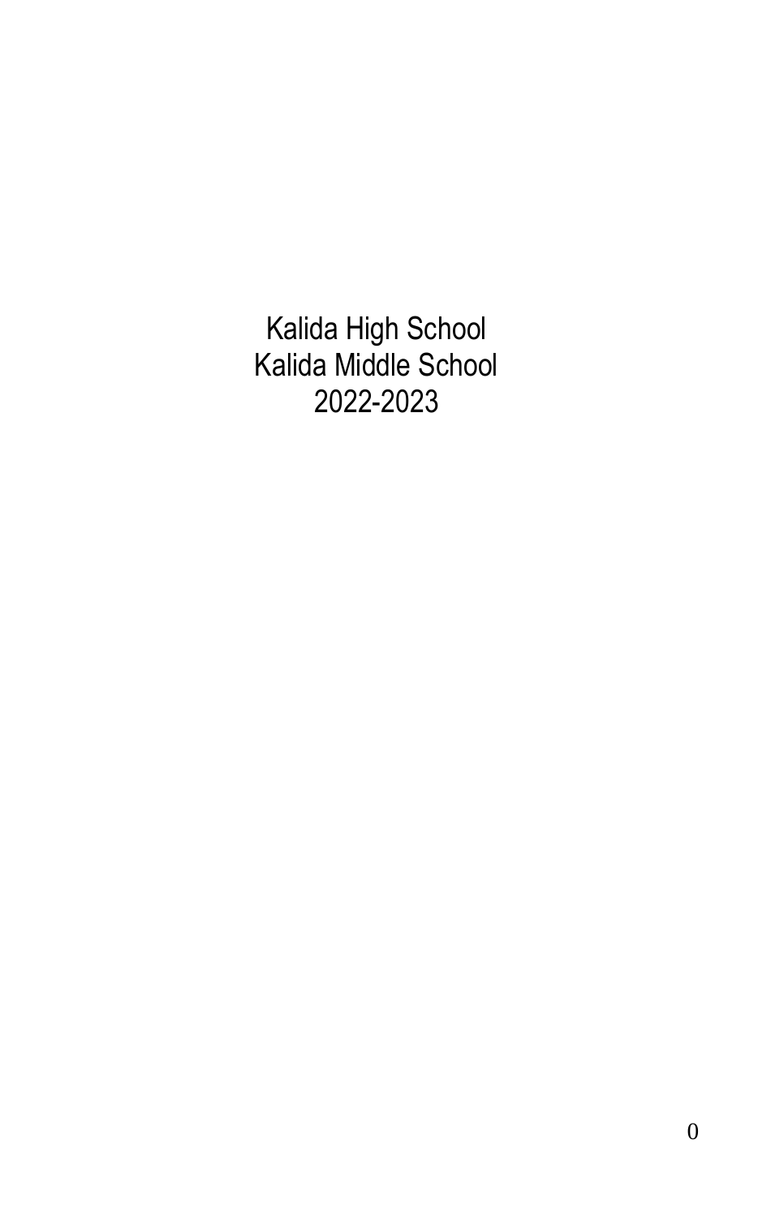# Kalida High School
# Kalida Middle School
# 2022-2023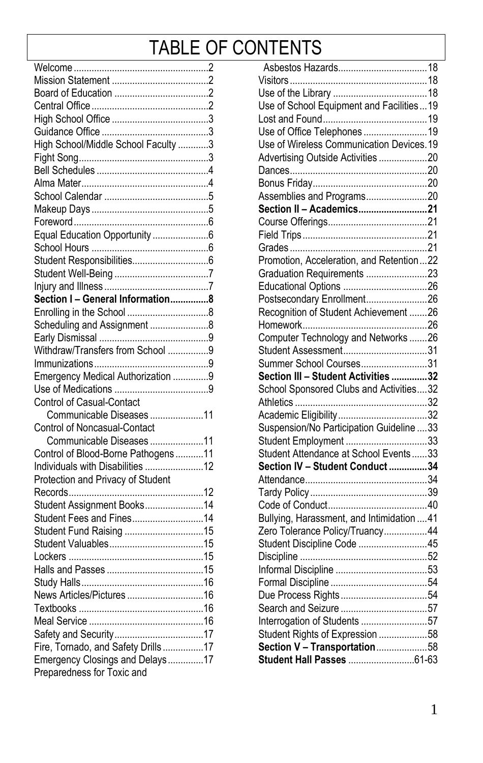# TABLE OF CONTENTS

| | |
|---|---|
| Welcome | 2 |
| Mission Statement | 2 |
| Board of Education | 2 |
| Central Office | 2 |
| High School Office | 3 |
| Guidance Office | 3 |
| High School/Middle School Faculty | 3 |
| Fight Song | 3 |
| Bell Schedules | 4 |
| Alma Mater | 4 |
| School Calendar | 5 |
| Makeup Days | 5 |
| Foreword | 6 |
| Equal Education Opportunity | 6 |
| School Hours | 6 |
| Student Responsibilities | 6 |
| Student Well-Being | 7 |
| Injury and Illness | 7 |
| **Section I – General Information** | **8** |
| Enrolling in the School | 8 |
| Scheduling and Assignment | 8 |
| Early Dismissal | 9 |
| Withdraw/Transfers from School | 9 |
| Immunizations | 9 |
| Emergency Medical Authorization | 9 |
| Use of Medications | 9 |
| Control of Casual-Contact Communicable Diseases | 11 |
| Control of Noncasual-Contact Communicable Diseases | 11 |
| Control of Blood-Borne Pathogens | 11 |
| Individuals with Disabilities | 12 |
| Protection and Privacy of Student Records | 12 |
| Student Assignment Books | 14 |
| Student Fees and Fines | 14 |
| Student Fund Raising | 15 |
| Student Valuables | 15 |
| Lockers | 15 |
| Halls and Passes | 15 |
| Study Halls | 16 |
| News Articles/Pictures | 16 |
| Textbooks | 16 |
| Meal Service | 16 |
| Safety and Security | 17 |
| Fire, Tornado, and Safety Drills | 17 |
| Emergency Closings and Delays | 17 |
| Preparedness for Toxic and Asbestos Hazards | 18 |
| Visitors | 18 |
| Use of the Library | 18 |
| Use of School Equipment and Facilities | 19 |
| Lost and Found | 19 |
| Use of Office Telephones | 19 |
| Use of Wireless Communication Devices | 19 |
| Advertising Outside Activities | 20 |
| Dances | 20 |
| Bonus Friday | 20 |
| Assemblies and Programs | 20 |
| **Section II – Academics** | **21** |
| Course Offerings | 21 |
| Field Trips | 21 |
| Grades | 21 |
| Promotion, Acceleration, and Retention | 22 |
| Graduation Requirements | 23 |
| Educational Options | 26 |
| Postsecondary Enrollment | 26 |
| Recognition of Student Achievement | 26 |
| Homework | 26 |
| Computer Technology and Networks | 26 |
| Student Assessment | 31 |
| Summer School Courses | 31 |
| **Section III – Student Activities** | **32** |
| School Sponsored Clubs and Activities | 32 |
| Athletics | 32 |
| Academic Eligibility | 32 |
| Suspension/No Participation Guideline | 33 |
| Student Employment | 33 |
| Student Attendance at School Events | 33 |
| **Section IV – Student Conduct** | **34** |
| Attendance | 34 |
| Tardy Policy | 39 |
| Code of Conduct | 40 |
| Bullying, Harassment, and Intimidation | 41 |
| Zero Tolerance Policy/Truancy | 44 |
| Student Discipline Code | 45 |
| Discipline | 52 |
| Informal Discipline | 53 |
| Formal Discipline | 54 |
| Due Process Rights | 54 |
| Search and Seizure | 57 |
| Interrogation of Students | 57 |
| Student Rights of Expression | 58 |
| **Section V – Transportation** | **58** |
| **Student Hall Passes** | **61-63** |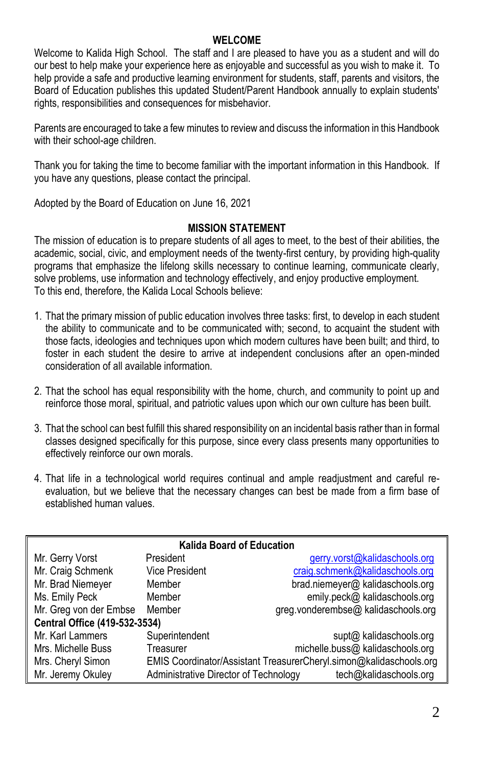## WELCOME

Welcome to Kalida High School. The staff and I are pleased to have you as a student and will do our best to help make your experience here as enjoyable and successful as you wish to make it. To help provide a safe and productive learning environment for students, staff, parents and visitors, the Board of Education publishes this updated Student/Parent Handbook annually to explain students' rights, responsibilities and consequences for misbehavior.

Parents are encouraged to take a few minutes to review and discuss the information in this Handbook with their school-age children.

Thank you for taking the time to become familiar with the important information in this Handbook. If you have any questions, please contact the principal.

Adopted by the Board of Education on June 16, 2021

## MISSION STATEMENT

The mission of education is to prepare students of all ages to meet, to the best of their abilities, the academic, social, civic, and employment needs of the twenty-first century, by providing high-quality programs that emphasize the lifelong skills necessary to continue learning, communicate clearly, solve problems, use information and technology effectively, and enjoy productive employment.
To this end, therefore, the Kalida Local Schools believe:

1. That the primary mission of public education involves three tasks: first, to develop in each student the ability to communicate and to be communicated with; second, to acquaint the student with those facts, ideologies and techniques upon which modern cultures have been built; and third, to foster in each student the desire to arrive at independent conclusions after an open-minded consideration of all available information.

2. That the school has equal responsibility with the home, church, and community to point up and reinforce those moral, spiritual, and patriotic values upon which our own culture has been built.

3. That the school can best fulfill this shared responsibility on an incidental basis rather than in formal classes designed specifically for this purpose, since every class presents many opportunities to effectively reinforce our own morals.

4. That life in a technological world requires continual and ample readjustment and careful re-evaluation, but we believe that the necessary changes can best be made from a firm base of established human values.

| Kalida Board of Education | | |
|---|---|---|
| Mr. Gerry Vorst | President | gerry.vorst@kalidaschools.org |
| Mr. Craig Schmenk | Vice President | craig.schmenk@kalidaschools.org |
| Mr. Brad Niemeyer | Member | brad.niemeyer@ kalidaschools.org |
| Ms. Emily Peck | Member | emily.peck@ kalidaschools.org |
| Mr. Greg von der Embse | Member | greg.vonderembse@ kalidaschools.org |
| **Central Office (419-532-3534)** | | |
| Mr. Karl Lammers | Superintendent | supt@ kalidaschools.org |
| Mrs. Michelle Buss | Treasurer | michelle.buss@ kalidaschools.org |
| Mrs. Cheryl Simon | EMIS Coordinator/Assistant Treasurer | Cheryl.simon@kalidaschools.org |
| Mr. Jeremy Okuley | Administrative Director of Technology | tech@kalidaschools.org |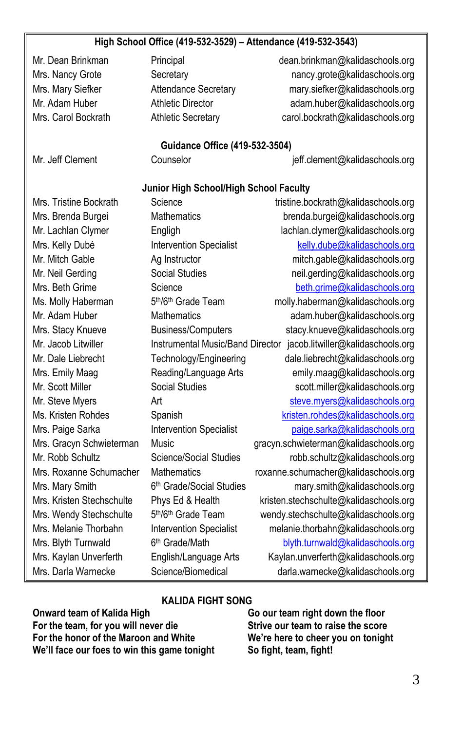## High School Office (419-532-3529) – Attendance (419-532-3543)

| | | |
|---|---|---|
| Mr. Dean Brinkman | Principal | dean.brinkman@kalidaschools.org |
| Mrs. Nancy Grote | Secretary | nancy.grote@kalidaschools.org |
| Mrs. Mary Siefker | Attendance Secretary | mary.siefker@kalidaschools.org |
| Mr. Adam Huber | Athletic Director | adam.huber@kalidaschools.org |
| Mrs. Carol Bockrath | Athletic Secretary | carol.bockrath@kalidaschools.org |

## Guidance Office (419-532-3504)

| | | |
|---|---|---|
| Mr. Jeff Clement | Counselor | jeff.clement@kalidaschools.org |

## Junior High School/High School Faculty

| | | |
|---|---|---|
| Mrs. Tristine Bockrath | Science | tristine.bockrath@kalidaschools.org |
| Mrs. Brenda Burgei | Mathematics | brenda.burgei@kalidaschools.org |
| Mr. Lachlan Clymer | Engligh | lachlan.clymer@kalidaschools.org |
| Mrs. Kelly Dubé | Intervention Specialist | kelly.dube@kalidaschools.org |
| Mr. Mitch Gable | Ag Instructor | mitch.gable@kalidaschools.org |
| Mr. Neil Gerding | Social Studies | neil.gerding@kalidaschools.org |
| Mrs. Beth Grime | Science | beth.grime@kalidaschools.org |
| Ms. Molly Haberman | 5th/6th Grade Team | molly.haberman@kalidaschools.org |
| Mr. Adam Huber | Mathematics | adam.huber@kalidaschools.org |
| Mrs. Stacy Knueve | Business/Computers | stacy.knueve@kalidaschools.org |
| Mr. Jacob Litwiller | Instrumental Music/Band Director | jacob.litwiller@kalidaschools.org |
| Mr. Dale Liebrecht | Technology/Engineering | dale.liebrecht@kalidaschools.org |
| Mrs. Emily Maag | Reading/Language Arts | emily.maag@kalidaschools.org |
| Mr. Scott Miller | Social Studies | scott.miller@kalidaschools.org |
| Mr. Steve Myers | Art | steve.myers@kalidaschools.org |
| Ms. Kristen Rohdes | Spanish | kristen.rohdes@kalidaschools.org |
| Mrs. Paige Sarka | Intervention Specialist | paige.sarka@kalidaschools.org |
| Mrs. Gracyn Schwieterman | Music | gracyn.schwieterman@kalidaschools.org |
| Mr. Robb Schultz | Science/Social Studies | robb.schultz@kalidaschools.org |
| Mrs. Roxanne Schumacher | Mathematics | roxanne.schumacher@kalidaschools.org |
| Mrs. Mary Smith | 6th Grade/Social Studies | mary.smith@kalidaschools.org |
| Mrs. Kristen Stechschulte | Phys Ed & Health | kristen.stechschulte@kalidaschools.org |
| Mrs. Wendy Stechschulte | 5th/6th Grade Team | wendy.stechschulte@kalidaschools.org |
| Mrs. Melanie Thorbahn | Intervention Specialist | melanie.thorbahn@kalidaschools.org |
| Mrs. Blyth Turnwald | 6th Grade/Math | blyth.turnwald@kalidaschools.org |
| Mrs. Kaylan Unverferth | English/Language Arts | Kaylan.unverferth@kalidaschools.org |
| Mrs. Darla Warnecke | Science/Biomedical | darla.warnecke@kalidaschools.org |

## KALIDA FIGHT SONG

**Onward team of Kalida High**
**For the team, for you will never die**
**For the honor of the Maroon and White**
**We'll face our foes to win this game tonight**

**Go our team right down the floor**
**Strive our team to raise the score**
**We're here to cheer you on tonight**
**So fight, team, fight!**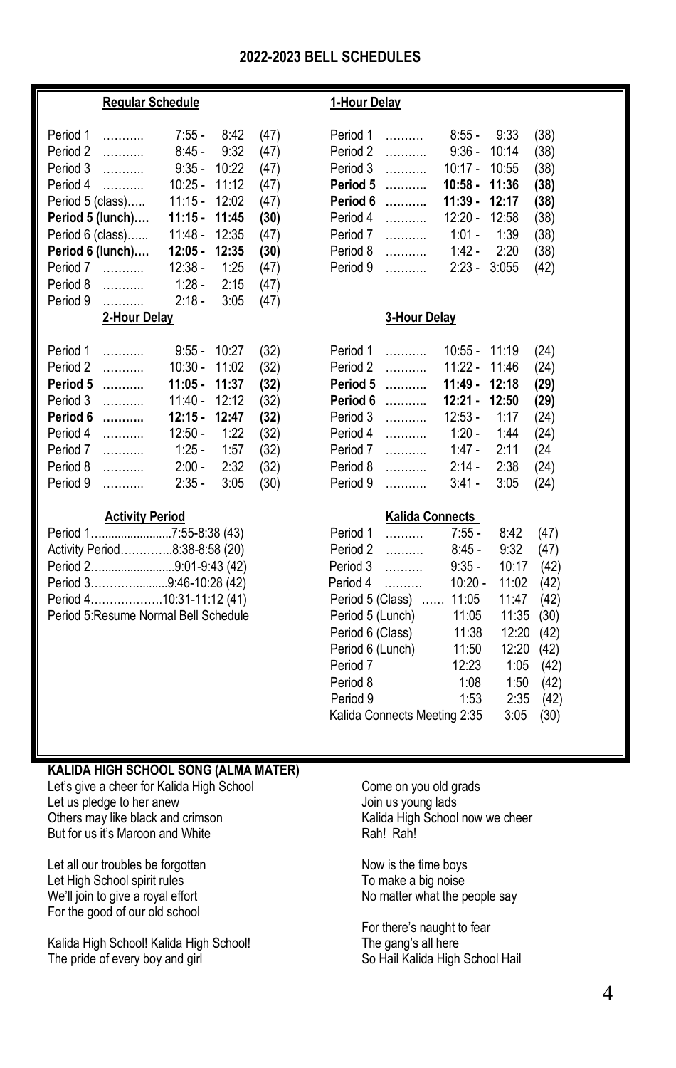# 2022-2023 BELL SCHEDULES

## Regular Schedule

| Period | Time | Minutes |
| --- | --- | --- |
| Period 1 | 7:55 - 8:42 | (47) |
| Period 2 | 8:45 - 9:32 | (47) |
| Period 3 | 9:35 - 10:22 | (47) |
| Period 4 | 10:25 - 11:12 | (47) |
| Period 5 (class) | 11:15 - 12:02 | (47) |
| **Period 5 (lunch)** | **11:15 - 11:45** | **(30)** |
| Period 6 (class) | 11:48 - 12:35 | (47) |
| **Period 6 (lunch)** | **12:05 - 12:35** | **(30)** |
| Period 7 | 12:38 - 1:25 | (47) |
| Period 8 | 1:28 - 2:15 | (47) |
| Period 9 | 2:18 - 3:05 | (47) |

## 1-Hour Delay

| Period | Time | Minutes |
| --- | --- | --- |
| Period 1 | 8:55 - 9:33 | (38) |
| Period 2 | 9:36 - 10:14 | (38) |
| Period 3 | 10:17 - 10:55 | (38) |
| **Period 5** | **10:58 - 11:36** | **(38)** |
| **Period 6** | **11:39 - 12:17** | **(38)** |
| Period 4 | 12:20 - 12:58 | (38) |
| Period 7 | 1:01 - 1:39 | (38) |
| Period 8 | 1:42 - 2:20 | (38) |
| Period 9 | 2:23 - 3:055 | (42) |

## 2-Hour Delay

| Period | Time | Minutes |
| --- | --- | --- |
| Period 1 | 9:55 - 10:27 | (32) |
| Period 2 | 10:30 - 11:02 | (32) |
| **Period 5** | **11:05 - 11:37** | **(32)** |
| Period 3 | 11:40 - 12:12 | (32) |
| **Period 6** | **12:15 - 12:47** | **(32)** |
| Period 4 | 12:50 - 1:22 | (32) |
| Period 7 | 1:25 - 1:57 | (32) |
| Period 8 | 2:00 - 2:32 | (32) |
| Period 9 | 2:35 - 3:05 | (30) |

## 3-Hour Delay

| Period | Time | Minutes |
| --- | --- | --- |
| Period 1 | 10:55 - 11:19 | (24) |
| Period 2 | 11:22 - 11:46 | (24) |
| **Period 5** | **11:49 - 12:18** | **(29)** |
| **Period 6** | **12:21 - 12:50** | **(29)** |
| Period 3 | 12:53 - 1:17 | (24) |
| Period 4 | 1:20 - 1:44 | (24) |
| Period 7 | 1:47 - 2:11 | (24 |
| Period 8 | 2:14 - 2:38 | (24) |
| Period 9 | 3:41 - 3:05 | (24) |

## Activity Period

Period 1........................7:55-8:38 (43)
Activity Period…………..8:38-8:58 (20)
Period 2.........................9:01-9:43 (42)
Period 3……….........9:46-10:28 (42)
Period 4……………….10:31-11:12 (41)
Period 5:Resume Normal Bell Schedule

## Kalida Connects

| Period | Time | Minutes |
| --- | --- | --- |
| Period 1 | 7:55 - 8:42 | (47) |
| Period 2 | 8:45 - 9:32 | (47) |
| Period 3 | 9:35 - 10:17 | (42) |
| Period 4 | 10:20 - 11:02 | (42) |
| Period 5 (Class) | 11:05 11:47 | (42) |
| Period 5 (Lunch) | 11:05 11:35 | (30) |
| Period 6 (Class) | 11:38 12:20 | (42) |
| Period 6 (Lunch) | 11:50 12:20 | (42) |
| Period 7 | 12:23 1:05 | (42) |
| Period 8 | 1:08 1:50 | (42) |
| Period 9 | 1:53 2:35 | (42) |
| Kalida Connects Meeting | 2:35 3:05 | (30) |

## KALIDA HIGH SCHOOL SONG (ALMA MATER)

Let's give a cheer for Kalida High School
Let us pledge to her anew
Others may like black and crimson
But for us it's Maroon and White

Let all our troubles be forgotten
Let High School spirit rules
We'll join to give a royal effort
For the good of our old school

Kalida High School! Kalida High School!
The pride of every boy and girl

Come on you old grads
Join us young lads
Kalida High School now we cheer
Rah! Rah!

Now is the time boys
To make a big noise
No matter what the people say

For there's naught to fear
The gang's all here
So Hail Kalida High School Hail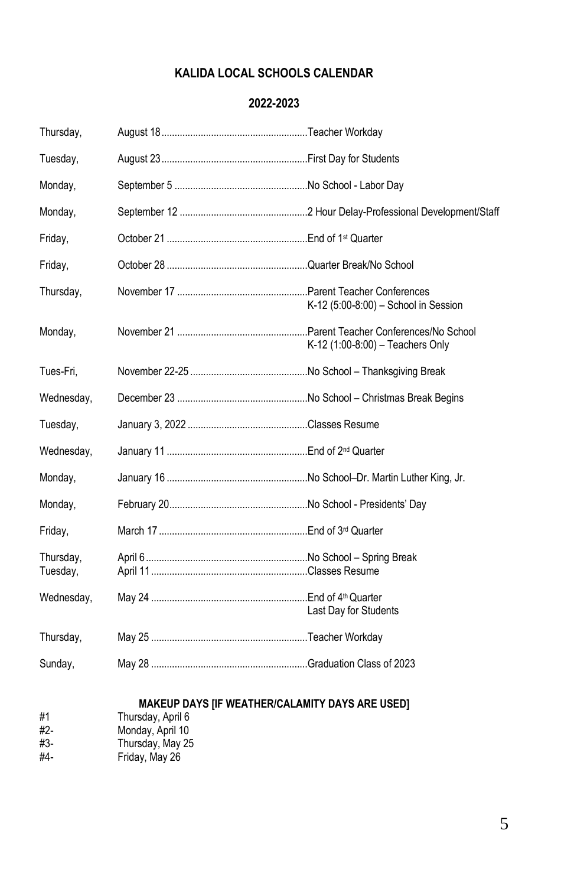# KALIDA LOCAL SCHOOLS CALENDAR

## 2022-2023

| | | |
|---|---|---|
| Thursday, | August 18 | Teacher Workday |
| Tuesday, | August 23 | First Day for Students |
| Monday, | September 5 | No School - Labor Day |
| Monday, | September 12 | 2 Hour Delay-Professional Development/Staff |
| Friday, | October 21 | End of 1st Quarter |
| Friday, | October 28 | Quarter Break/No School |
| Thursday, | November 17 | Parent Teacher Conferences K-12 (5:00-8:00) – School in Session |
| Monday, | November 21 | Parent Teacher Conferences/No School K-12 (1:00-8:00) – Teachers Only |
| Tues-Fri, | November 22-25 | No School – Thanksgiving Break |
| Wednesday, | December 23 | No School – Christmas Break Begins |
| Tuesday, | January 3, 2022 | Classes Resume |
| Wednesday, | January 11 | End of 2nd Quarter |
| Monday, | January 16 | No School–Dr. Martin Luther King, Jr. |
| Monday, | February 20 | No School - Presidents' Day |
| Friday, | March 17 | End of 3rd Quarter |
| Thursday, | April 6 | No School – Spring Break |
| Tuesday, | April 11 | Classes Resume |
| Wednesday, | May 24 | End of 4th Quarter Last Day for Students |
| Thursday, | May 25 | Teacher Workday |
| Sunday, | May 28 | Graduation Class of 2023 |

### MAKEUP DAYS [IF WEATHER/CALAMITY DAYS ARE USED]

| | |
|---|---|
| #1 | Thursday, April 6 |
| #2- | Monday, April 10 |
| #3- | Thursday, May 25 |
| #4- | Friday, May 26 |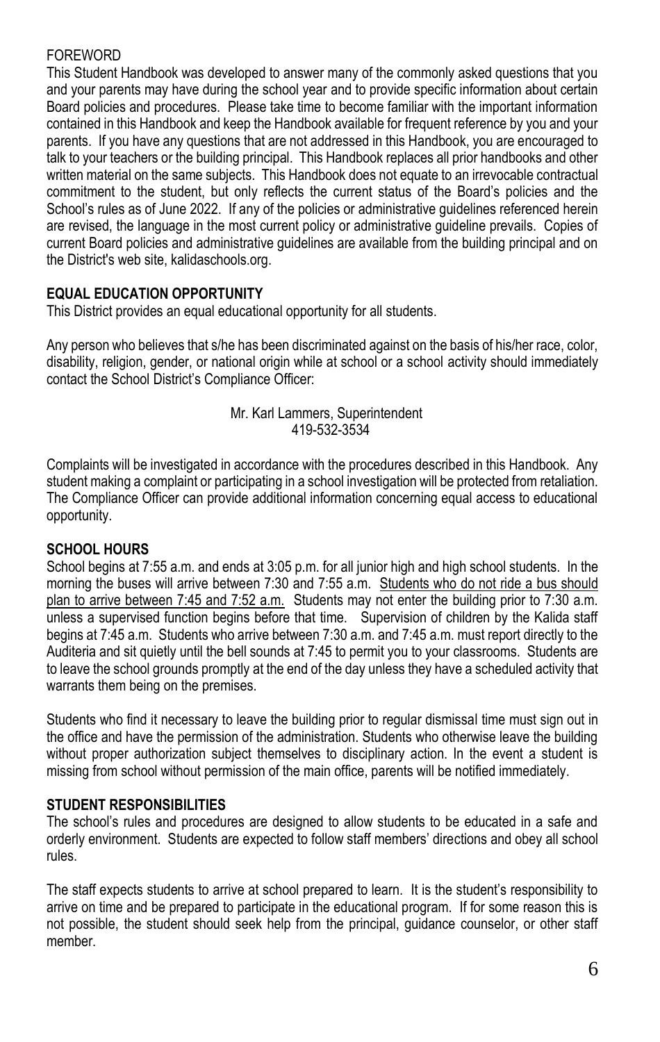FOREWORD

This Student Handbook was developed to answer many of the commonly asked questions that you and your parents may have during the school year and to provide specific information about certain Board policies and procedures. Please take time to become familiar with the important information contained in this Handbook and keep the Handbook available for frequent reference by you and your parents. If you have any questions that are not addressed in this Handbook, you are encouraged to talk to your teachers or the building principal. This Handbook replaces all prior handbooks and other written material on the same subjects. This Handbook does not equate to an irrevocable contractual commitment to the student, but only reflects the current status of the Board's policies and the School's rules as of June 2022. If any of the policies or administrative guidelines referenced herein are revised, the language in the most current policy or administrative guideline prevails. Copies of current Board policies and administrative guidelines are available from the building principal and on the District's web site, kalidaschools.org.

**EQUAL EDUCATION OPPORTUNITY**

This District provides an equal educational opportunity for all students.

Any person who believes that s/he has been discriminated against on the basis of his/her race, color, disability, religion, gender, or national origin while at school or a school activity should immediately contact the School District's Compliance Officer:

Mr. Karl Lammers, Superintendent
419-532-3534

Complaints will be investigated in accordance with the procedures described in this Handbook. Any student making a complaint or participating in a school investigation will be protected from retaliation. The Compliance Officer can provide additional information concerning equal access to educational opportunity.

**SCHOOL HOURS**

School begins at 7:55 a.m. and ends at 3:05 p.m. for all junior high and high school students. In the morning the buses will arrive between 7:30 and 7:55 a.m. Students who do not ride a bus should plan to arrive between 7:45 and 7:52 a.m. Students may not enter the building prior to 7:30 a.m. unless a supervised function begins before that time. Supervision of children by the Kalida staff begins at 7:45 a.m. Students who arrive between 7:30 a.m. and 7:45 a.m. must report directly to the Auditeria and sit quietly until the bell sounds at 7:45 to permit you to your classrooms. Students are to leave the school grounds promptly at the end of the day unless they have a scheduled activity that warrants them being on the premises.

Students who find it necessary to leave the building prior to regular dismissal time must sign out in the office and have the permission of the administration. Students who otherwise leave the building without proper authorization subject themselves to disciplinary action. In the event a student is missing from school without permission of the main office, parents will be notified immediately.

**STUDENT RESPONSIBILITIES**

The school's rules and procedures are designed to allow students to be educated in a safe and orderly environment. Students are expected to follow staff members' directions and obey all school rules.

The staff expects students to arrive at school prepared to learn. It is the student's responsibility to arrive on time and be prepared to participate in the educational program. If for some reason this is not possible, the student should seek help from the principal, guidance counselor, or other staff member.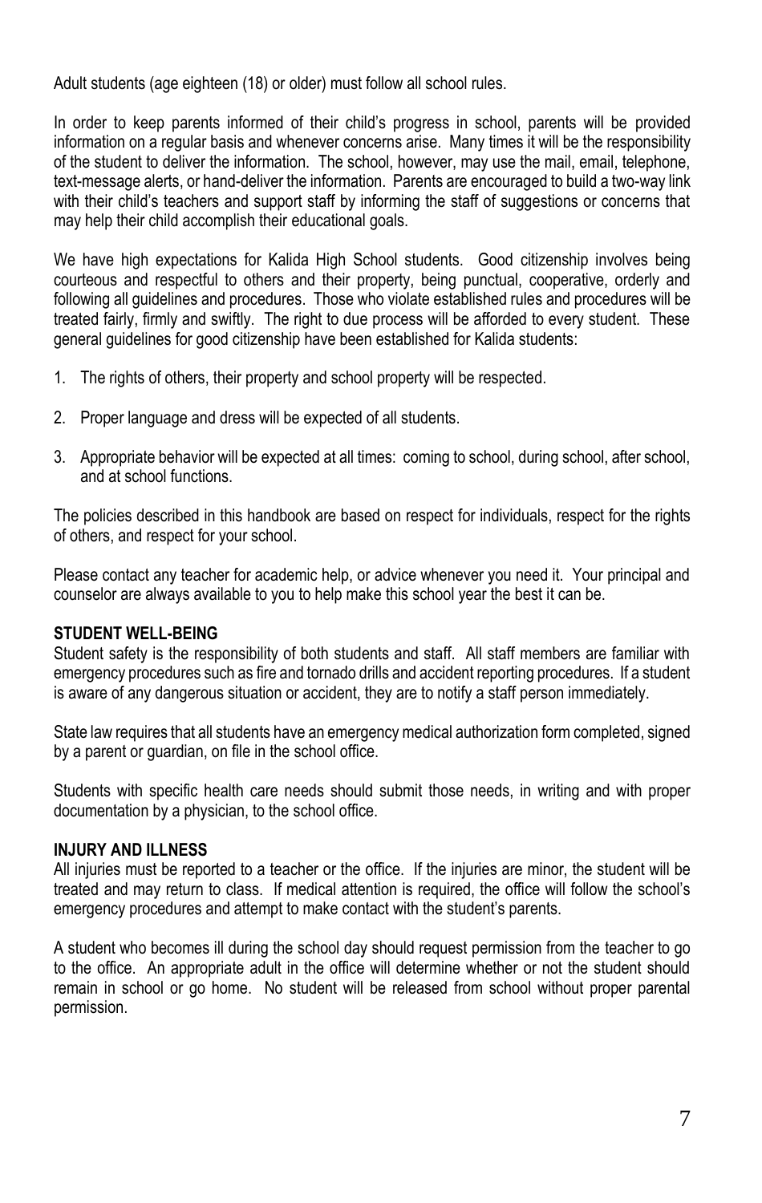Adult students (age eighteen (18) or older) must follow all school rules.

In order to keep parents informed of their child's progress in school, parents will be provided information on a regular basis and whenever concerns arise. Many times it will be the responsibility of the student to deliver the information. The school, however, may use the mail, email, telephone, text-message alerts, or hand-deliver the information. Parents are encouraged to build a two-way link with their child's teachers and support staff by informing the staff of suggestions or concerns that may help their child accomplish their educational goals.

We have high expectations for Kalida High School students. Good citizenship involves being courteous and respectful to others and their property, being punctual, cooperative, orderly and following all guidelines and procedures. Those who violate established rules and procedures will be treated fairly, firmly and swiftly. The right to due process will be afforded to every student. These general guidelines for good citizenship have been established for Kalida students:

1. The rights of others, their property and school property will be respected.

2. Proper language and dress will be expected of all students.

3. Appropriate behavior will be expected at all times: coming to school, during school, after school, and at school functions.

The policies described in this handbook are based on respect for individuals, respect for the rights of others, and respect for your school.

Please contact any teacher for academic help, or advice whenever you need it. Your principal and counselor are always available to you to help make this school year the best it can be.

**STUDENT WELL-BEING**

Student safety is the responsibility of both students and staff. All staff members are familiar with emergency procedures such as fire and tornado drills and accident reporting procedures. If a student is aware of any dangerous situation or accident, they are to notify a staff person immediately.

State law requires that all students have an emergency medical authorization form completed, signed by a parent or guardian, on file in the school office.

Students with specific health care needs should submit those needs, in writing and with proper documentation by a physician, to the school office.

**INJURY AND ILLNESS**

All injuries must be reported to a teacher or the office. If the injuries are minor, the student will be treated and may return to class. If medical attention is required, the office will follow the school's emergency procedures and attempt to make contact with the student's parents.

A student who becomes ill during the school day should request permission from the teacher to go to the office. An appropriate adult in the office will determine whether or not the student should remain in school or go home. No student will be released from school without proper parental permission.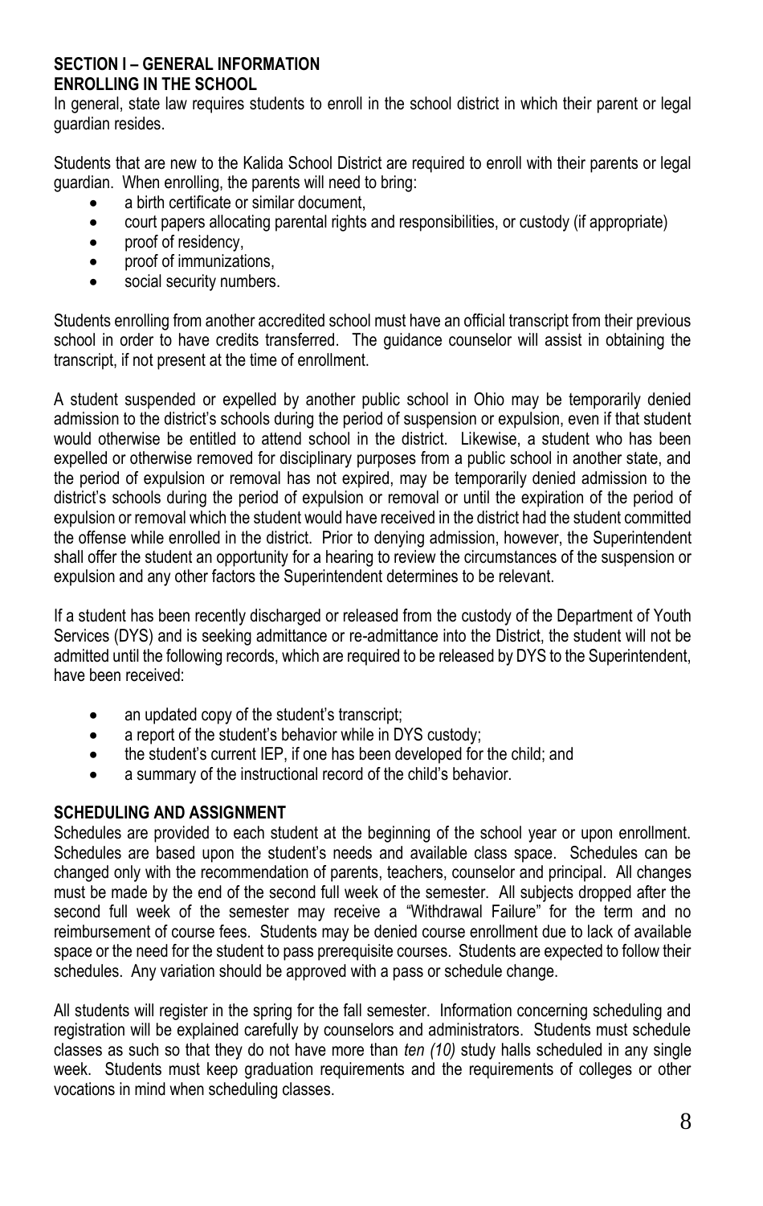## SECTION I – GENERAL INFORMATION

### ENROLLING IN THE SCHOOL

In general, state law requires students to enroll in the school district in which their parent or legal guardian resides.

Students that are new to the Kalida School District are required to enroll with their parents or legal guardian. When enrolling, the parents will need to bring:

- a birth certificate or similar document,
- court papers allocating parental rights and responsibilities, or custody (if appropriate)
- proof of residency,
- proof of immunizations,
- social security numbers.

Students enrolling from another accredited school must have an official transcript from their previous school in order to have credits transferred. The guidance counselor will assist in obtaining the transcript, if not present at the time of enrollment.

A student suspended or expelled by another public school in Ohio may be temporarily denied admission to the district's schools during the period of suspension or expulsion, even if that student would otherwise be entitled to attend school in the district. Likewise, a student who has been expelled or otherwise removed for disciplinary purposes from a public school in another state, and the period of expulsion or removal has not expired, may be temporarily denied admission to the district's schools during the period of expulsion or removal or until the expiration of the period of expulsion or removal which the student would have received in the district had the student committed the offense while enrolled in the district. Prior to denying admission, however, the Superintendent shall offer the student an opportunity for a hearing to review the circumstances of the suspension or expulsion and any other factors the Superintendent determines to be relevant.

If a student has been recently discharged or released from the custody of the Department of Youth Services (DYS) and is seeking admittance or re-admittance into the District, the student will not be admitted until the following records, which are required to be released by DYS to the Superintendent, have been received:

- an updated copy of the student's transcript;
- a report of the student's behavior while in DYS custody;
- the student's current IEP, if one has been developed for the child; and
- a summary of the instructional record of the child's behavior.

### SCHEDULING AND ASSIGNMENT

Schedules are provided to each student at the beginning of the school year or upon enrollment. Schedules are based upon the student's needs and available class space. Schedules can be changed only with the recommendation of parents, teachers, counselor and principal. All changes must be made by the end of the second full week of the semester. All subjects dropped after the second full week of the semester may receive a "Withdrawal Failure" for the term and no reimbursement of course fees. Students may be denied course enrollment due to lack of available space or the need for the student to pass prerequisite courses. Students are expected to follow their schedules. Any variation should be approved with a pass or schedule change.

All students will register in the spring for the fall semester. Information concerning scheduling and registration will be explained carefully by counselors and administrators. Students must schedule classes as such so that they do not have more than *ten (10)* study halls scheduled in any single week. Students must keep graduation requirements and the requirements of colleges or other vocations in mind when scheduling classes.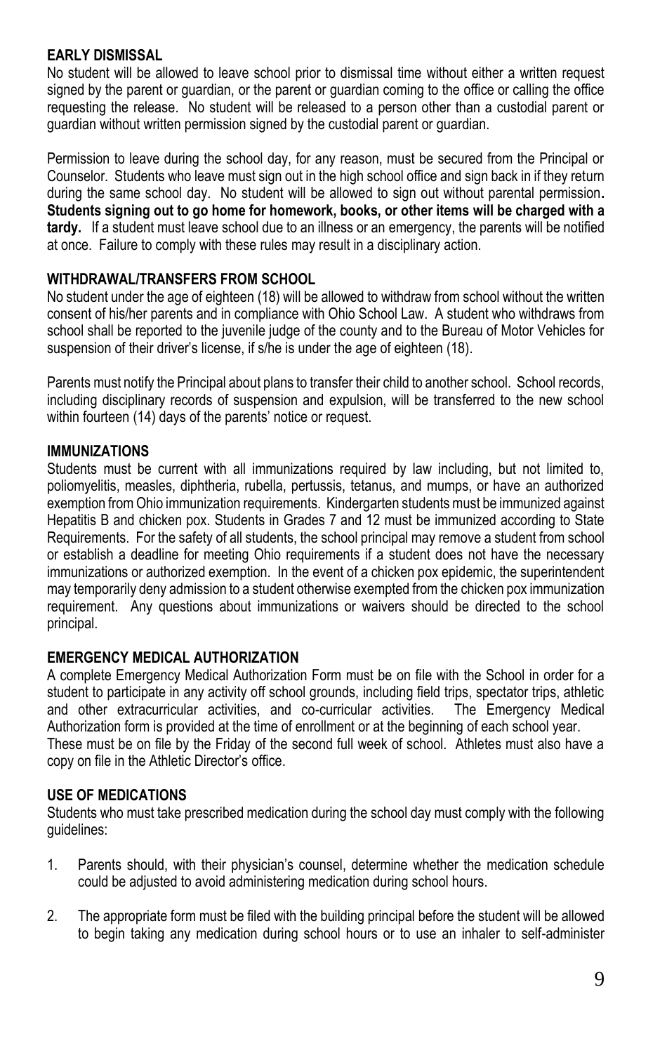## EARLY DISMISSAL

No student will be allowed to leave school prior to dismissal time without either a written request signed by the parent or guardian, or the parent or guardian coming to the office or calling the office requesting the release. No student will be released to a person other than a custodial parent or guardian without written permission signed by the custodial parent or guardian.

Permission to leave during the school day, for any reason, must be secured from the Principal or Counselor. Students who leave must sign out in the high school office and sign back in if they return during the same school day. No student will be allowed to sign out without parental permission**. Students signing out to go home for homework, books, or other items will be charged with a tardy.** If a student must leave school due to an illness or an emergency, the parents will be notified at once. Failure to comply with these rules may result in a disciplinary action.

## WITHDRAWAL/TRANSFERS FROM SCHOOL

No student under the age of eighteen (18) will be allowed to withdraw from school without the written consent of his/her parents and in compliance with Ohio School Law. A student who withdraws from school shall be reported to the juvenile judge of the county and to the Bureau of Motor Vehicles for suspension of their driver's license, if s/he is under the age of eighteen (18).

Parents must notify the Principal about plans to transfer their child to another school. School records, including disciplinary records of suspension and expulsion, will be transferred to the new school within fourteen (14) days of the parents' notice or request.

## IMMUNIZATIONS

Students must be current with all immunizations required by law including, but not limited to, poliomyelitis, measles, diphtheria, rubella, pertussis, tetanus, and mumps, or have an authorized exemption from Ohio immunization requirements. Kindergarten students must be immunized against Hepatitis B and chicken pox. Students in Grades 7 and 12 must be immunized according to State Requirements. For the safety of all students, the school principal may remove a student from school or establish a deadline for meeting Ohio requirements if a student does not have the necessary immunizations or authorized exemption. In the event of a chicken pox epidemic, the superintendent may temporarily deny admission to a student otherwise exempted from the chicken pox immunization requirement. Any questions about immunizations or waivers should be directed to the school principal.

## EMERGENCY MEDICAL AUTHORIZATION

A complete Emergency Medical Authorization Form must be on file with the School in order for a student to participate in any activity off school grounds, including field trips, spectator trips, athletic and other extracurricular activities, and co-curricular activities. The Emergency Medical Authorization form is provided at the time of enrollment or at the beginning of each school year.
These must be on file by the Friday of the second full week of school. Athletes must also have a copy on file in the Athletic Director's office.

## USE OF MEDICATIONS

Students who must take prescribed medication during the school day must comply with the following guidelines:

1. Parents should, with their physician's counsel, determine whether the medication schedule could be adjusted to avoid administering medication during school hours.

2. The appropriate form must be filed with the building principal before the student will be allowed to begin taking any medication during school hours or to use an inhaler to self-administer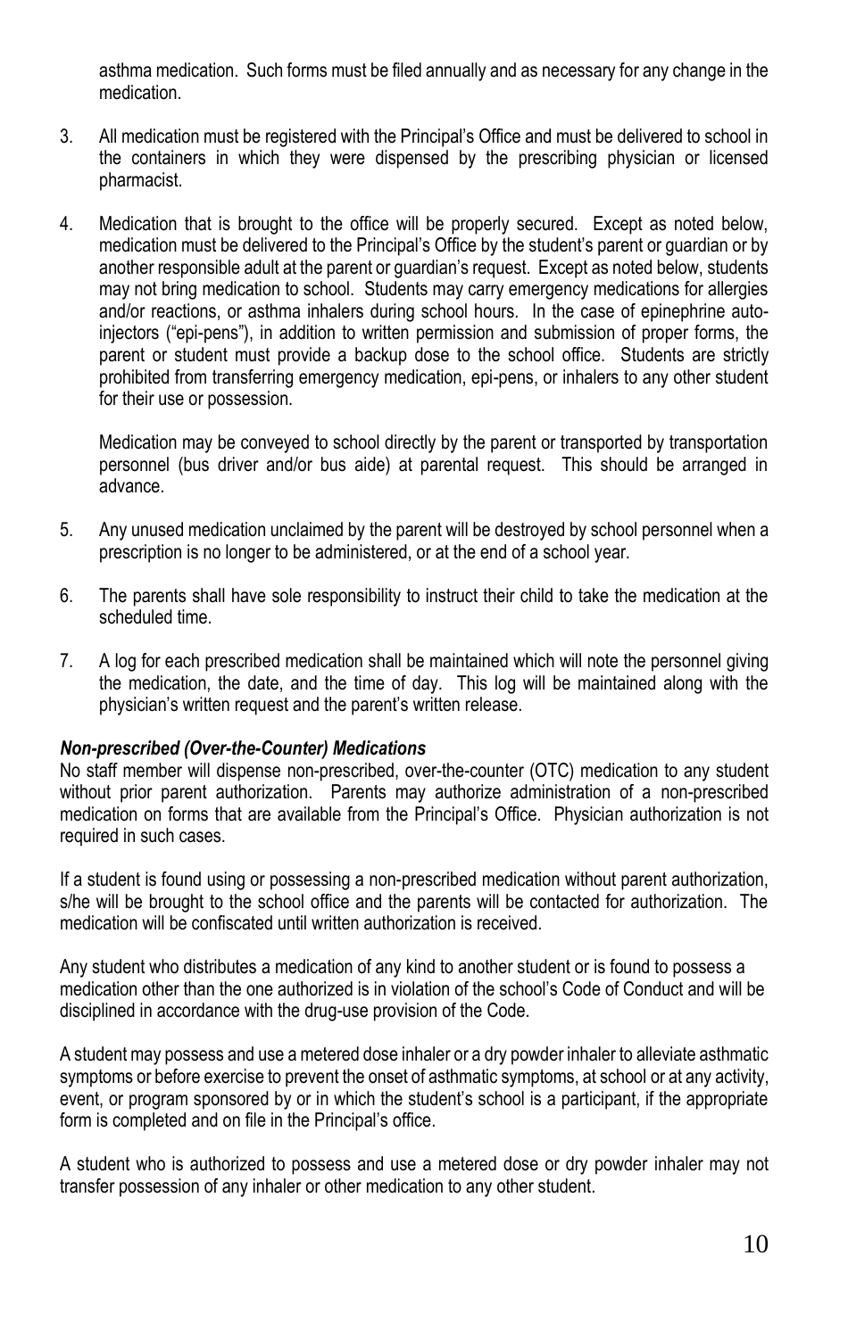asthma medication. Such forms must be filed annually and as necessary for any change in the medication.

3. All medication must be registered with the Principal's Office and must be delivered to school in the containers in which they were dispensed by the prescribing physician or licensed pharmacist.

4. Medication that is brought to the office will be properly secured. Except as noted below, medication must be delivered to the Principal's Office by the student's parent or guardian or by another responsible adult at the parent or guardian's request. Except as noted below, students may not bring medication to school. Students may carry emergency medications for allergies and/or reactions, or asthma inhalers during school hours. In the case of epinephrine auto-injectors ("epi-pens"), in addition to written permission and submission of proper forms, the parent or student must provide a backup dose to the school office. Students are strictly prohibited from transferring emergency medication, epi-pens, or inhalers to any other student for their use or possession.

   Medication may be conveyed to school directly by the parent or transported by transportation personnel (bus driver and/or bus aide) at parental request. This should be arranged in advance.

5. Any unused medication unclaimed by the parent will be destroyed by school personnel when a prescription is no longer to be administered, or at the end of a school year.

6. The parents shall have sole responsibility to instruct their child to take the medication at the scheduled time.

7. A log for each prescribed medication shall be maintained which will note the personnel giving the medication, the date, and the time of day. This log will be maintained along with the physician's written request and the parent's written release.

***Non-prescribed (Over-the-Counter) Medications***

No staff member will dispense non-prescribed, over-the-counter (OTC) medication to any student without prior parent authorization. Parents may authorize administration of a non-prescribed medication on forms that are available from the Principal's Office. Physician authorization is not required in such cases.

If a student is found using or possessing a non-prescribed medication without parent authorization, s/he will be brought to the school office and the parents will be contacted for authorization. The medication will be confiscated until written authorization is received.

Any student who distributes a medication of any kind to another student or is found to possess a medication other than the one authorized is in violation of the school's Code of Conduct and will be disciplined in accordance with the drug-use provision of the Code.

A student may possess and use a metered dose inhaler or a dry powder inhaler to alleviate asthmatic symptoms or before exercise to prevent the onset of asthmatic symptoms, at school or at any activity, event, or program sponsored by or in which the student's school is a participant, if the appropriate form is completed and on file in the Principal's office.

A student who is authorized to possess and use a metered dose or dry powder inhaler may not transfer possession of any inhaler or other medication to any other student.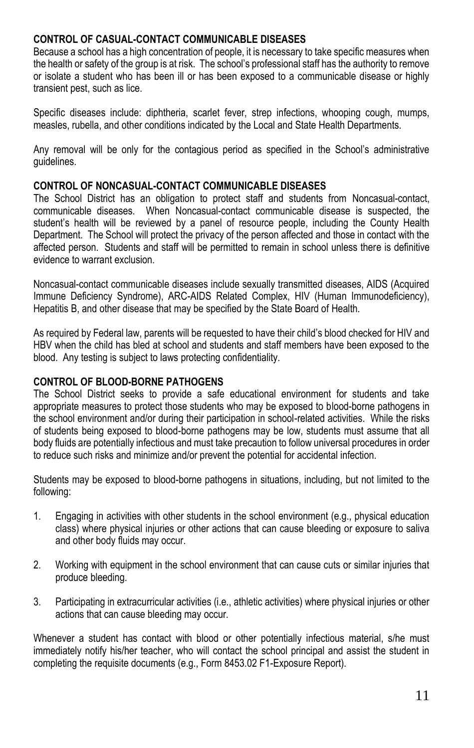**CONTROL OF CASUAL-CONTACT COMMUNICABLE DISEASES**
Because a school has a high concentration of people, it is necessary to take specific measures when the health or safety of the group is at risk. The school's professional staff has the authority to remove or isolate a student who has been ill or has been exposed to a communicable disease or highly transient pest, such as lice.

Specific diseases include: diphtheria, scarlet fever, strep infections, whooping cough, mumps, measles, rubella, and other conditions indicated by the Local and State Health Departments.

Any removal will be only for the contagious period as specified in the School's administrative guidelines.

**CONTROL OF NONCASUAL-CONTACT COMMUNICABLE DISEASES**
The School District has an obligation to protect staff and students from Noncasual-contact, communicable diseases. When Noncasual-contact communicable disease is suspected, the student's health will be reviewed by a panel of resource people, including the County Health Department. The School will protect the privacy of the person affected and those in contact with the affected person. Students and staff will be permitted to remain in school unless there is definitive evidence to warrant exclusion.

Noncasual-contact communicable diseases include sexually transmitted diseases, AIDS (Acquired Immune Deficiency Syndrome), ARC-AIDS Related Complex, HIV (Human Immunodeficiency), Hepatitis B, and other disease that may be specified by the State Board of Health.

As required by Federal law, parents will be requested to have their child's blood checked for HIV and HBV when the child has bled at school and students and staff members have been exposed to the blood. Any testing is subject to laws protecting confidentiality.

**CONTROL OF BLOOD-BORNE PATHOGENS**
The School District seeks to provide a safe educational environment for students and take appropriate measures to protect those students who may be exposed to blood-borne pathogens in the school environment and/or during their participation in school-related activities. While the risks of students being exposed to blood-borne pathogens may be low, students must assume that all body fluids are potentially infectious and must take precaution to follow universal procedures in order to reduce such risks and minimize and/or prevent the potential for accidental infection.

Students may be exposed to blood-borne pathogens in situations, including, but not limited to the following:

1. Engaging in activities with other students in the school environment (e.g., physical education class) where physical injuries or other actions that can cause bleeding or exposure to saliva and other body fluids may occur.

2. Working with equipment in the school environment that can cause cuts or similar injuries that produce bleeding.

3. Participating in extracurricular activities (i.e., athletic activities) where physical injuries or other actions that can cause bleeding may occur.

Whenever a student has contact with blood or other potentially infectious material, s/he must immediately notify his/her teacher, who will contact the school principal and assist the student in completing the requisite documents (e.g., Form 8453.02 F1-Exposure Report).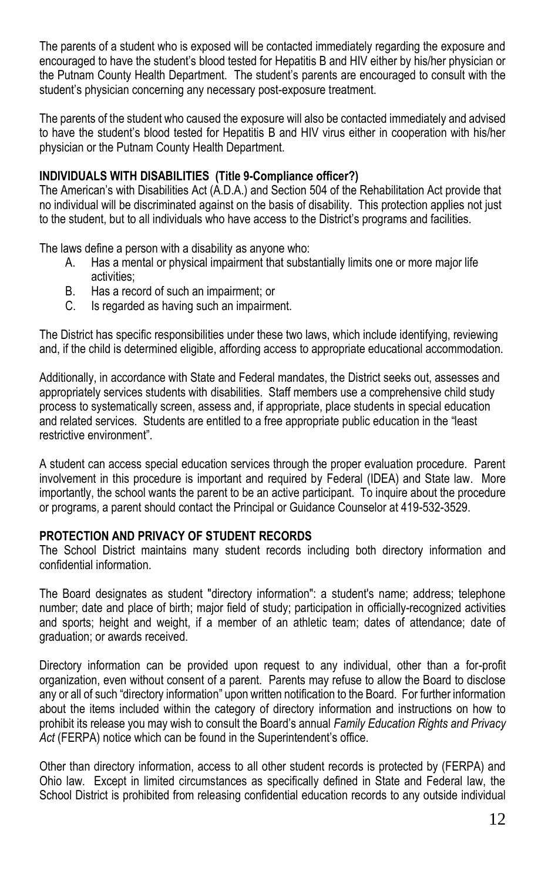The parents of a student who is exposed will be contacted immediately regarding the exposure and encouraged to have the student's blood tested for Hepatitis B and HIV either by his/her physician or the Putnam County Health Department. The student's parents are encouraged to consult with the student's physician concerning any necessary post-exposure treatment.

The parents of the student who caused the exposure will also be contacted immediately and advised to have the student's blood tested for Hepatitis B and HIV virus either in cooperation with his/her physician or the Putnam County Health Department.

**INDIVIDUALS WITH DISABILITIES (Title 9-Compliance officer?)**

The American's with Disabilities Act (A.D.A.) and Section 504 of the Rehabilitation Act provide that no individual will be discriminated against on the basis of disability. This protection applies not just to the student, but to all individuals who have access to the District's programs and facilities.

The laws define a person with a disability as anyone who:

A. Has a mental or physical impairment that substantially limits one or more major life activities;
B. Has a record of such an impairment; or
C. Is regarded as having such an impairment.

The District has specific responsibilities under these two laws, which include identifying, reviewing and, if the child is determined eligible, affording access to appropriate educational accommodation.

Additionally, in accordance with State and Federal mandates, the District seeks out, assesses and appropriately services students with disabilities. Staff members use a comprehensive child study process to systematically screen, assess and, if appropriate, place students in special education and related services. Students are entitled to a free appropriate public education in the "least restrictive environment".

A student can access special education services through the proper evaluation procedure. Parent involvement in this procedure is important and required by Federal (IDEA) and State law. More importantly, the school wants the parent to be an active participant. To inquire about the procedure or programs, a parent should contact the Principal or Guidance Counselor at 419-532-3529.

**PROTECTION AND PRIVACY OF STUDENT RECORDS**

The School District maintains many student records including both directory information and confidential information.

The Board designates as student "directory information": a student's name; address; telephone number; date and place of birth; major field of study; participation in officially-recognized activities and sports; height and weight, if a member of an athletic team; dates of attendance; date of graduation; or awards received.

Directory information can be provided upon request to any individual, other than a for-profit organization, even without consent of a parent. Parents may refuse to allow the Board to disclose any or all of such "directory information" upon written notification to the Board. For further information about the items included within the category of directory information and instructions on how to prohibit its release you may wish to consult the Board's annual *Family Education Rights and Privacy Act* (FERPA) notice which can be found in the Superintendent's office.

Other than directory information, access to all other student records is protected by (FERPA) and Ohio law. Except in limited circumstances as specifically defined in State and Federal law, the School District is prohibited from releasing confidential education records to any outside individual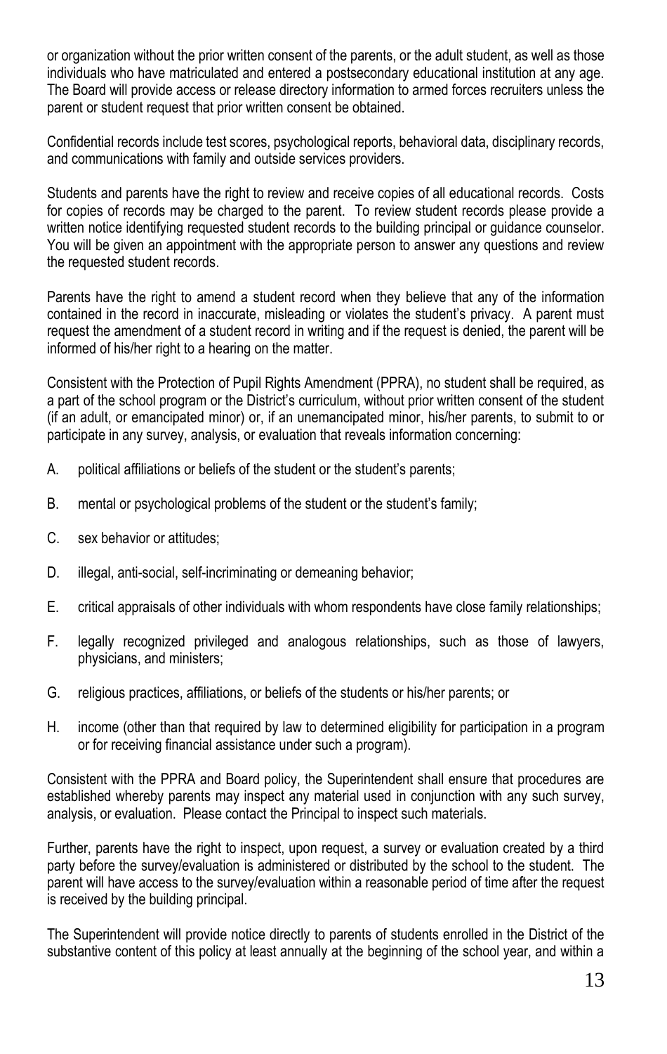or organization without the prior written consent of the parents, or the adult student, as well as those individuals who have matriculated and entered a postsecondary educational institution at any age. The Board will provide access or release directory information to armed forces recruiters unless the parent or student request that prior written consent be obtained.

Confidential records include test scores, psychological reports, behavioral data, disciplinary records, and communications with family and outside services providers.

Students and parents have the right to review and receive copies of all educational records. Costs for copies of records may be charged to the parent. To review student records please provide a written notice identifying requested student records to the building principal or guidance counselor. You will be given an appointment with the appropriate person to answer any questions and review the requested student records.

Parents have the right to amend a student record when they believe that any of the information contained in the record in inaccurate, misleading or violates the student's privacy. A parent must request the amendment of a student record in writing and if the request is denied, the parent will be informed of his/her right to a hearing on the matter.

Consistent with the Protection of Pupil Rights Amendment (PPRA), no student shall be required, as a part of the school program or the District's curriculum, without prior written consent of the student (if an adult, or emancipated minor) or, if an unemancipated minor, his/her parents, to submit to or participate in any survey, analysis, or evaluation that reveals information concerning:

A. political affiliations or beliefs of the student or the student's parents;

B. mental or psychological problems of the student or the student's family;

C. sex behavior or attitudes;

D. illegal, anti-social, self-incriminating or demeaning behavior;

E. critical appraisals of other individuals with whom respondents have close family relationships;

F. legally recognized privileged and analogous relationships, such as those of lawyers, physicians, and ministers;

G. religious practices, affiliations, or beliefs of the students or his/her parents; or

H. income (other than that required by law to determined eligibility for participation in a program or for receiving financial assistance under such a program).

Consistent with the PPRA and Board policy, the Superintendent shall ensure that procedures are established whereby parents may inspect any material used in conjunction with any such survey, analysis, or evaluation. Please contact the Principal to inspect such materials.

Further, parents have the right to inspect, upon request, a survey or evaluation created by a third party before the survey/evaluation is administered or distributed by the school to the student. The parent will have access to the survey/evaluation within a reasonable period of time after the request is received by the building principal.

The Superintendent will provide notice directly to parents of students enrolled in the District of the substantive content of this policy at least annually at the beginning of the school year, and within a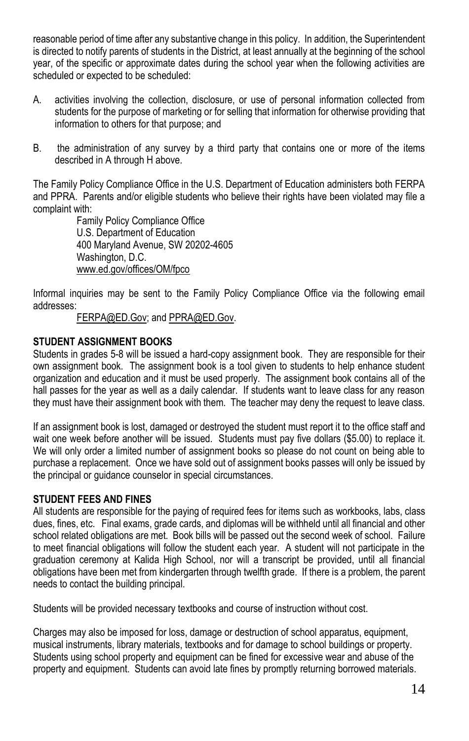reasonable period of time after any substantive change in this policy. In addition, the Superintendent is directed to notify parents of students in the District, at least annually at the beginning of the school year, of the specific or approximate dates during the school year when the following activities are scheduled or expected to be scheduled:

A. activities involving the collection, disclosure, or use of personal information collected from students for the purpose of marketing or for selling that information for otherwise providing that information to others for that purpose; and

B. the administration of any survey by a third party that contains one or more of the items described in A through H above.

The Family Policy Compliance Office in the U.S. Department of Education administers both FERPA and PPRA. Parents and/or eligible students who believe their rights have been violated may file a complaint with:

Family Policy Compliance Office
U.S. Department of Education
400 Maryland Avenue, SW 20202-4605
Washington, D.C.
www.ed.gov/offices/OM/fpco

Informal inquiries may be sent to the Family Policy Compliance Office via the following email addresses:

FERPA@ED.Gov; and PPRA@ED.Gov.

**STUDENT ASSIGNMENT BOOKS**

Students in grades 5-8 will be issued a hard-copy assignment book. They are responsible for their own assignment book. The assignment book is a tool given to students to help enhance student organization and education and it must be used properly. The assignment book contains all of the hall passes for the year as well as a daily calendar. If students want to leave class for any reason they must have their assignment book with them. The teacher may deny the request to leave class.

If an assignment book is lost, damaged or destroyed the student must report it to the office staff and wait one week before another will be issued. Students must pay five dollars ($5.00) to replace it. We will only order a limited number of assignment books so please do not count on being able to purchase a replacement. Once we have sold out of assignment books passes will only be issued by the principal or guidance counselor in special circumstances.

**STUDENT FEES AND FINES**

All students are responsible for the paying of required fees for items such as workbooks, labs, class dues, fines, etc. Final exams, grade cards, and diplomas will be withheld until all financial and other school related obligations are met. Book bills will be passed out the second week of school. Failure to meet financial obligations will follow the student each year. A student will not participate in the graduation ceremony at Kalida High School, nor will a transcript be provided, until all financial obligations have been met from kindergarten through twelfth grade. If there is a problem, the parent needs to contact the building principal.

Students will be provided necessary textbooks and course of instruction without cost.

Charges may also be imposed for loss, damage or destruction of school apparatus, equipment, musical instruments, library materials, textbooks and for damage to school buildings or property. Students using school property and equipment can be fined for excessive wear and abuse of the property and equipment. Students can avoid late fines by promptly returning borrowed materials.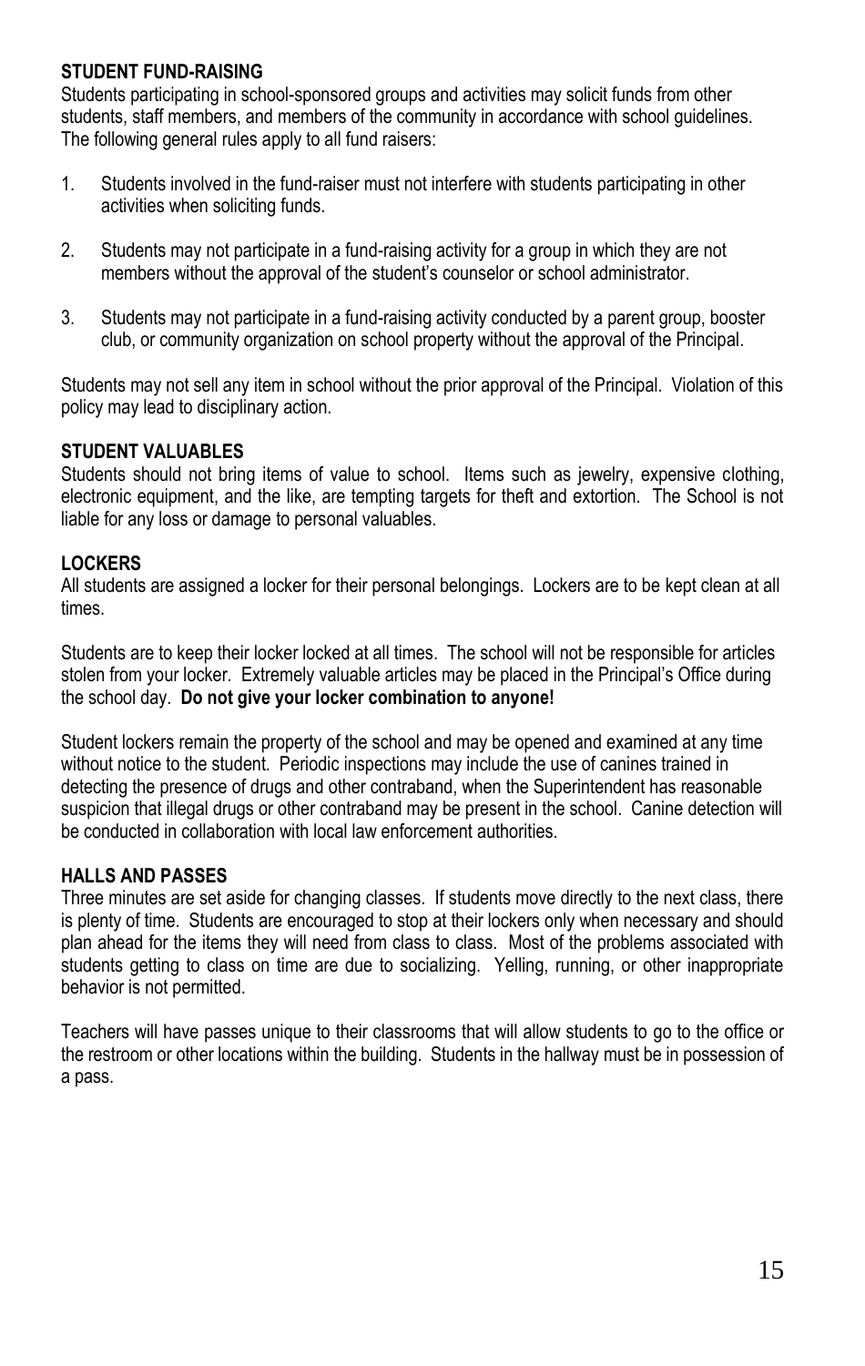**STUDENT FUND-RAISING**

Students participating in school-sponsored groups and activities may solicit funds from other students, staff members, and members of the community in accordance with school guidelines. The following general rules apply to all fund raisers:

1. Students involved in the fund-raiser must not interfere with students participating in other activities when soliciting funds.

2. Students may not participate in a fund-raising activity for a group in which they are not members without the approval of the student's counselor or school administrator.

3. Students may not participate in a fund-raising activity conducted by a parent group, booster club, or community organization on school property without the approval of the Principal.

Students may not sell any item in school without the prior approval of the Principal. Violation of this policy may lead to disciplinary action.

**STUDENT VALUABLES**

Students should not bring items of value to school. Items such as jewelry, expensive clothing, electronic equipment, and the like, are tempting targets for theft and extortion. The School is not liable for any loss or damage to personal valuables.

**LOCKERS**

All students are assigned a locker for their personal belongings. Lockers are to be kept clean at all times.

Students are to keep their locker locked at all times. The school will not be responsible for articles stolen from your locker. Extremely valuable articles may be placed in the Principal's Office during the school day. **Do not give your locker combination to anyone!**

Student lockers remain the property of the school and may be opened and examined at any time without notice to the student. Periodic inspections may include the use of canines trained in detecting the presence of drugs and other contraband, when the Superintendent has reasonable suspicion that illegal drugs or other contraband may be present in the school. Canine detection will be conducted in collaboration with local law enforcement authorities.

**HALLS AND PASSES**

Three minutes are set aside for changing classes. If students move directly to the next class, there is plenty of time. Students are encouraged to stop at their lockers only when necessary and should plan ahead for the items they will need from class to class. Most of the problems associated with students getting to class on time are due to socializing. Yelling, running, or other inappropriate behavior is not permitted.

Teachers will have passes unique to their classrooms that will allow students to go to the office or the restroom or other locations within the building. Students in the hallway must be in possession of a pass.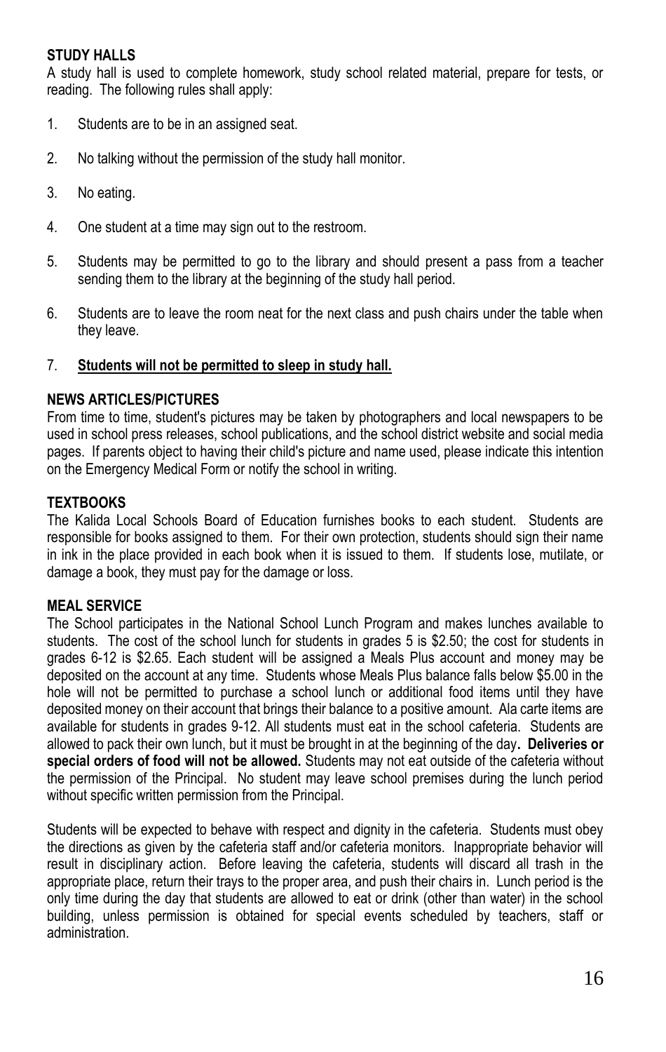**STUDY HALLS**

A study hall is used to complete homework, study school related material, prepare for tests, or reading. The following rules shall apply:

1. Students are to be in an assigned seat.

2. No talking without the permission of the study hall monitor.

3. No eating.

4. One student at a time may sign out to the restroom.

5. Students may be permitted to go to the library and should present a pass from a teacher sending them to the library at the beginning of the study hall period.

6. Students are to leave the room neat for the next class and push chairs under the table when they leave.

7. **Students will not be permitted to sleep in study hall.**

**NEWS ARTICLES/PICTURES**

From time to time, student's pictures may be taken by photographers and local newspapers to be used in school press releases, school publications, and the school district website and social media pages. If parents object to having their child's picture and name used, please indicate this intention on the Emergency Medical Form or notify the school in writing.

**TEXTBOOKS**

The Kalida Local Schools Board of Education furnishes books to each student. Students are responsible for books assigned to them. For their own protection, students should sign their name in ink in the place provided in each book when it is issued to them. If students lose, mutilate, or damage a book, they must pay for the damage or loss.

**MEAL SERVICE**

The School participates in the National School Lunch Program and makes lunches available to students. The cost of the school lunch for students in grades 5 is $2.50; the cost for students in grades 6-12 is $2.65. Each student will be assigned a Meals Plus account and money may be deposited on the account at any time. Students whose Meals Plus balance falls below $5.00 in the hole will not be permitted to purchase a school lunch or additional food items until they have deposited money on their account that brings their balance to a positive amount. Ala carte items are available for students in grades 9-12. All students must eat in the school cafeteria. Students are allowed to pack their own lunch, but it must be brought in at the beginning of the day**. Deliveries or special orders of food will not be allowed.** Students may not eat outside of the cafeteria without the permission of the Principal. No student may leave school premises during the lunch period without specific written permission from the Principal.

Students will be expected to behave with respect and dignity in the cafeteria. Students must obey the directions as given by the cafeteria staff and/or cafeteria monitors. Inappropriate behavior will result in disciplinary action. Before leaving the cafeteria, students will discard all trash in the appropriate place, return their trays to the proper area, and push their chairs in. Lunch period is the only time during the day that students are allowed to eat or drink (other than water) in the school building, unless permission is obtained for special events scheduled by teachers, staff or administration.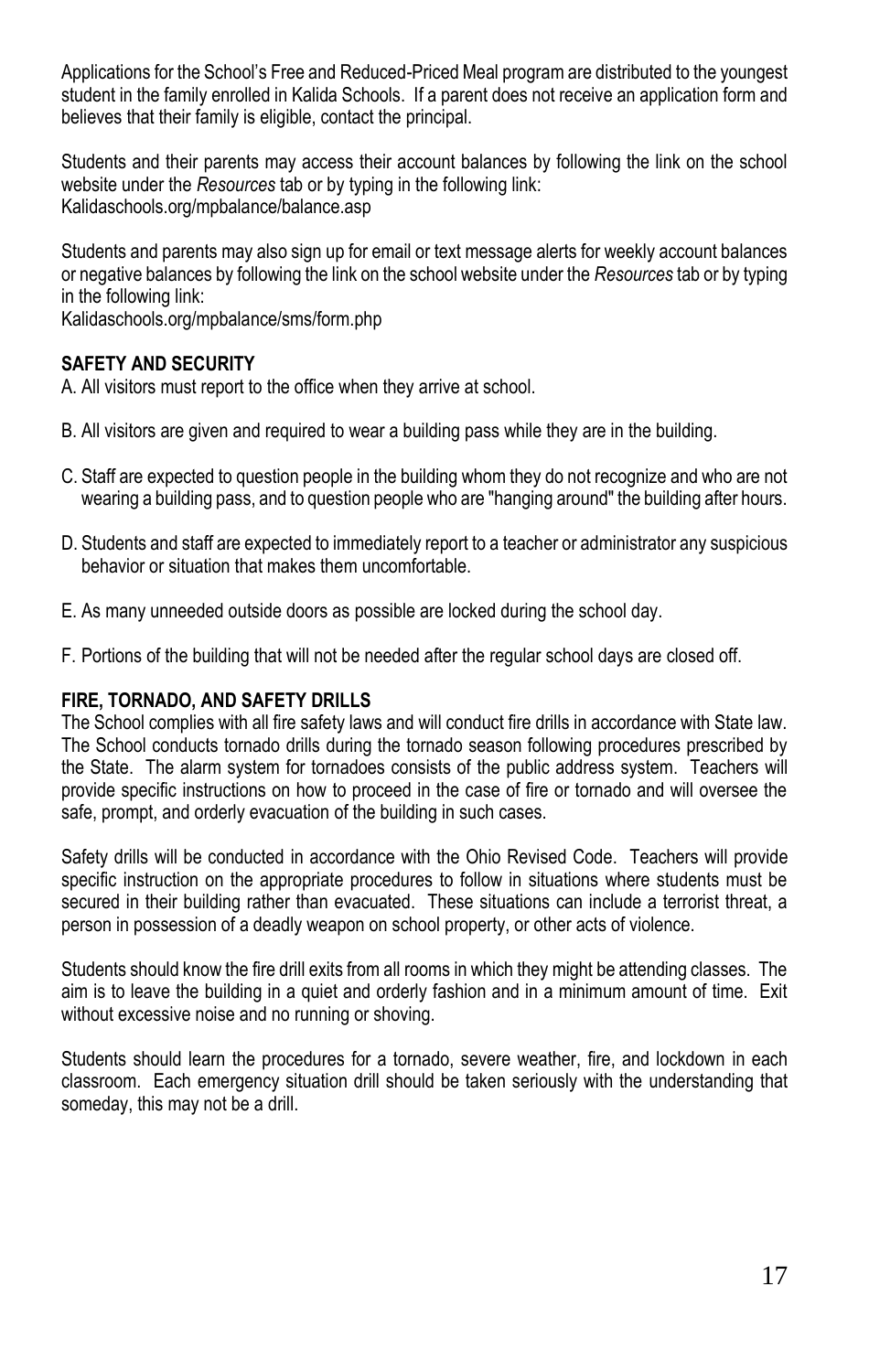Applications for the School's Free and Reduced-Priced Meal program are distributed to the youngest student in the family enrolled in Kalida Schools. If a parent does not receive an application form and believes that their family is eligible, contact the principal.

Students and their parents may access their account balances by following the link on the school website under the *Resources* tab or by typing in the following link:
Kalidaschools.org/mpbalance/balance.asp

Students and parents may also sign up for email or text message alerts for weekly account balances or negative balances by following the link on the school website under the *Resources* tab or by typing in the following link:
Kalidaschools.org/mpbalance/sms/form.php

**SAFETY AND SECURITY**

A. All visitors must report to the office when they arrive at school.

B. All visitors are given and required to wear a building pass while they are in the building.

C. Staff are expected to question people in the building whom they do not recognize and who are not wearing a building pass, and to question people who are "hanging around" the building after hours.

D. Students and staff are expected to immediately report to a teacher or administrator any suspicious behavior or situation that makes them uncomfortable.

E. As many unneeded outside doors as possible are locked during the school day.

F. Portions of the building that will not be needed after the regular school days are closed off.

**FIRE, TORNADO, AND SAFETY DRILLS**

The School complies with all fire safety laws and will conduct fire drills in accordance with State law. The School conducts tornado drills during the tornado season following procedures prescribed by the State. The alarm system for tornadoes consists of the public address system. Teachers will provide specific instructions on how to proceed in the case of fire or tornado and will oversee the safe, prompt, and orderly evacuation of the building in such cases.

Safety drills will be conducted in accordance with the Ohio Revised Code. Teachers will provide specific instruction on the appropriate procedures to follow in situations where students must be secured in their building rather than evacuated. These situations can include a terrorist threat, a person in possession of a deadly weapon on school property, or other acts of violence.

Students should know the fire drill exits from all rooms in which they might be attending classes. The aim is to leave the building in a quiet and orderly fashion and in a minimum amount of time. Exit without excessive noise and no running or shoving.

Students should learn the procedures for a tornado, severe weather, fire, and lockdown in each classroom. Each emergency situation drill should be taken seriously with the understanding that someday, this may not be a drill.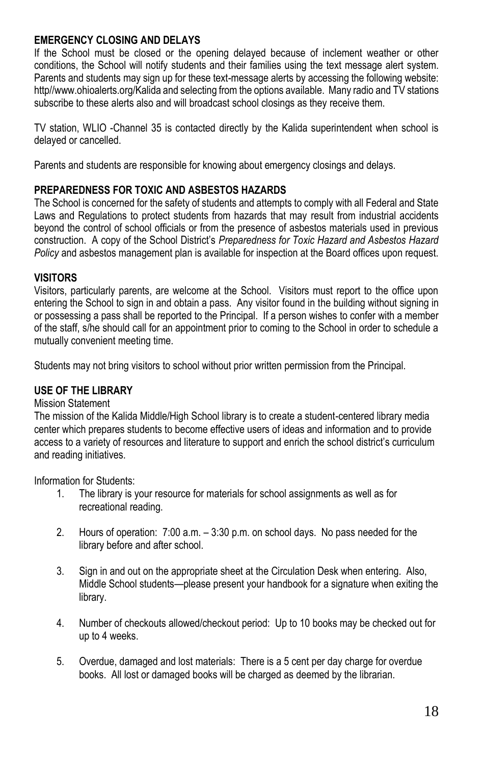**EMERGENCY CLOSING AND DELAYS**

If the School must be closed or the opening delayed because of inclement weather or other conditions, the School will notify students and their families using the text message alert system. Parents and students may sign up for these text-message alerts by accessing the following website: http//www.ohioalerts.org/Kalida and selecting from the options available. Many radio and TV stations subscribe to these alerts also and will broadcast school closings as they receive them.

TV station, WLIO -Channel 35 is contacted directly by the Kalida superintendent when school is delayed or cancelled.

Parents and students are responsible for knowing about emergency closings and delays.

**PREPAREDNESS FOR TOXIC AND ASBESTOS HAZARDS**

The School is concerned for the safety of students and attempts to comply with all Federal and State Laws and Regulations to protect students from hazards that may result from industrial accidents beyond the control of school officials or from the presence of asbestos materials used in previous construction. A copy of the School District's *Preparedness for Toxic Hazard and Asbestos Hazard Policy* and asbestos management plan is available for inspection at the Board offices upon request.

**VISITORS**

Visitors, particularly parents, are welcome at the School. Visitors must report to the office upon entering the School to sign in and obtain a pass. Any visitor found in the building without signing in or possessing a pass shall be reported to the Principal. If a person wishes to confer with a member of the staff, s/he should call for an appointment prior to coming to the School in order to schedule a mutually convenient meeting time.

Students may not bring visitors to school without prior written permission from the Principal.

**USE OF THE LIBRARY**

Mission Statement

The mission of the Kalida Middle/High School library is to create a student-centered library media center which prepares students to become effective users of ideas and information and to provide access to a variety of resources and literature to support and enrich the school district's curriculum and reading initiatives.

Information for Students:

1. The library is your resource for materials for school assignments as well as for recreational reading.
2. Hours of operation: 7:00 a.m. – 3:30 p.m. on school days. No pass needed for the library before and after school.
3. Sign in and out on the appropriate sheet at the Circulation Desk when entering. Also, Middle School students—please present your handbook for a signature when exiting the library.
4. Number of checkouts allowed/checkout period: Up to 10 books may be checked out for up to 4 weeks.
5. Overdue, damaged and lost materials: There is a 5 cent per day charge for overdue books. All lost or damaged books will be charged as deemed by the librarian.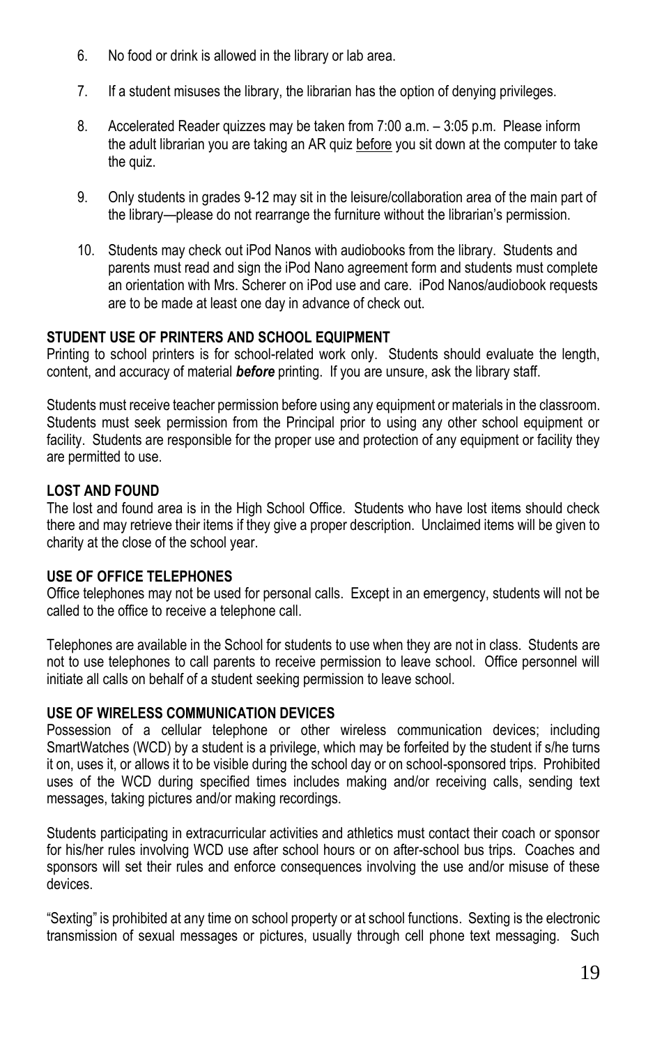6. No food or drink is allowed in the library or lab area.

7. If a student misuses the library, the librarian has the option of denying privileges.

8. Accelerated Reader quizzes may be taken from 7:00 a.m. – 3:05 p.m. Please inform the adult librarian you are taking an AR quiz before you sit down at the computer to take the quiz.

9. Only students in grades 9-12 may sit in the leisure/collaboration area of the main part of the library—please do not rearrange the furniture without the librarian's permission.

10. Students may check out iPod Nanos with audiobooks from the library. Students and parents must read and sign the iPod Nano agreement form and students must complete an orientation with Mrs. Scherer on iPod use and care. iPod Nanos/audiobook requests are to be made at least one day in advance of check out.

**STUDENT USE OF PRINTERS AND SCHOOL EQUIPMENT**

Printing to school printers is for school-related work only. Students should evaluate the length, content, and accuracy of material ***before*** printing. If you are unsure, ask the library staff.

Students must receive teacher permission before using any equipment or materials in the classroom. Students must seek permission from the Principal prior to using any other school equipment or facility. Students are responsible for the proper use and protection of any equipment or facility they are permitted to use.

**LOST AND FOUND**

The lost and found area is in the High School Office. Students who have lost items should check there and may retrieve their items if they give a proper description. Unclaimed items will be given to charity at the close of the school year.

**USE OF OFFICE TELEPHONES**

Office telephones may not be used for personal calls. Except in an emergency, students will not be called to the office to receive a telephone call.

Telephones are available in the School for students to use when they are not in class. Students are not to use telephones to call parents to receive permission to leave school. Office personnel will initiate all calls on behalf of a student seeking permission to leave school.

**USE OF WIRELESS COMMUNICATION DEVICES**

Possession of a cellular telephone or other wireless communication devices; including SmartWatches (WCD) by a student is a privilege, which may be forfeited by the student if s/he turns it on, uses it, or allows it to be visible during the school day or on school-sponsored trips. Prohibited uses of the WCD during specified times includes making and/or receiving calls, sending text messages, taking pictures and/or making recordings.

Students participating in extracurricular activities and athletics must contact their coach or sponsor for his/her rules involving WCD use after school hours or on after-school bus trips. Coaches and sponsors will set their rules and enforce consequences involving the use and/or misuse of these devices.

"Sexting" is prohibited at any time on school property or at school functions. Sexting is the electronic transmission of sexual messages or pictures, usually through cell phone text messaging. Such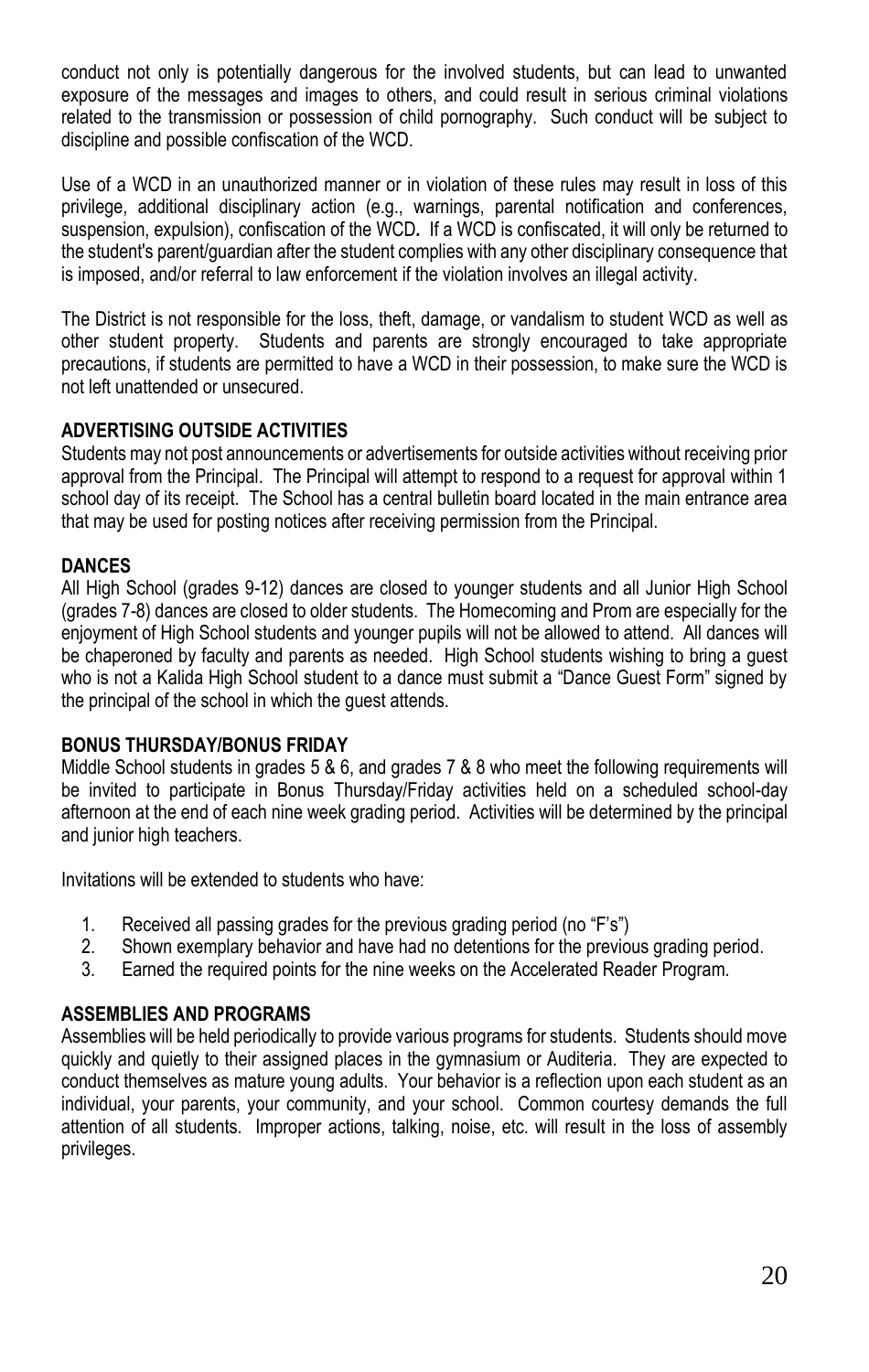conduct not only is potentially dangerous for the involved students, but can lead to unwanted exposure of the messages and images to others, and could result in serious criminal violations related to the transmission or possession of child pornography. Such conduct will be subject to discipline and possible confiscation of the WCD.

Use of a WCD in an unauthorized manner or in violation of these rules may result in loss of this privilege, additional disciplinary action (e.g., warnings, parental notification and conferences, suspension, expulsion), confiscation of the WCD. If a WCD is confiscated, it will only be returned to the student's parent/guardian after the student complies with any other disciplinary consequence that is imposed, and/or referral to law enforcement if the violation involves an illegal activity.

The District is not responsible for the loss, theft, damage, or vandalism to student WCD as well as other student property. Students and parents are strongly encouraged to take appropriate precautions, if students are permitted to have a WCD in their possession, to make sure the WCD is not left unattended or unsecured.

**ADVERTISING OUTSIDE ACTIVITIES**

Students may not post announcements or advertisements for outside activities without receiving prior approval from the Principal. The Principal will attempt to respond to a request for approval within 1 school day of its receipt. The School has a central bulletin board located in the main entrance area that may be used for posting notices after receiving permission from the Principal.

**DANCES**

All High School (grades 9-12) dances are closed to younger students and all Junior High School (grades 7-8) dances are closed to older students. The Homecoming and Prom are especially for the enjoyment of High School students and younger pupils will not be allowed to attend. All dances will be chaperoned by faculty and parents as needed. High School students wishing to bring a guest who is not a Kalida High School student to a dance must submit a "Dance Guest Form" signed by the principal of the school in which the guest attends.

**BONUS THURSDAY/BONUS FRIDAY**

Middle School students in grades 5 & 6, and grades 7 & 8 who meet the following requirements will be invited to participate in Bonus Thursday/Friday activities held on a scheduled school-day afternoon at the end of each nine week grading period. Activities will be determined by the principal and junior high teachers.

Invitations will be extended to students who have:

1. Received all passing grades for the previous grading period (no "F's")
2. Shown exemplary behavior and have had no detentions for the previous grading period.
3. Earned the required points for the nine weeks on the Accelerated Reader Program.

**ASSEMBLIES AND PROGRAMS**

Assemblies will be held periodically to provide various programs for students. Students should move quickly and quietly to their assigned places in the gymnasium or Auditeria. They are expected to conduct themselves as mature young adults. Your behavior is a reflection upon each student as an individual, your parents, your community, and your school. Common courtesy demands the full attention of all students. Improper actions, talking, noise, etc. will result in the loss of assembly privileges.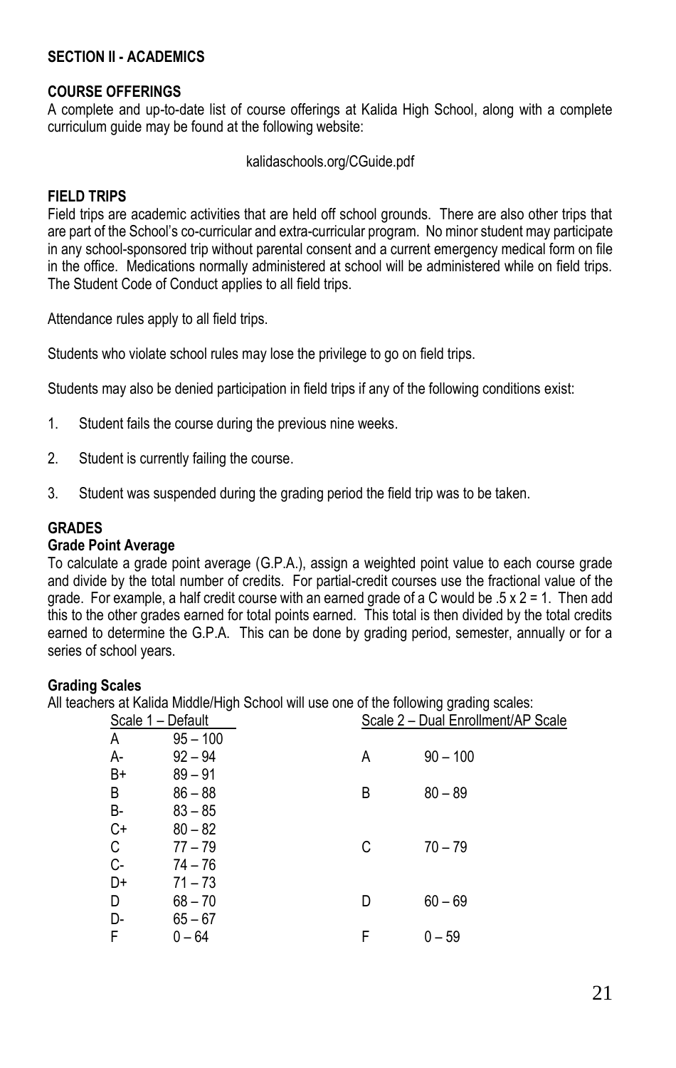## SECTION II - ACADEMICS

### COURSE OFFERINGS

A complete and up-to-date list of course offerings at Kalida High School, along with a complete curriculum guide may be found at the following website:

kalidaschools.org/CGuide.pdf

### FIELD TRIPS

Field trips are academic activities that are held off school grounds. There are also other trips that are part of the School's co-curricular and extra-curricular program. No minor student may participate in any school-sponsored trip without parental consent and a current emergency medical form on file in the office. Medications normally administered at school will be administered while on field trips. The Student Code of Conduct applies to all field trips.

Attendance rules apply to all field trips.

Students who violate school rules may lose the privilege to go on field trips.

Students may also be denied participation in field trips if any of the following conditions exist:

1. Student fails the course during the previous nine weeks.
2. Student is currently failing the course.
3. Student was suspended during the grading period the field trip was to be taken.

### GRADES

#### Grade Point Average

To calculate a grade point average (G.P.A.), assign a weighted point value to each course grade and divide by the total number of credits. For partial-credit courses use the fractional value of the grade. For example, a half credit course with an earned grade of a C would be .5 x 2 = 1. Then add this to the other grades earned for total points earned. This total is then divided by the total credits earned to determine the G.P.A. This can be done by grading period, semester, annually or for a series of school years.

#### Grading Scales

All teachers at Kalida Middle/High School will use one of the following grading scales:

| Scale 1 – Default | | Scale 2 – Dual Enrollment/AP Scale | |
|---|---|---|---|
| A | 95 – 100 | | |
| A- | 92 – 94 | A | 90 – 100 |
| B+ | 89 – 91 | | |
| B | 86 – 88 | B | 80 – 89 |
| B- | 83 – 85 | | |
| C+ | 80 – 82 | | |
| C | 77 – 79 | C | 70 – 79 |
| C- | 74 – 76 | | |
| D+ | 71 – 73 | | |
| D | 68 – 70 | D | 60 – 69 |
| D- | 65 – 67 | | |
| F | 0 – 64 | F | 0 – 59 |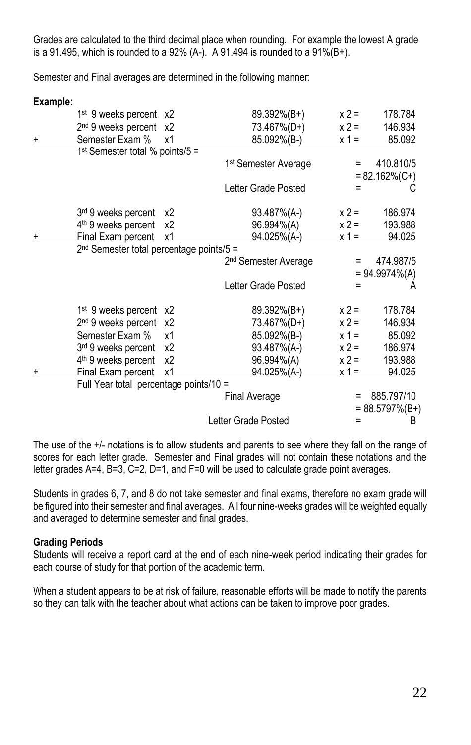Grades are calculated to the third decimal place when rounding. For example the lowest A grade is a 91.495, which is rounded to a 92% (A-). A 91.494 is rounded to a 91%(B+).

Semester and Final averages are determined in the following manner:

**Example:**

| | | | | | |
|---|---|---|---|---|---|
| | 1st 9 weeks percent | x2 | 89.392%(B+) | x 2 = | 178.784 |
| | 2nd 9 weeks percent | x2 | 73.467%(D+) | x 2 = | 146.934 |
| + | Semester Exam % | x1 | 85.092%(B-) | x 1 = | 85.092 |
| | 1st Semester total % points/5 = | | | | |
| | | | 1st Semester Average | = | 410.810/5 = 82.162%(C+) |
| | | | Letter Grade Posted | = | C |
| | 3rd 9 weeks percent | x2 | 93.487%(A-) | x 2 = | 186.974 |
| | 4th 9 weeks percent | x2 | 96.994%(A) | x 2 = | 193.988 |
| + | Final Exam percent | x1 | 94.025%(A-) | x 1 = | 94.025 |
| | 2nd Semester total percentage points/5 = | | | | |
| | | | 2nd Semester Average | = | 474.987/5 = 94.9974%(A) |
| | | | Letter Grade Posted | = | A |
| | 1st 9 weeks percent | x2 | 89.392%(B+) | x 2 = | 178.784 |
| | 2nd 9 weeks percent | x2 | 73.467%(D+) | x 2 = | 146.934 |
| | Semester Exam % | x1 | 85.092%(B-) | x 1 = | 85.092 |
| | 3rd 9 weeks percent | x2 | 93.487%(A-) | x 2 = | 186.974 |
| | 4th 9 weeks percent | x2 | 96.994%(A) | x 2 = | 193.988 |
| + | Final Exam percent | x1 | 94.025%(A-) | x 1 = | 94.025 |
| | Full Year total percentage points/10 = | | | | |
| | | | Final Average | = | 885.797/10 = 88.5797%(B+) |
| | | | Letter Grade Posted | = | B |

The use of the +/- notations is to allow students and parents to see where they fall on the range of scores for each letter grade. Semester and Final grades will not contain these notations and the letter grades A=4, B=3, C=2, D=1, and F=0 will be used to calculate grade point averages.

Students in grades 6, 7, and 8 do not take semester and final exams, therefore no exam grade will be figured into their semester and final averages. All four nine-weeks grades will be weighted equally and averaged to determine semester and final grades.

**Grading Periods**

Students will receive a report card at the end of each nine-week period indicating their grades for each course of study for that portion of the academic term.

When a student appears to be at risk of failure, reasonable efforts will be made to notify the parents so they can talk with the teacher about what actions can be taken to improve poor grades.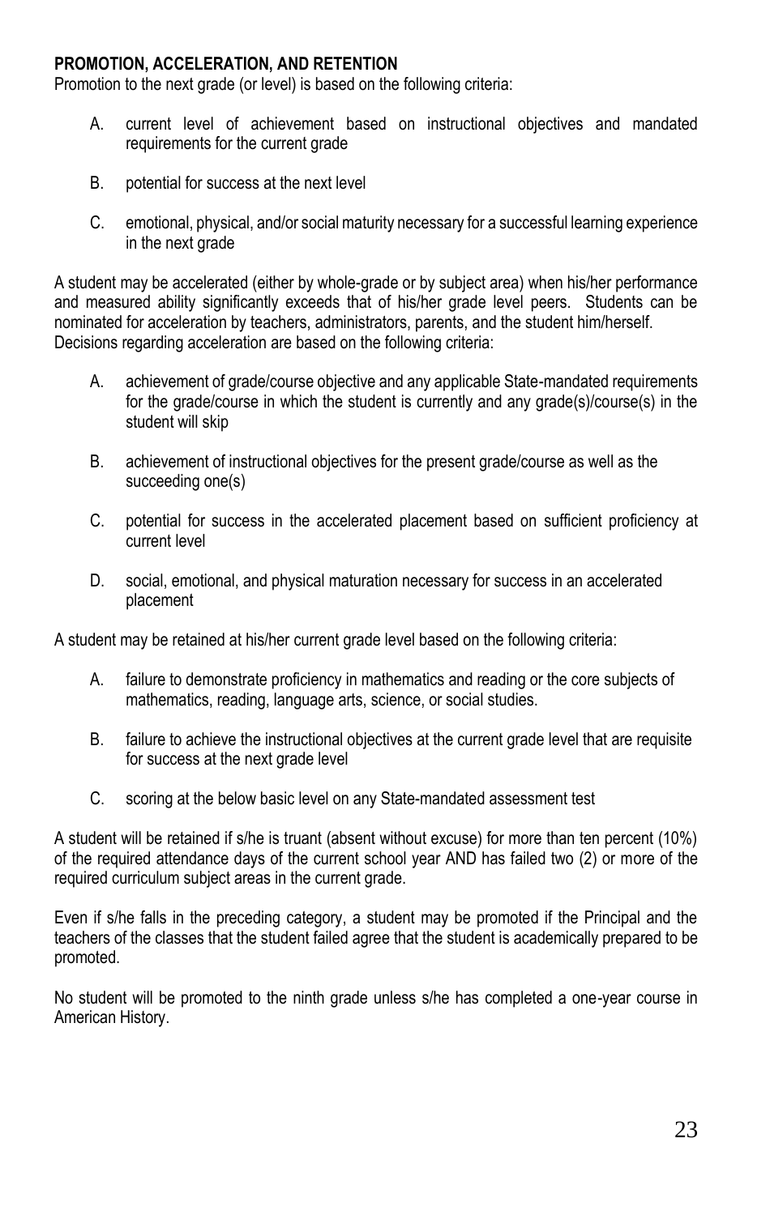**PROMOTION, ACCELERATION, AND RETENTION**

Promotion to the next grade (or level) is based on the following criteria:

A. current level of achievement based on instructional objectives and mandated requirements for the current grade

B. potential for success at the next level

C. emotional, physical, and/or social maturity necessary for a successful learning experience in the next grade

A student may be accelerated (either by whole-grade or by subject area) when his/her performance and measured ability significantly exceeds that of his/her grade level peers. Students can be nominated for acceleration by teachers, administrators, parents, and the student him/herself. Decisions regarding acceleration are based on the following criteria:

A. achievement of grade/course objective and any applicable State-mandated requirements for the grade/course in which the student is currently and any grade(s)/course(s) in the student will skip

B. achievement of instructional objectives for the present grade/course as well as the succeeding one(s)

C. potential for success in the accelerated placement based on sufficient proficiency at current level

D. social, emotional, and physical maturation necessary for success in an accelerated placement

A student may be retained at his/her current grade level based on the following criteria:

A. failure to demonstrate proficiency in mathematics and reading or the core subjects of mathematics, reading, language arts, science, or social studies.

B. failure to achieve the instructional objectives at the current grade level that are requisite for success at the next grade level

C. scoring at the below basic level on any State-mandated assessment test

A student will be retained if s/he is truant (absent without excuse) for more than ten percent (10%) of the required attendance days of the current school year AND has failed two (2) or more of the required curriculum subject areas in the current grade.

Even if s/he falls in the preceding category, a student may be promoted if the Principal and the teachers of the classes that the student failed agree that the student is academically prepared to be promoted.

No student will be promoted to the ninth grade unless s/he has completed a one-year course in American History.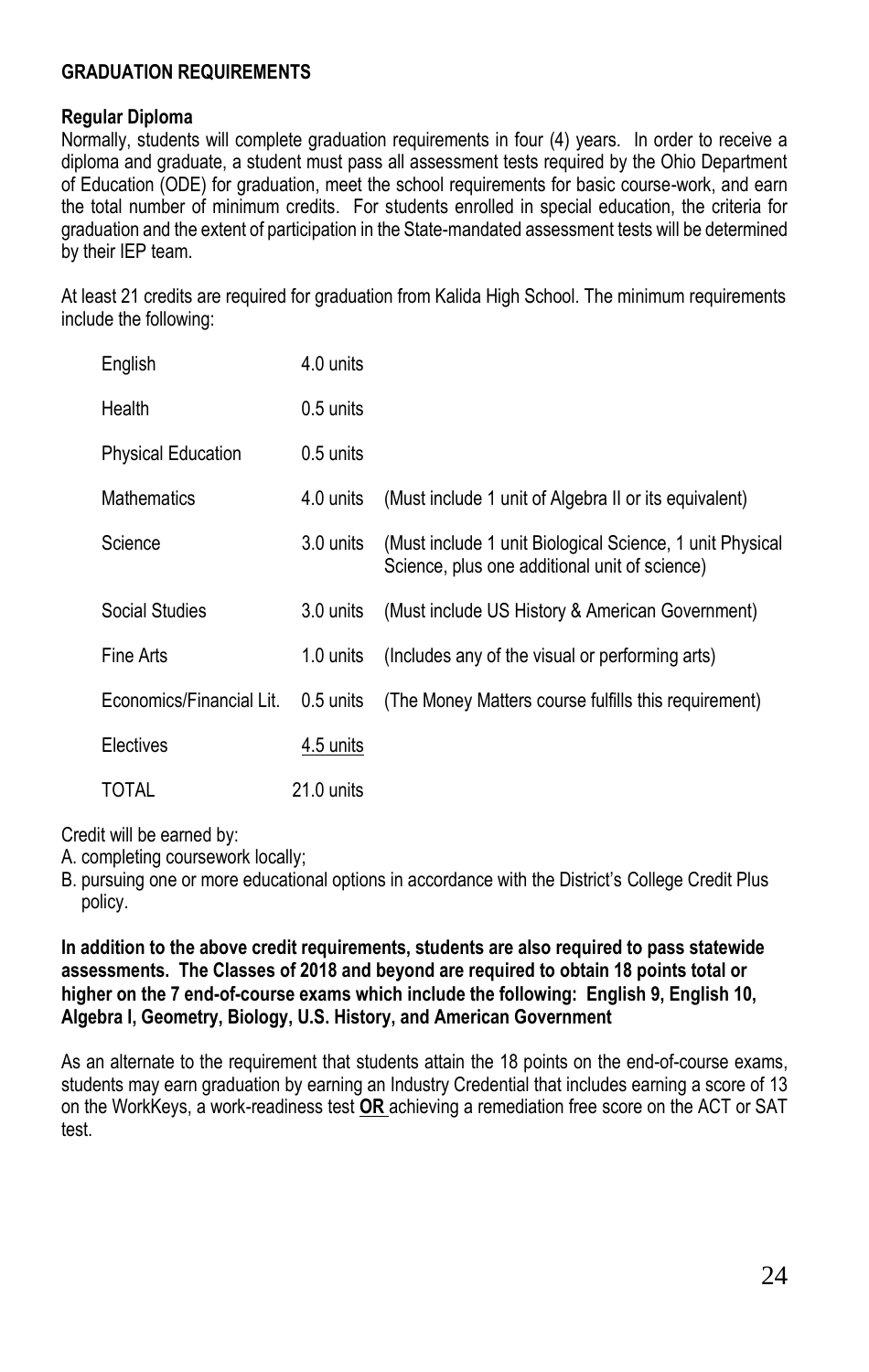## GRADUATION REQUIREMENTS

### Regular Diploma

Normally, students will complete graduation requirements in four (4) years. In order to receive a diploma and graduate, a student must pass all assessment tests required by the Ohio Department of Education (ODE) for graduation, meet the school requirements for basic course-work, and earn the total number of minimum credits. For students enrolled in special education, the criteria for graduation and the extent of participation in the State-mandated assessment tests will be determined by their IEP team.

At least 21 credits are required for graduation from Kalida High School. The minimum requirements include the following:

| Subject | Units | Notes |
|---|---|---|
| English | 4.0 units | |
| Health | 0.5 units | |
| Physical Education | 0.5 units | |
| Mathematics | 4.0 units | (Must include 1 unit of Algebra II or its equivalent) |
| Science | 3.0 units | (Must include 1 unit Biological Science, 1 unit Physical Science, plus one additional unit of science) |
| Social Studies | 3.0 units | (Must include US History & American Government) |
| Fine Arts | 1.0 units | (Includes any of the visual or performing arts) |
| Economics/Financial Lit. | 0.5 units | (The Money Matters course fulfills this requirement) |
| Electives | 4.5 units | |
| TOTAL | 21.0 units | |

Credit will be earned by:

A. completing coursework locally;
B. pursuing one or more educational options in accordance with the District's College Credit Plus policy.

**In addition to the above credit requirements, students are also required to pass statewide assessments. The Classes of 2018 and beyond are required to obtain 18 points total or higher on the 7 end-of-course exams which include the following: English 9, English 10, Algebra I, Geometry, Biology, U.S. History, and American Government**

As an alternate to the requirement that students attain the 18 points on the end-of-course exams, students may earn graduation by earning an Industry Credential that includes earning a score of 13 on the WorkKeys, a work-readiness test **OR** achieving a remediation free score on the ACT or SAT test.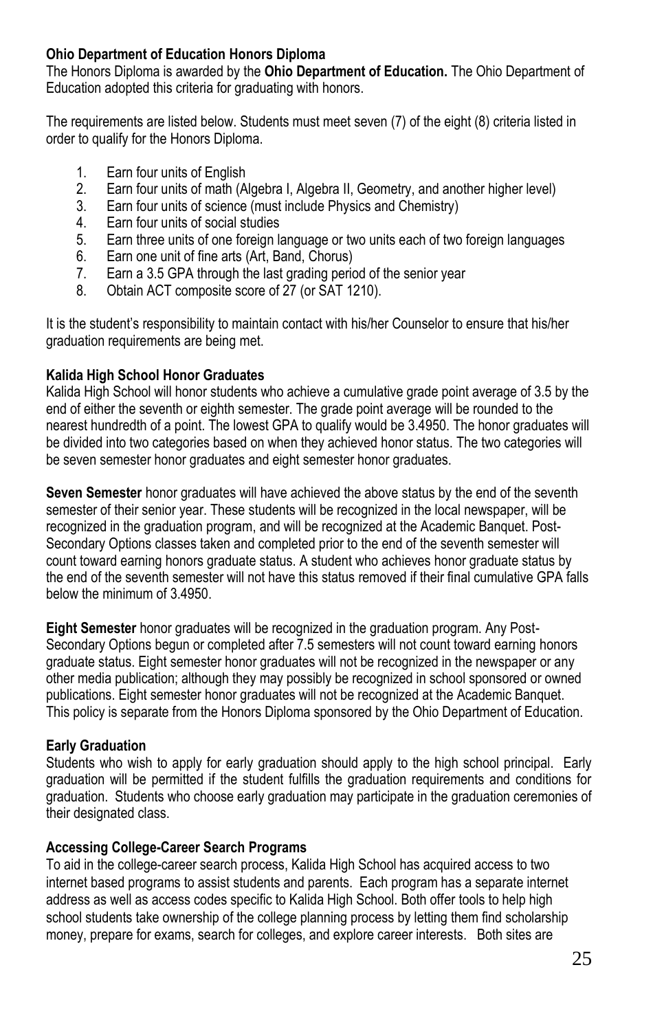**Ohio Department of Education Honors Diploma**

The Honors Diploma is awarded by the **Ohio Department of Education.** The Ohio Department of Education adopted this criteria for graduating with honors.

The requirements are listed below. Students must meet seven (7) of the eight (8) criteria listed in order to qualify for the Honors Diploma.

1. Earn four units of English
2. Earn four units of math (Algebra I, Algebra II, Geometry, and another higher level)
3. Earn four units of science (must include Physics and Chemistry)
4. Earn four units of social studies
5. Earn three units of one foreign language or two units each of two foreign languages
6. Earn one unit of fine arts (Art, Band, Chorus)
7. Earn a 3.5 GPA through the last grading period of the senior year
8. Obtain ACT composite score of 27 (or SAT 1210).

It is the student's responsibility to maintain contact with his/her Counselor to ensure that his/her graduation requirements are being met.

**Kalida High School Honor Graduates**

Kalida High School will honor students who achieve a cumulative grade point average of 3.5 by the end of either the seventh or eighth semester. The grade point average will be rounded to the nearest hundredth of a point. The lowest GPA to qualify would be 3.4950. The honor graduates will be divided into two categories based on when they achieved honor status. The two categories will be seven semester honor graduates and eight semester honor graduates.

**Seven Semester** honor graduates will have achieved the above status by the end of the seventh semester of their senior year. These students will be recognized in the local newspaper, will be recognized in the graduation program, and will be recognized at the Academic Banquet. Post-Secondary Options classes taken and completed prior to the end of the seventh semester will count toward earning honors graduate status. A student who achieves honor graduate status by the end of the seventh semester will not have this status removed if their final cumulative GPA falls below the minimum of 3.4950.

**Eight Semester** honor graduates will be recognized in the graduation program. Any Post-Secondary Options begun or completed after 7.5 semesters will not count toward earning honors graduate status. Eight semester honor graduates will not be recognized in the newspaper or any other media publication; although they may possibly be recognized in school sponsored or owned publications. Eight semester honor graduates will not be recognized at the Academic Banquet. This policy is separate from the Honors Diploma sponsored by the Ohio Department of Education.

**Early Graduation**

Students who wish to apply for early graduation should apply to the high school principal. Early graduation will be permitted if the student fulfills the graduation requirements and conditions for graduation. Students who choose early graduation may participate in the graduation ceremonies of their designated class.

**Accessing College-Career Search Programs**

To aid in the college-career search process, Kalida High School has acquired access to two internet based programs to assist students and parents. Each program has a separate internet address as well as access codes specific to Kalida High School. Both offer tools to help high school students take ownership of the college planning process by letting them find scholarship money, prepare for exams, search for colleges, and explore career interests. Both sites are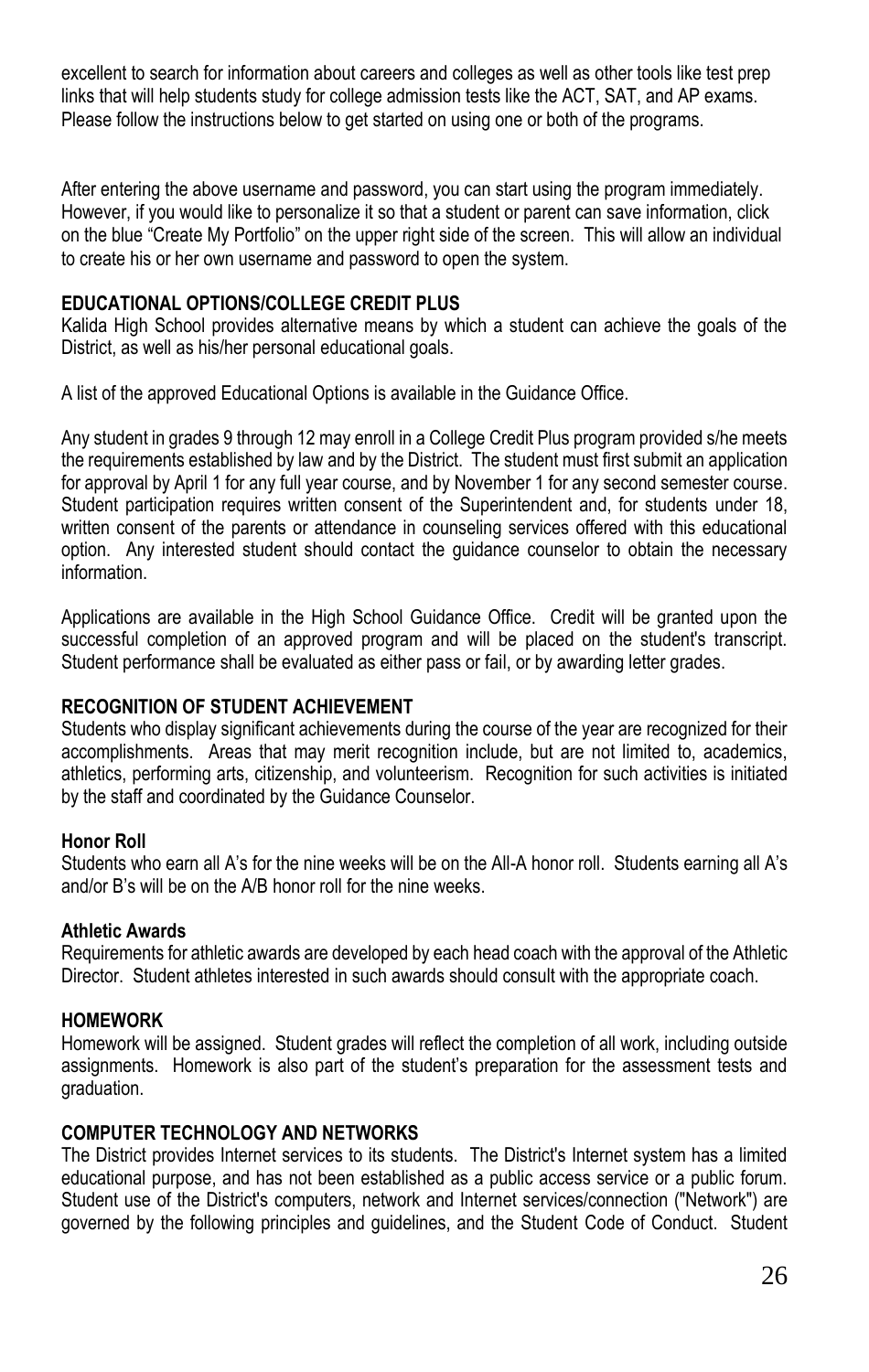excellent to search for information about careers and colleges as well as other tools like test prep links that will help students study for college admission tests like the ACT, SAT, and AP exams. Please follow the instructions below to get started on using one or both of the programs.

After entering the above username and password, you can start using the program immediately. However, if you would like to personalize it so that a student or parent can save information, click on the blue "Create My Portfolio" on the upper right side of the screen. This will allow an individual to create his or her own username and password to open the system.

## EDUCATIONAL OPTIONS/COLLEGE CREDIT PLUS

Kalida High School provides alternative means by which a student can achieve the goals of the District, as well as his/her personal educational goals.

A list of the approved Educational Options is available in the Guidance Office.

Any student in grades 9 through 12 may enroll in a College Credit Plus program provided s/he meets the requirements established by law and by the District. The student must first submit an application for approval by April 1 for any full year course, and by November 1 for any second semester course. Student participation requires written consent of the Superintendent and, for students under 18, written consent of the parents or attendance in counseling services offered with this educational option. Any interested student should contact the guidance counselor to obtain the necessary information.

Applications are available in the High School Guidance Office. Credit will be granted upon the successful completion of an approved program and will be placed on the student's transcript. Student performance shall be evaluated as either pass or fail, or by awarding letter grades.

## RECOGNITION OF STUDENT ACHIEVEMENT

Students who display significant achievements during the course of the year are recognized for their accomplishments. Areas that may merit recognition include, but are not limited to, academics, athletics, performing arts, citizenship, and volunteerism. Recognition for such activities is initiated by the staff and coordinated by the Guidance Counselor.

### Honor Roll

Students who earn all A's for the nine weeks will be on the All-A honor roll. Students earning all A's and/or B's will be on the A/B honor roll for the nine weeks.

### Athletic Awards

Requirements for athletic awards are developed by each head coach with the approval of the Athletic Director. Student athletes interested in such awards should consult with the appropriate coach.

## HOMEWORK

Homework will be assigned. Student grades will reflect the completion of all work, including outside assignments. Homework is also part of the student's preparation for the assessment tests and graduation.

## COMPUTER TECHNOLOGY AND NETWORKS

The District provides Internet services to its students. The District's Internet system has a limited educational purpose, and has not been established as a public access service or a public forum. Student use of the District's computers, network and Internet services/connection ("Network") are governed by the following principles and guidelines, and the Student Code of Conduct. Student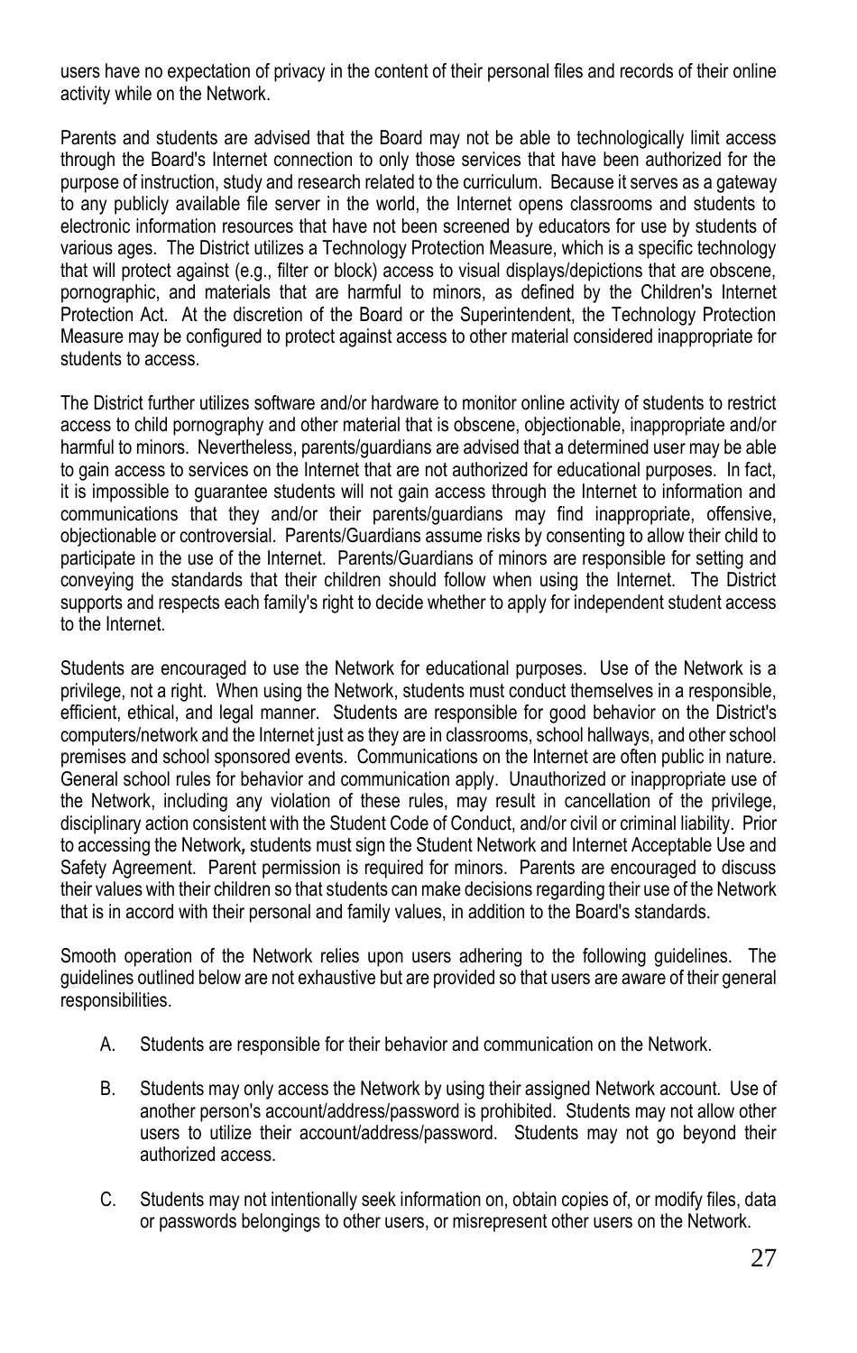users have no expectation of privacy in the content of their personal files and records of their online activity while on the Network.

Parents and students are advised that the Board may not be able to technologically limit access through the Board's Internet connection to only those services that have been authorized for the purpose of instruction, study and research related to the curriculum. Because it serves as a gateway to any publicly available file server in the world, the Internet opens classrooms and students to electronic information resources that have not been screened by educators for use by students of various ages. The District utilizes a Technology Protection Measure, which is a specific technology that will protect against (e.g., filter or block) access to visual displays/depictions that are obscene, pornographic, and materials that are harmful to minors, as defined by the Children's Internet Protection Act. At the discretion of the Board or the Superintendent, the Technology Protection Measure may be configured to protect against access to other material considered inappropriate for students to access.

The District further utilizes software and/or hardware to monitor online activity of students to restrict access to child pornography and other material that is obscene, objectionable, inappropriate and/or harmful to minors. Nevertheless, parents/guardians are advised that a determined user may be able to gain access to services on the Internet that are not authorized for educational purposes. In fact, it is impossible to guarantee students will not gain access through the Internet to information and communications that they and/or their parents/guardians may find inappropriate, offensive, objectionable or controversial. Parents/Guardians assume risks by consenting to allow their child to participate in the use of the Internet. Parents/Guardians of minors are responsible for setting and conveying the standards that their children should follow when using the Internet. The District supports and respects each family's right to decide whether to apply for independent student access to the Internet.

Students are encouraged to use the Network for educational purposes. Use of the Network is a privilege, not a right. When using the Network, students must conduct themselves in a responsible, efficient, ethical, and legal manner. Students are responsible for good behavior on the District's computers/network and the Internet just as they are in classrooms, school hallways, and other school premises and school sponsored events. Communications on the Internet are often public in nature. General school rules for behavior and communication apply. Unauthorized or inappropriate use of the Network, including any violation of these rules, may result in cancellation of the privilege, disciplinary action consistent with the Student Code of Conduct, and/or civil or criminal liability. Prior to accessing the Network*,* students must sign the Student Network and Internet Acceptable Use and Safety Agreement. Parent permission is required for minors. Parents are encouraged to discuss their values with their children so that students can make decisions regarding their use of the Network that is in accord with their personal and family values, in addition to the Board's standards.

Smooth operation of the Network relies upon users adhering to the following guidelines. The guidelines outlined below are not exhaustive but are provided so that users are aware of their general responsibilities.

A. Students are responsible for their behavior and communication on the Network.

B. Students may only access the Network by using their assigned Network account. Use of another person's account/address/password is prohibited. Students may not allow other users to utilize their account/address/password. Students may not go beyond their authorized access.

C. Students may not intentionally seek information on, obtain copies of, or modify files, data or passwords belongings to other users, or misrepresent other users on the Network.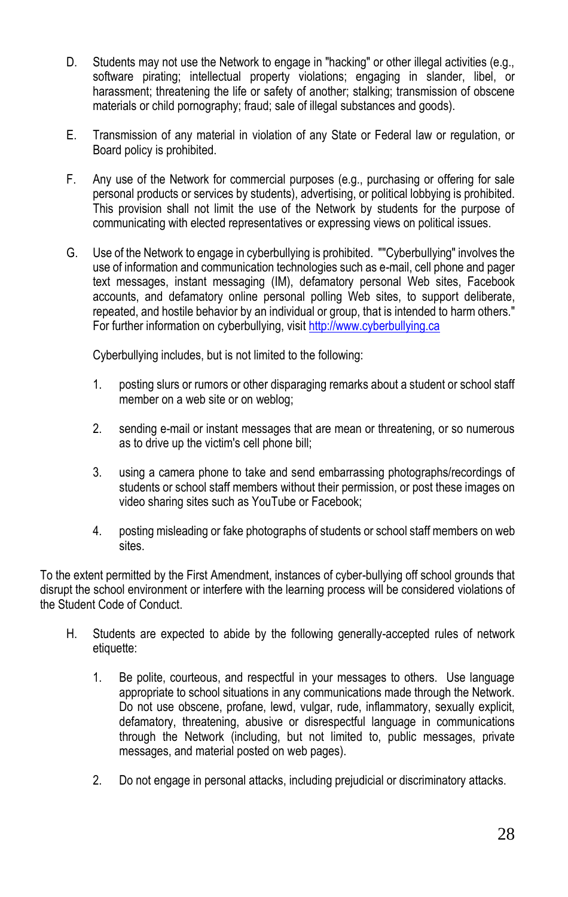D. Students may not use the Network to engage in "hacking" or other illegal activities (e.g., software pirating; intellectual property violations; engaging in slander, libel, or harassment; threatening the life or safety of another; stalking; transmission of obscene materials or child pornography; fraud; sale of illegal substances and goods).

E. Transmission of any material in violation of any State or Federal law or regulation, or Board policy is prohibited.

F. Any use of the Network for commercial purposes (e.g., purchasing or offering for sale personal products or services by students), advertising, or political lobbying is prohibited. This provision shall not limit the use of the Network by students for the purpose of communicating with elected representatives or expressing views on political issues.

G. Use of the Network to engage in cyberbullying is prohibited. ""Cyberbullying" involves the use of information and communication technologies such as e-mail, cell phone and pager text messages, instant messaging (IM), defamatory personal Web sites, Facebook accounts, and defamatory online personal polling Web sites, to support deliberate, repeated, and hostile behavior by an individual or group, that is intended to harm others." For further information on cyberbullying, visit [http://www.cyberbullying.ca](http://www.cyberbullying.ca)

   Cyberbullying includes, but is not limited to the following:

   1. posting slurs or rumors or other disparaging remarks about a student or school staff member on a web site or on weblog;

   2. sending e-mail or instant messages that are mean or threatening, or so numerous as to drive up the victim's cell phone bill;

   3. using a camera phone to take and send embarrassing photographs/recordings of students or school staff members without their permission, or post these images on video sharing sites such as YouTube or Facebook;

   4. posting misleading or fake photographs of students or school staff members on web sites.

To the extent permitted by the First Amendment, instances of cyber-bullying off school grounds that disrupt the school environment or interfere with the learning process will be considered violations of the Student Code of Conduct.

H. Students are expected to abide by the following generally-accepted rules of network etiquette:

   1. Be polite, courteous, and respectful in your messages to others. Use language appropriate to school situations in any communications made through the Network. Do not use obscene, profane, lewd, vulgar, rude, inflammatory, sexually explicit, defamatory, threatening, abusive or disrespectful language in communications through the Network (including, but not limited to, public messages, private messages, and material posted on web pages).

   2. Do not engage in personal attacks, including prejudicial or discriminatory attacks.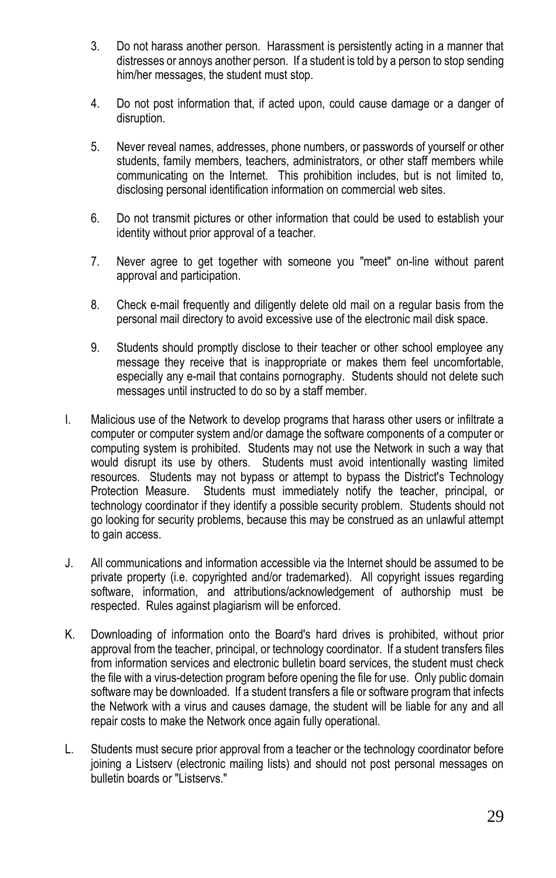3. Do not harass another person. Harassment is persistently acting in a manner that distresses or annoys another person. If a student is told by a person to stop sending him/her messages, the student must stop.

4. Do not post information that, if acted upon, could cause damage or a danger of disruption.

5. Never reveal names, addresses, phone numbers, or passwords of yourself or other students, family members, teachers, administrators, or other staff members while communicating on the Internet. This prohibition includes, but is not limited to, disclosing personal identification information on commercial web sites.

6. Do not transmit pictures or other information that could be used to establish your identity without prior approval of a teacher.

7. Never agree to get together with someone you "meet" on-line without parent approval and participation.

8. Check e-mail frequently and diligently delete old mail on a regular basis from the personal mail directory to avoid excessive use of the electronic mail disk space.

9. Students should promptly disclose to their teacher or other school employee any message they receive that is inappropriate or makes them feel uncomfortable, especially any e-mail that contains pornography. Students should not delete such messages until instructed to do so by a staff member.

I. Malicious use of the Network to develop programs that harass other users or infiltrate a computer or computer system and/or damage the software components of a computer or computing system is prohibited. Students may not use the Network in such a way that would disrupt its use by others. Students must avoid intentionally wasting limited resources. Students may not bypass or attempt to bypass the District's Technology Protection Measure. Students must immediately notify the teacher, principal, or technology coordinator if they identify a possible security problem. Students should not go looking for security problems, because this may be construed as an unlawful attempt to gain access.

J. All communications and information accessible via the Internet should be assumed to be private property (i.e. copyrighted and/or trademarked). All copyright issues regarding software, information, and attributions/acknowledgement of authorship must be respected. Rules against plagiarism will be enforced.

K. Downloading of information onto the Board's hard drives is prohibited, without prior approval from the teacher, principal, or technology coordinator. If a student transfers files from information services and electronic bulletin board services, the student must check the file with a virus-detection program before opening the file for use. Only public domain software may be downloaded. If a student transfers a file or software program that infects the Network with a virus and causes damage, the student will be liable for any and all repair costs to make the Network once again fully operational.

L. Students must secure prior approval from a teacher or the technology coordinator before joining a Listserv (electronic mailing lists) and should not post personal messages on bulletin boards or "Listservs."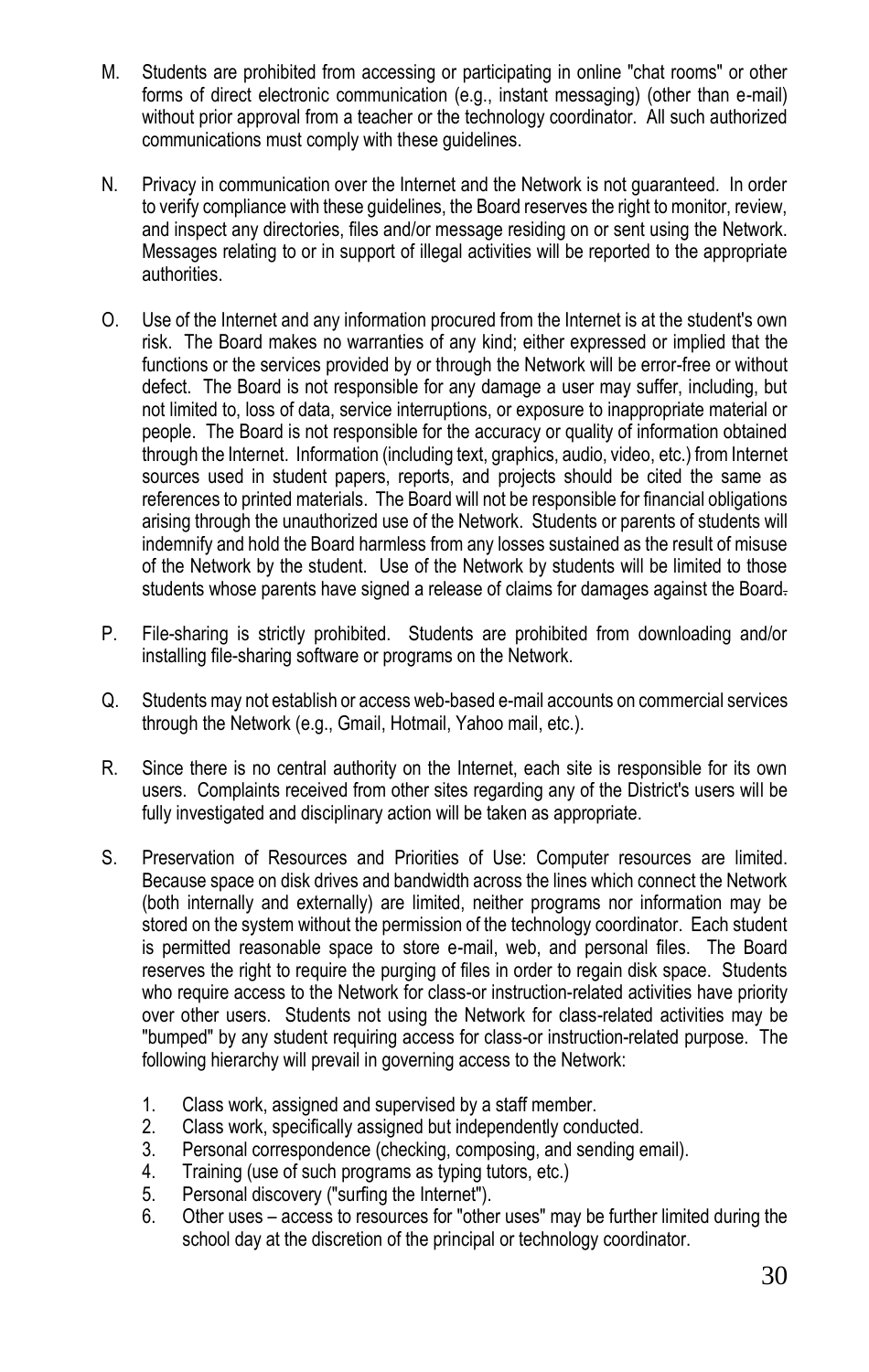M. Students are prohibited from accessing or participating in online "chat rooms" or other forms of direct electronic communication (e.g., instant messaging) (other than e-mail) without prior approval from a teacher or the technology coordinator. All such authorized communications must comply with these guidelines.

N. Privacy in communication over the Internet and the Network is not guaranteed. In order to verify compliance with these guidelines, the Board reserves the right to monitor, review, and inspect any directories, files and/or message residing on or sent using the Network. Messages relating to or in support of illegal activities will be reported to the appropriate authorities.

O. Use of the Internet and any information procured from the Internet is at the student's own risk. The Board makes no warranties of any kind; either expressed or implied that the functions or the services provided by or through the Network will be error-free or without defect. The Board is not responsible for any damage a user may suffer, including, but not limited to, loss of data, service interruptions, or exposure to inappropriate material or people. The Board is not responsible for the accuracy or quality of information obtained through the Internet. Information (including text, graphics, audio, video, etc.) from Internet sources used in student papers, reports, and projects should be cited the same as references to printed materials. The Board will not be responsible for financial obligations arising through the unauthorized use of the Network. Students or parents of students will indemnify and hold the Board harmless from any losses sustained as the result of misuse of the Network by the student. Use of the Network by students will be limited to those students whose parents have signed a release of claims for damages against the Board.

P. File-sharing is strictly prohibited. Students are prohibited from downloading and/or installing file-sharing software or programs on the Network.

Q. Students may not establish or access web-based e-mail accounts on commercial services through the Network (e.g., Gmail, Hotmail, Yahoo mail, etc.).

R. Since there is no central authority on the Internet, each site is responsible for its own users. Complaints received from other sites regarding any of the District's users will be fully investigated and disciplinary action will be taken as appropriate.

S. Preservation of Resources and Priorities of Use: Computer resources are limited. Because space on disk drives and bandwidth across the lines which connect the Network (both internally and externally) are limited, neither programs nor information may be stored on the system without the permission of the technology coordinator. Each student is permitted reasonable space to store e-mail, web, and personal files. The Board reserves the right to require the purging of files in order to regain disk space. Students who require access to the Network for class-or instruction-related activities have priority over other users. Students not using the Network for class-related activities may be "bumped" by any student requiring access for class-or instruction-related purpose. The following hierarchy will prevail in governing access to the Network:

   1. Class work, assigned and supervised by a staff member.
   2. Class work, specifically assigned but independently conducted.
   3. Personal correspondence (checking, composing, and sending email).
   4. Training (use of such programs as typing tutors, etc.)
   5. Personal discovery ("surfing the Internet").
   6. Other uses – access to resources for "other uses" may be further limited during the school day at the discretion of the principal or technology coordinator.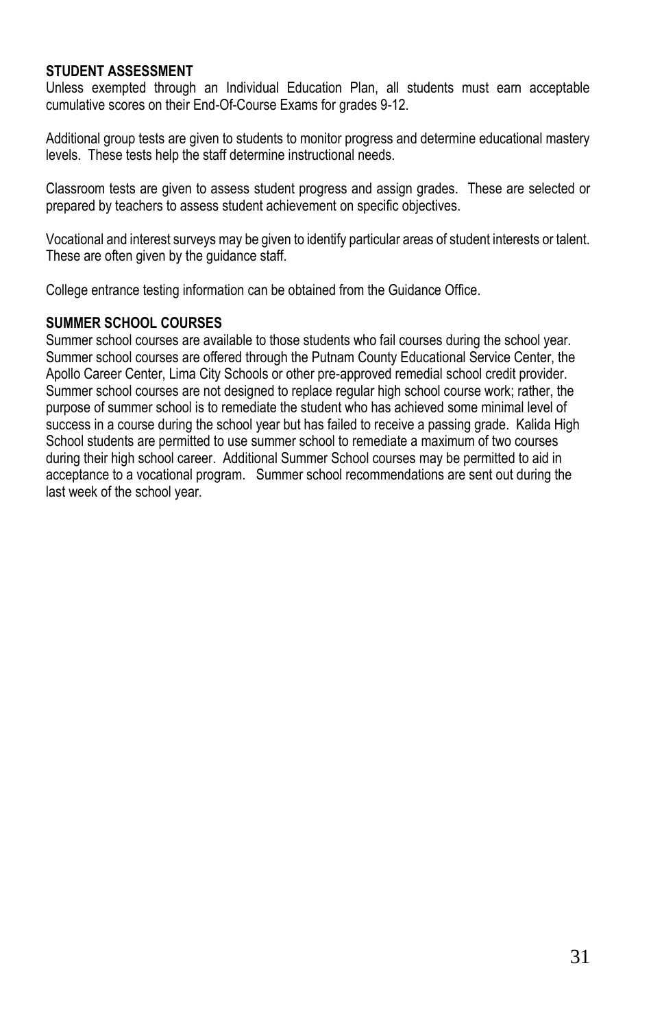**STUDENT ASSESSMENT**

Unless exempted through an Individual Education Plan, all students must earn acceptable cumulative scores on their End-Of-Course Exams for grades 9-12.

Additional group tests are given to students to monitor progress and determine educational mastery levels. These tests help the staff determine instructional needs.

Classroom tests are given to assess student progress and assign grades. These are selected or prepared by teachers to assess student achievement on specific objectives.

Vocational and interest surveys may be given to identify particular areas of student interests or talent. These are often given by the guidance staff.

College entrance testing information can be obtained from the Guidance Office.

**SUMMER SCHOOL COURSES**

Summer school courses are available to those students who fail courses during the school year. Summer school courses are offered through the Putnam County Educational Service Center, the Apollo Career Center, Lima City Schools or other pre-approved remedial school credit provider. Summer school courses are not designed to replace regular high school course work; rather, the purpose of summer school is to remediate the student who has achieved some minimal level of success in a course during the school year but has failed to receive a passing grade. Kalida High School students are permitted to use summer school to remediate a maximum of two courses during their high school career. Additional Summer School courses may be permitted to aid in acceptance to a vocational program. Summer school recommendations are sent out during the last week of the school year.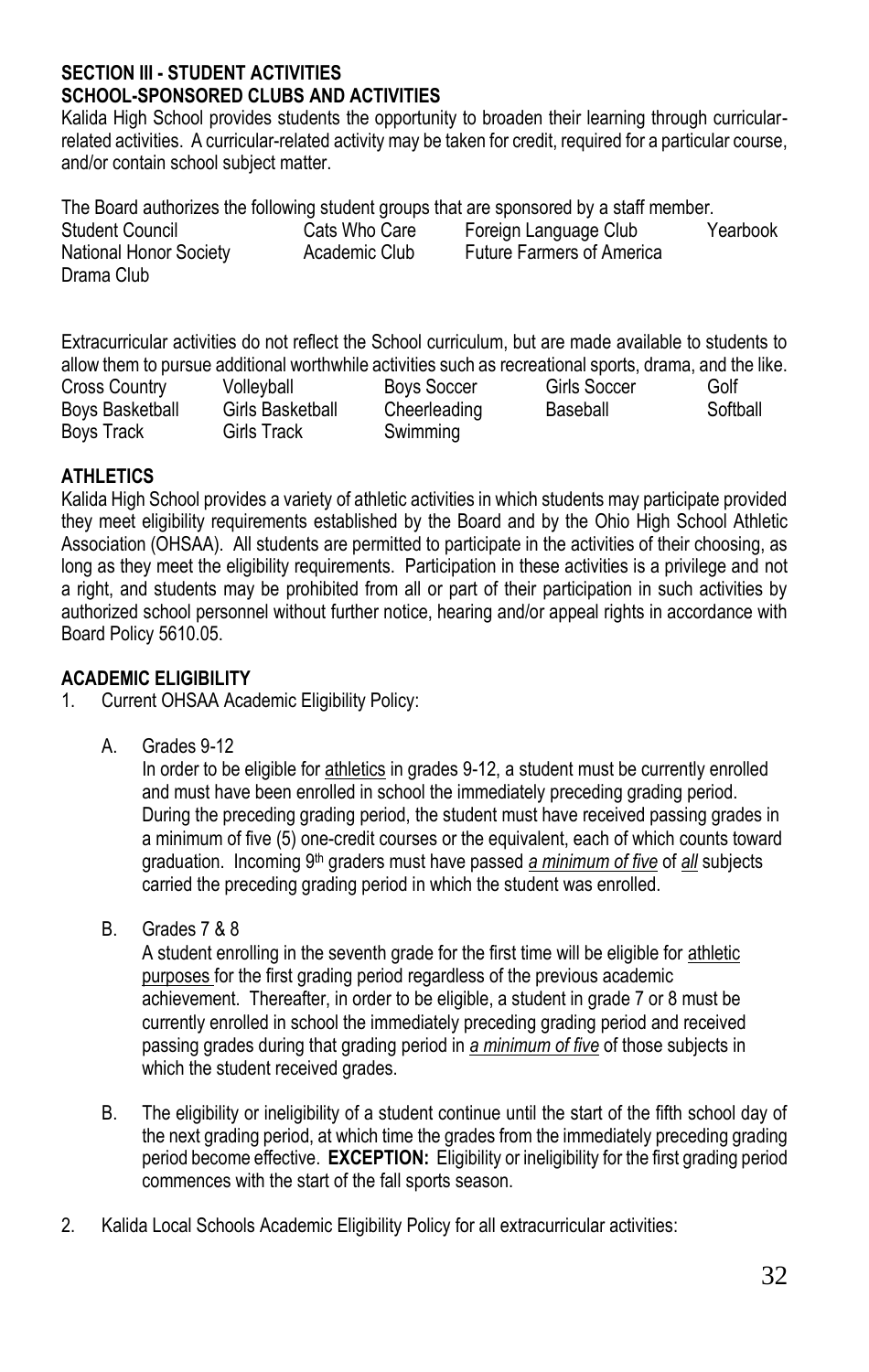**SECTION III - STUDENT ACTIVITIES**
**SCHOOL-SPONSORED CLUBS AND ACTIVITIES**

Kalida High School provides students the opportunity to broaden their learning through curricular-related activities. A curricular-related activity may be taken for credit, required for a particular course, and/or contain school subject matter.

The Board authorizes the following student groups that are sponsored by a staff member.

| | | | |
|---|---|---|---|
| Student Council | Cats Who Care | Foreign Language Club | Yearbook |
| National Honor Society | Academic Club | Future Farmers of America | |
| Drama Club | | | |

Extracurricular activities do not reflect the School curriculum, but are made available to students to allow them to pursue additional worthwhile activities such as recreational sports, drama, and the like.

| | | | | |
|---|---|---|---|---|
| Cross Country | Volleyball | Boys Soccer | Girls Soccer | Golf |
| Boys Basketball | Girls Basketball | Cheerleading | Baseball | Softball |
| Boys Track | Girls Track | Swimming | | |

**ATHLETICS**

Kalida High School provides a variety of athletic activities in which students may participate provided they meet eligibility requirements established by the Board and by the Ohio High School Athletic Association (OHSAA). All students are permitted to participate in the activities of their choosing, as long as they meet the eligibility requirements. Participation in these activities is a privilege and not a right, and students may be prohibited from all or part of their participation in such activities by authorized school personnel without further notice, hearing and/or appeal rights in accordance with Board Policy 5610.05.

**ACADEMIC ELIGIBILITY**

1. Current OHSAA Academic Eligibility Policy:

   A. Grades 9-12

      In order to be eligible for athletics in grades 9-12, a student must be currently enrolled and must have been enrolled in school the immediately preceding grading period. During the preceding grading period, the student must have received passing grades in a minimum of five (5) one-credit courses or the equivalent, each of which counts toward graduation. Incoming 9th graders must have passed *a minimum of five* of *all* subjects carried the preceding grading period in which the student was enrolled.

   B. Grades 7 & 8

      A student enrolling in the seventh grade for the first time will be eligible for athletic purposes for the first grading period regardless of the previous academic achievement. Thereafter, in order to be eligible, a student in grade 7 or 8 must be currently enrolled in school the immediately preceding grading period and received passing grades during that grading period in *a minimum of five* of those subjects in which the student received grades.

   B. The eligibility or ineligibility of a student continue until the start of the fifth school day of the next grading period, at which time the grades from the immediately preceding grading period become effective. **EXCEPTION:** Eligibility or ineligibility for the first grading period commences with the start of the fall sports season.

2. Kalida Local Schools Academic Eligibility Policy for all extracurricular activities: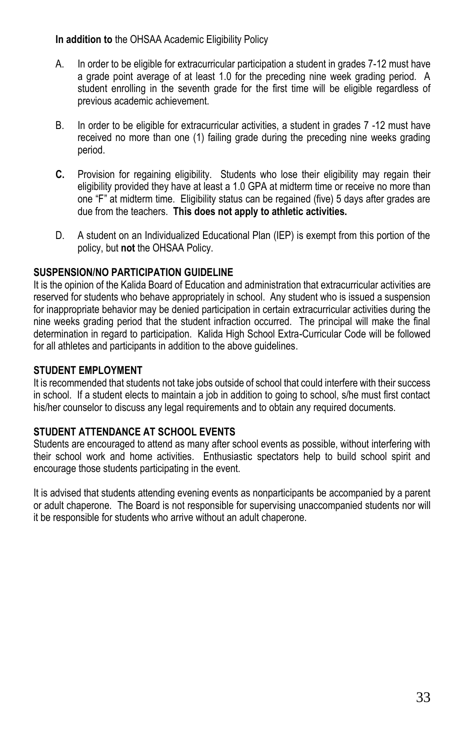**In addition to** the OHSAA Academic Eligibility Policy

A. In order to be eligible for extracurricular participation a student in grades 7-12 must have a grade point average of at least 1.0 for the preceding nine week grading period. A student enrolling in the seventh grade for the first time will be eligible regardless of previous academic achievement.

B. In order to be eligible for extracurricular activities, a student in grades 7 -12 must have received no more than one (1) failing grade during the preceding nine weeks grading period.

**C.** Provision for regaining eligibility. Students who lose their eligibility may regain their eligibility provided they have at least a 1.0 GPA at midterm time or receive no more than one "F" at midterm time. Eligibility status can be regained (five) 5 days after grades are due from the teachers. **This does not apply to athletic activities.**

D. A student on an Individualized Educational Plan (IEP) is exempt from this portion of the policy, but **not** the OHSAA Policy.

## SUSPENSION/NO PARTICIPATION GUIDELINE

It is the opinion of the Kalida Board of Education and administration that extracurricular activities are reserved for students who behave appropriately in school. Any student who is issued a suspension for inappropriate behavior may be denied participation in certain extracurricular activities during the nine weeks grading period that the student infraction occurred. The principal will make the final determination in regard to participation. Kalida High School Extra-Curricular Code will be followed for all athletes and participants in addition to the above guidelines.

## STUDENT EMPLOYMENT

It is recommended that students not take jobs outside of school that could interfere with their success in school. If a student elects to maintain a job in addition to going to school, s/he must first contact his/her counselor to discuss any legal requirements and to obtain any required documents.

## STUDENT ATTENDANCE AT SCHOOL EVENTS

Students are encouraged to attend as many after school events as possible, without interfering with their school work and home activities. Enthusiastic spectators help to build school spirit and encourage those students participating in the event.

It is advised that students attending evening events as nonparticipants be accompanied by a parent or adult chaperone. The Board is not responsible for supervising unaccompanied students nor will it be responsible for students who arrive without an adult chaperone.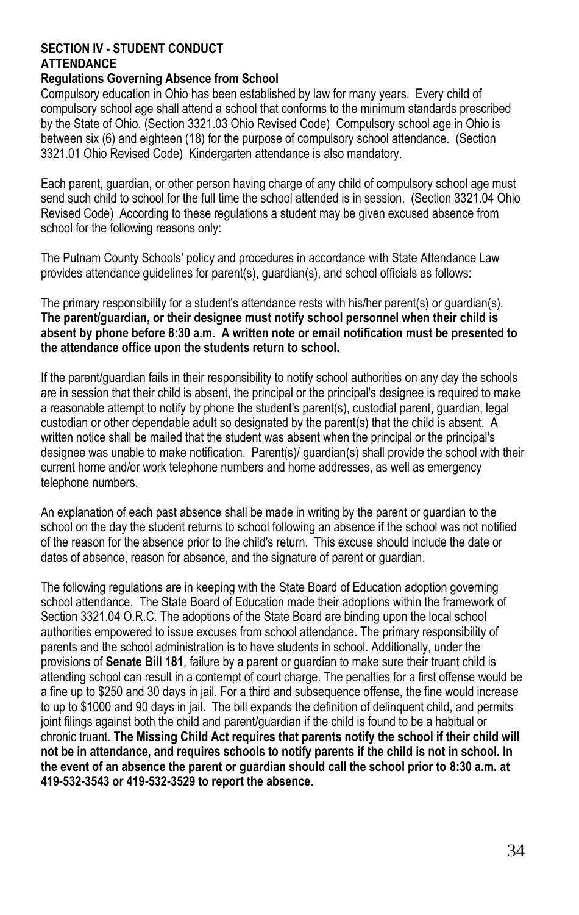## SECTION IV - STUDENT CONDUCT

### ATTENDANCE

#### Regulations Governing Absence from School

Compulsory education in Ohio has been established by law for many years. Every child of compulsory school age shall attend a school that conforms to the minimum standards prescribed by the State of Ohio. (Section 3321.03 Ohio Revised Code) Compulsory school age in Ohio is between six (6) and eighteen (18) for the purpose of compulsory school attendance. (Section 3321.01 Ohio Revised Code) Kindergarten attendance is also mandatory.

Each parent, guardian, or other person having charge of any child of compulsory school age must send such child to school for the full time the school attended is in session. (Section 3321.04 Ohio Revised Code) According to these regulations a student may be given excused absence from school for the following reasons only:

The Putnam County Schools' policy and procedures in accordance with State Attendance Law provides attendance guidelines for parent(s), guardian(s), and school officials as follows:

The primary responsibility for a student's attendance rests with his/her parent(s) or guardian(s). **The parent/guardian, or their designee must notify school personnel when their child is absent by phone before 8:30 a.m. A written note or email notification must be presented to the attendance office upon the students return to school.**

If the parent/guardian fails in their responsibility to notify school authorities on any day the schools are in session that their child is absent, the principal or the principal's designee is required to make a reasonable attempt to notify by phone the student's parent(s), custodial parent, guardian, legal custodian or other dependable adult so designated by the parent(s) that the child is absent. A written notice shall be mailed that the student was absent when the principal or the principal's designee was unable to make notification. Parent(s)/ guardian(s) shall provide the school with their current home and/or work telephone numbers and home addresses, as well as emergency telephone numbers.

An explanation of each past absence shall be made in writing by the parent or guardian to the school on the day the student returns to school following an absence if the school was not notified of the reason for the absence prior to the child's return. This excuse should include the date or dates of absence, reason for absence, and the signature of parent or guardian.

The following regulations are in keeping with the State Board of Education adoption governing school attendance. The State Board of Education made their adoptions within the framework of Section 3321.04 O.R.C. The adoptions of the State Board are binding upon the local school authorities empowered to issue excuses from school attendance. The primary responsibility of parents and the school administration is to have students in school. Additionally, under the provisions of **Senate Bill 181**, failure by a parent or guardian to make sure their truant child is attending school can result in a contempt of court charge. The penalties for a first offense would be a fine up to $250 and 30 days in jail. For a third and subsequence offense, the fine would increase to up to $1000 and 90 days in jail. The bill expands the definition of delinquent child, and permits joint filings against both the child and parent/guardian if the child is found to be a habitual or chronic truant. **The Missing Child Act requires that parents notify the school if their child will not be in attendance, and requires schools to notify parents if the child is not in school. In the event of an absence the parent or guardian should call the school prior to 8:30 a.m. at 419-532-3543 or 419-532-3529 to report the absence**.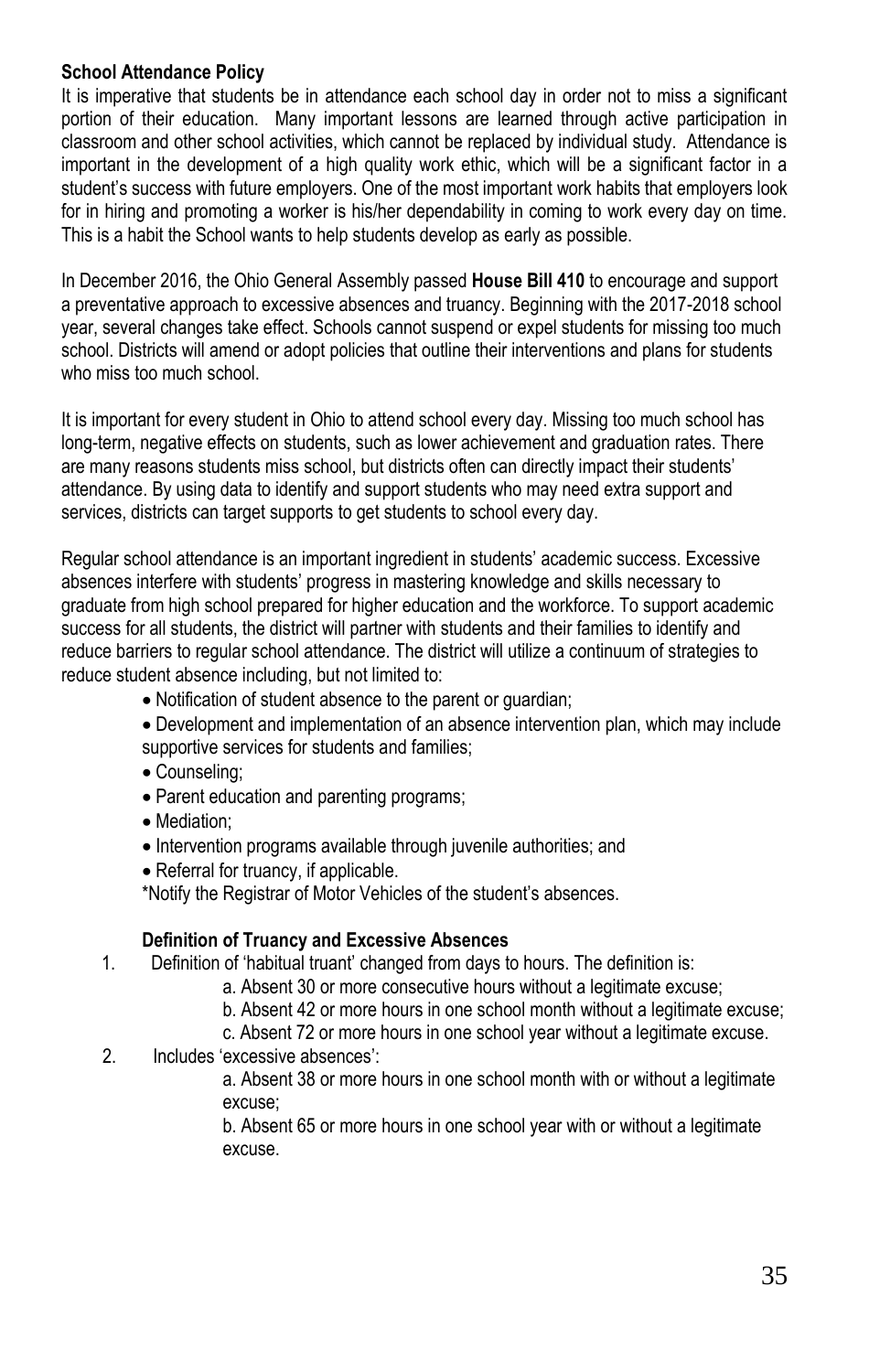**School Attendance Policy**

It is imperative that students be in attendance each school day in order not to miss a significant portion of their education. Many important lessons are learned through active participation in classroom and other school activities, which cannot be replaced by individual study. Attendance is important in the development of a high quality work ethic, which will be a significant factor in a student's success with future employers. One of the most important work habits that employers look for in hiring and promoting a worker is his/her dependability in coming to work every day on time. This is a habit the School wants to help students develop as early as possible.

In December 2016, the Ohio General Assembly passed **House Bill 410** to encourage and support a preventative approach to excessive absences and truancy. Beginning with the 2017-2018 school year, several changes take effect. Schools cannot suspend or expel students for missing too much school. Districts will amend or adopt policies that outline their interventions and plans for students who miss too much school.

It is important for every student in Ohio to attend school every day. Missing too much school has long-term, negative effects on students, such as lower achievement and graduation rates. There are many reasons students miss school, but districts often can directly impact their students' attendance. By using data to identify and support students who may need extra support and services, districts can target supports to get students to school every day.

Regular school attendance is an important ingredient in students' academic success. Excessive absences interfere with students' progress in mastering knowledge and skills necessary to graduate from high school prepared for higher education and the workforce. To support academic success for all students, the district will partner with students and their families to identify and reduce barriers to regular school attendance. The district will utilize a continuum of strategies to reduce student absence including, but not limited to:

- Notification of student absence to the parent or guardian;
- Development and implementation of an absence intervention plan, which may include supportive services for students and families;
- Counseling;
- Parent education and parenting programs;
- Mediation;
- Intervention programs available through juvenile authorities; and
- Referral for truancy, if applicable.

*Notify the Registrar of Motor Vehicles of the student's absences.

**Definition of Truancy and Excessive Absences**

1. Definition of 'habitual truant' changed from days to hours. The definition is:
   a. Absent 30 or more consecutive hours without a legitimate excuse;
   b. Absent 42 or more hours in one school month without a legitimate excuse;
   c. Absent 72 or more hours in one school year without a legitimate excuse.
2. Includes 'excessive absences':
   a. Absent 38 or more hours in one school month with or without a legitimate excuse;
   b. Absent 65 or more hours in one school year with or without a legitimate excuse.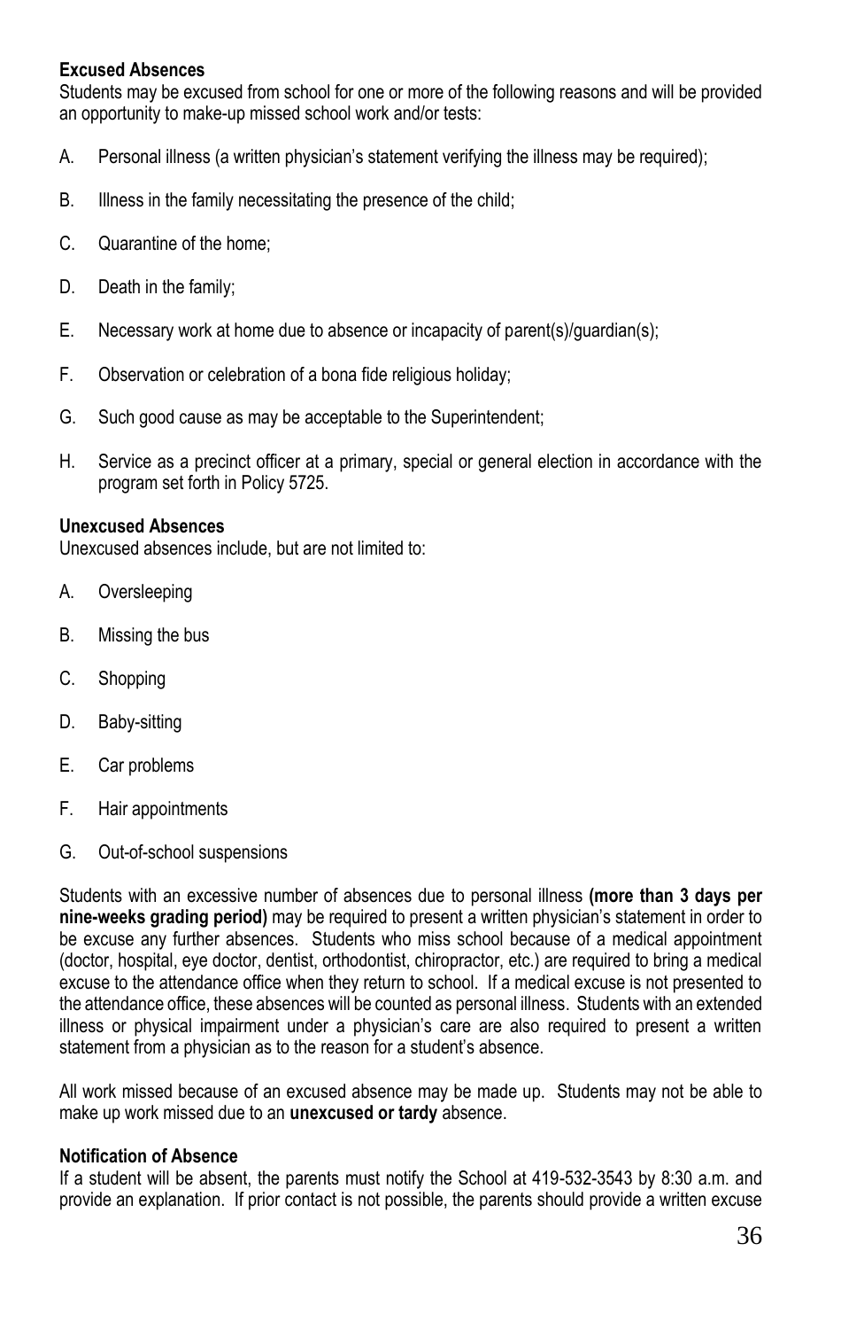**Excused Absences**
Students may be excused from school for one or more of the following reasons and will be provided an opportunity to make-up missed school work and/or tests:

A. Personal illness (a written physician's statement verifying the illness may be required);

B. Illness in the family necessitating the presence of the child;

C. Quarantine of the home;

D. Death in the family;

E. Necessary work at home due to absence or incapacity of parent(s)/guardian(s);

F. Observation or celebration of a bona fide religious holiday;

G. Such good cause as may be acceptable to the Superintendent;

H. Service as a precinct officer at a primary, special or general election in accordance with the program set forth in Policy 5725.

**Unexcused Absences**
Unexcused absences include, but are not limited to:

A. Oversleeping

B. Missing the bus

C. Shopping

D. Baby-sitting

E. Car problems

F. Hair appointments

G. Out-of-school suspensions

Students with an excessive number of absences due to personal illness **(more than 3 days per nine-weeks grading period)** may be required to present a written physician's statement in order to be excuse any further absences. Students who miss school because of a medical appointment (doctor, hospital, eye doctor, dentist, orthodontist, chiropractor, etc.) are required to bring a medical excuse to the attendance office when they return to school. If a medical excuse is not presented to the attendance office, these absences will be counted as personal illness. Students with an extended illness or physical impairment under a physician's care are also required to present a written statement from a physician as to the reason for a student's absence.

All work missed because of an excused absence may be made up. Students may not be able to make up work missed due to an **unexcused or tardy** absence.

**Notification of Absence**
If a student will be absent, the parents must notify the School at 419-532-3543 by 8:30 a.m. and provide an explanation. If prior contact is not possible, the parents should provide a written excuse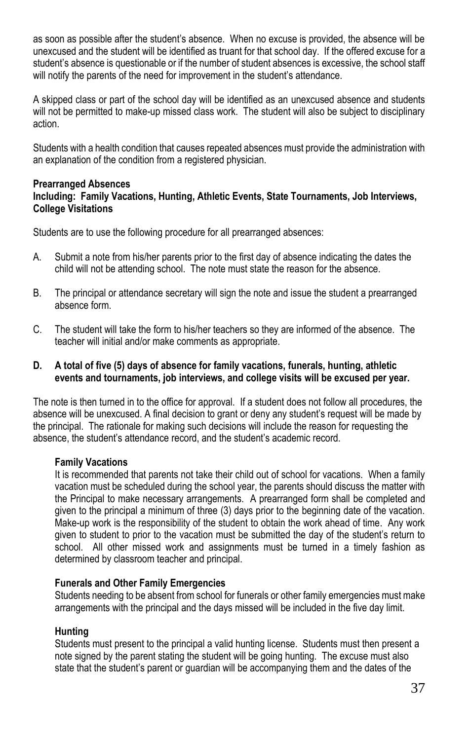as soon as possible after the student's absence. When no excuse is provided, the absence will be unexcused and the student will be identified as truant for that school day. If the offered excuse for a student's absence is questionable or if the number of student absences is excessive, the school staff will notify the parents of the need for improvement in the student's attendance.

A skipped class or part of the school day will be identified as an unexcused absence and students will not be permitted to make-up missed class work. The student will also be subject to disciplinary action.

Students with a health condition that causes repeated absences must provide the administration with an explanation of the condition from a registered physician.

**Prearranged Absences**
**Including: Family Vacations, Hunting, Athletic Events, State Tournaments, Job Interviews, College Visitations**

Students are to use the following procedure for all prearranged absences:

A. Submit a note from his/her parents prior to the first day of absence indicating the dates the child will not be attending school. The note must state the reason for the absence.

B. The principal or attendance secretary will sign the note and issue the student a prearranged absence form.

C. The student will take the form to his/her teachers so they are informed of the absence. The teacher will initial and/or make comments as appropriate.

**D. A total of five (5) days of absence for family vacations, funerals, hunting, athletic events and tournaments, job interviews, and college visits will be excused per year.**

The note is then turned in to the office for approval. If a student does not follow all procedures, the absence will be unexcused. A final decision to grant or deny any student's request will be made by the principal. The rationale for making such decisions will include the reason for requesting the absence, the student's attendance record, and the student's academic record.

**Family Vacations**
It is recommended that parents not take their child out of school for vacations. When a family vacation must be scheduled during the school year, the parents should discuss the matter with the Principal to make necessary arrangements. A prearranged form shall be completed and given to the principal a minimum of three (3) days prior to the beginning date of the vacation. Make-up work is the responsibility of the student to obtain the work ahead of time. Any work given to student to prior to the vacation must be submitted the day of the student's return to school. All other missed work and assignments must be turned in a timely fashion as determined by classroom teacher and principal.

**Funerals and Other Family Emergencies**
Students needing to be absent from school for funerals or other family emergencies must make arrangements with the principal and the days missed will be included in the five day limit.

**Hunting**
Students must present to the principal a valid hunting license. Students must then present a note signed by the parent stating the student will be going hunting. The excuse must also state that the student's parent or guardian will be accompanying them and the dates of the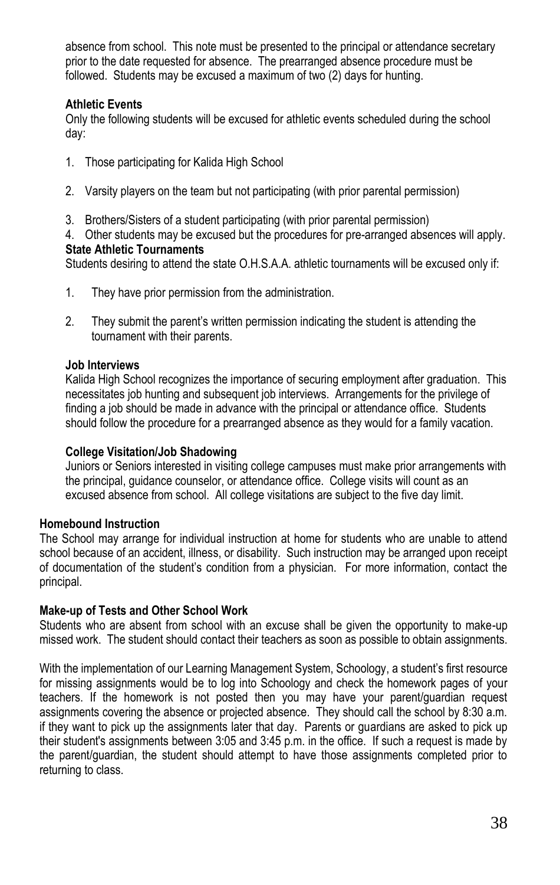absence from school. This note must be presented to the principal or attendance secretary prior to the date requested for absence. The prearranged absence procedure must be followed. Students may be excused a maximum of two (2) days for hunting.

### Athletic Events

Only the following students will be excused for athletic events scheduled during the school day:

1. Those participating for Kalida High School
2. Varsity players on the team but not participating (with prior parental permission)
3. Brothers/Sisters of a student participating (with prior parental permission)
4. Other students may be excused but the procedures for pre-arranged absences will apply.

### State Athletic Tournaments

Students desiring to attend the state O.H.S.A.A. athletic tournaments will be excused only if:

1. They have prior permission from the administration.
2. They submit the parent's written permission indicating the student is attending the tournament with their parents.

### Job Interviews

Kalida High School recognizes the importance of securing employment after graduation. This necessitates job hunting and subsequent job interviews. Arrangements for the privilege of finding a job should be made in advance with the principal or attendance office. Students should follow the procedure for a prearranged absence as they would for a family vacation.

### College Visitation/Job Shadowing

Juniors or Seniors interested in visiting college campuses must make prior arrangements with the principal, guidance counselor, or attendance office. College visits will count as an excused absence from school. All college visitations are subject to the five day limit.

## Homebound Instruction

The School may arrange for individual instruction at home for students who are unable to attend school because of an accident, illness, or disability. Such instruction may be arranged upon receipt of documentation of the student's condition from a physician. For more information, contact the principal.

## Make-up of Tests and Other School Work

Students who are absent from school with an excuse shall be given the opportunity to make-up missed work. The student should contact their teachers as soon as possible to obtain assignments.

With the implementation of our Learning Management System, Schoology, a student's first resource for missing assignments would be to log into Schoology and check the homework pages of your teachers. If the homework is not posted then you may have your parent/guardian request assignments covering the absence or projected absence. They should call the school by 8:30 a.m. if they want to pick up the assignments later that day. Parents or guardians are asked to pick up their student's assignments between 3:05 and 3:45 p.m. in the office. If such a request is made by the parent/guardian, the student should attempt to have those assignments completed prior to returning to class.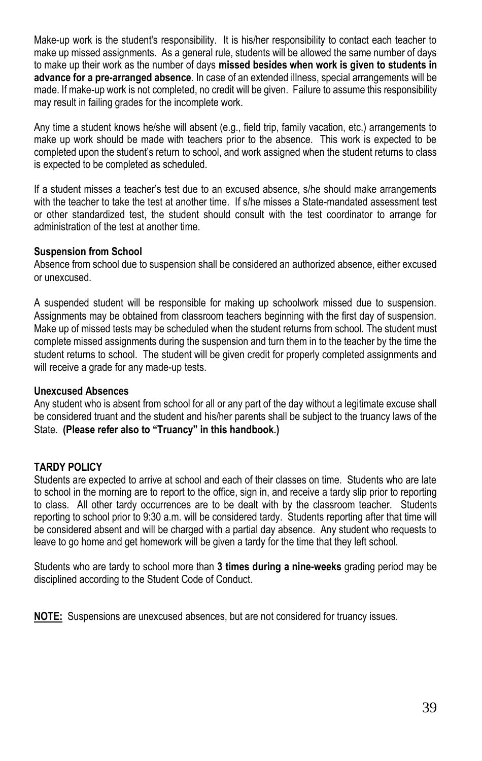Make-up work is the student's responsibility. It is his/her responsibility to contact each teacher to make up missed assignments. As a general rule, students will be allowed the same number of days to make up their work as the number of days **missed besides when work is given to students in advance for a pre-arranged absence**. In case of an extended illness, special arrangements will be made. If make-up work is not completed, no credit will be given. Failure to assume this responsibility may result in failing grades for the incomplete work.

Any time a student knows he/she will absent (e.g., field trip, family vacation, etc.) arrangements to make up work should be made with teachers prior to the absence. This work is expected to be completed upon the student's return to school, and work assigned when the student returns to class is expected to be completed as scheduled.

If a student misses a teacher's test due to an excused absence, s/he should make arrangements with the teacher to take the test at another time. If s/he misses a State-mandated assessment test or other standardized test, the student should consult with the test coordinator to arrange for administration of the test at another time.

**Suspension from School**

Absence from school due to suspension shall be considered an authorized absence, either excused or unexcused.

A suspended student will be responsible for making up schoolwork missed due to suspension. Assignments may be obtained from classroom teachers beginning with the first day of suspension. Make up of missed tests may be scheduled when the student returns from school. The student must complete missed assignments during the suspension and turn them in to the teacher by the time the student returns to school. The student will be given credit for properly completed assignments and will receive a grade for any made-up tests.

**Unexcused Absences**

Any student who is absent from school for all or any part of the day without a legitimate excuse shall be considered truant and the student and his/her parents shall be subject to the truancy laws of the State. **(Please refer also to "Truancy" in this handbook.)**

**TARDY POLICY**

Students are expected to arrive at school and each of their classes on time. Students who are late to school in the morning are to report to the office, sign in, and receive a tardy slip prior to reporting to class. All other tardy occurrences are to be dealt with by the classroom teacher. Students reporting to school prior to 9:30 a.m. will be considered tardy. Students reporting after that time will be considered absent and will be charged with a partial day absence. Any student who requests to leave to go home and get homework will be given a tardy for the time that they left school.

Students who are tardy to school more than **3 times during a nine-weeks** grading period may be disciplined according to the Student Code of Conduct.

**NOTE:** Suspensions are unexcused absences, but are not considered for truancy issues.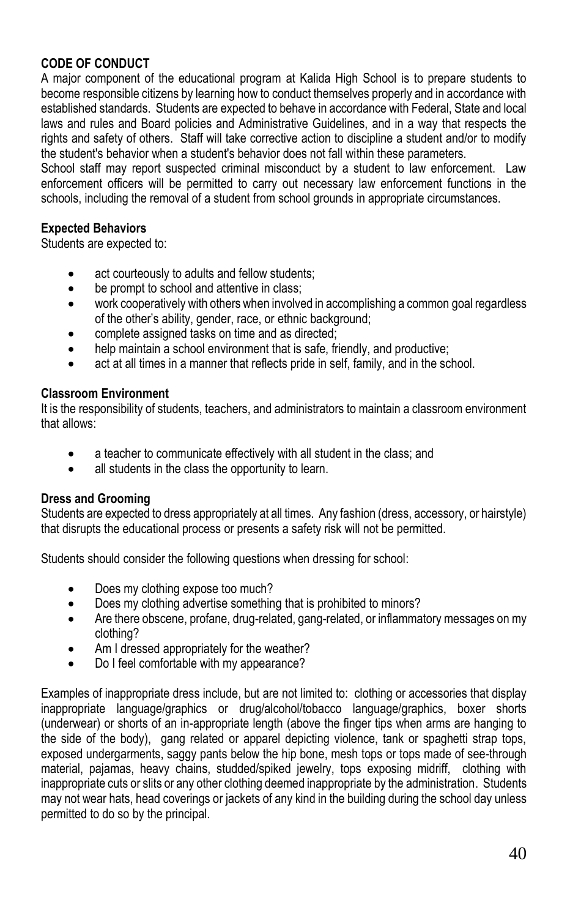**CODE OF CONDUCT**

A major component of the educational program at Kalida High School is to prepare students to become responsible citizens by learning how to conduct themselves properly and in accordance with established standards. Students are expected to behave in accordance with Federal, State and local laws and rules and Board policies and Administrative Guidelines, and in a way that respects the rights and safety of others. Staff will take corrective action to discipline a student and/or to modify the student's behavior when a student's behavior does not fall within these parameters.

School staff may report suspected criminal misconduct by a student to law enforcement. Law enforcement officers will be permitted to carry out necessary law enforcement functions in the schools, including the removal of a student from school grounds in appropriate circumstances.

**Expected Behaviors**

Students are expected to:

- act courteously to adults and fellow students;
- be prompt to school and attentive in class;
- work cooperatively with others when involved in accomplishing a common goal regardless of the other's ability, gender, race, or ethnic background;
- complete assigned tasks on time and as directed;
- help maintain a school environment that is safe, friendly, and productive;
- act at all times in a manner that reflects pride in self, family, and in the school.

**Classroom Environment**

It is the responsibility of students, teachers, and administrators to maintain a classroom environment that allows:

- a teacher to communicate effectively with all student in the class; and
- all students in the class the opportunity to learn.

**Dress and Grooming**

Students are expected to dress appropriately at all times. Any fashion (dress, accessory, or hairstyle) that disrupts the educational process or presents a safety risk will not be permitted.

Students should consider the following questions when dressing for school:

- Does my clothing expose too much?
- Does my clothing advertise something that is prohibited to minors?
- Are there obscene, profane, drug-related, gang-related, or inflammatory messages on my clothing?
- Am I dressed appropriately for the weather?
- Do I feel comfortable with my appearance?

Examples of inappropriate dress include, but are not limited to: clothing or accessories that display inappropriate language/graphics or drug/alcohol/tobacco language/graphics, boxer shorts (underwear) or shorts of an in-appropriate length (above the finger tips when arms are hanging to the side of the body), gang related or apparel depicting violence, tank or spaghetti strap tops, exposed undergarments, saggy pants below the hip bone, mesh tops or tops made of see-through material, pajamas, heavy chains, studded/spiked jewelry, tops exposing midriff, clothing with inappropriate cuts or slits or any other clothing deemed inappropriate by the administration. Students may not wear hats, head coverings or jackets of any kind in the building during the school day unless permitted to do so by the principal.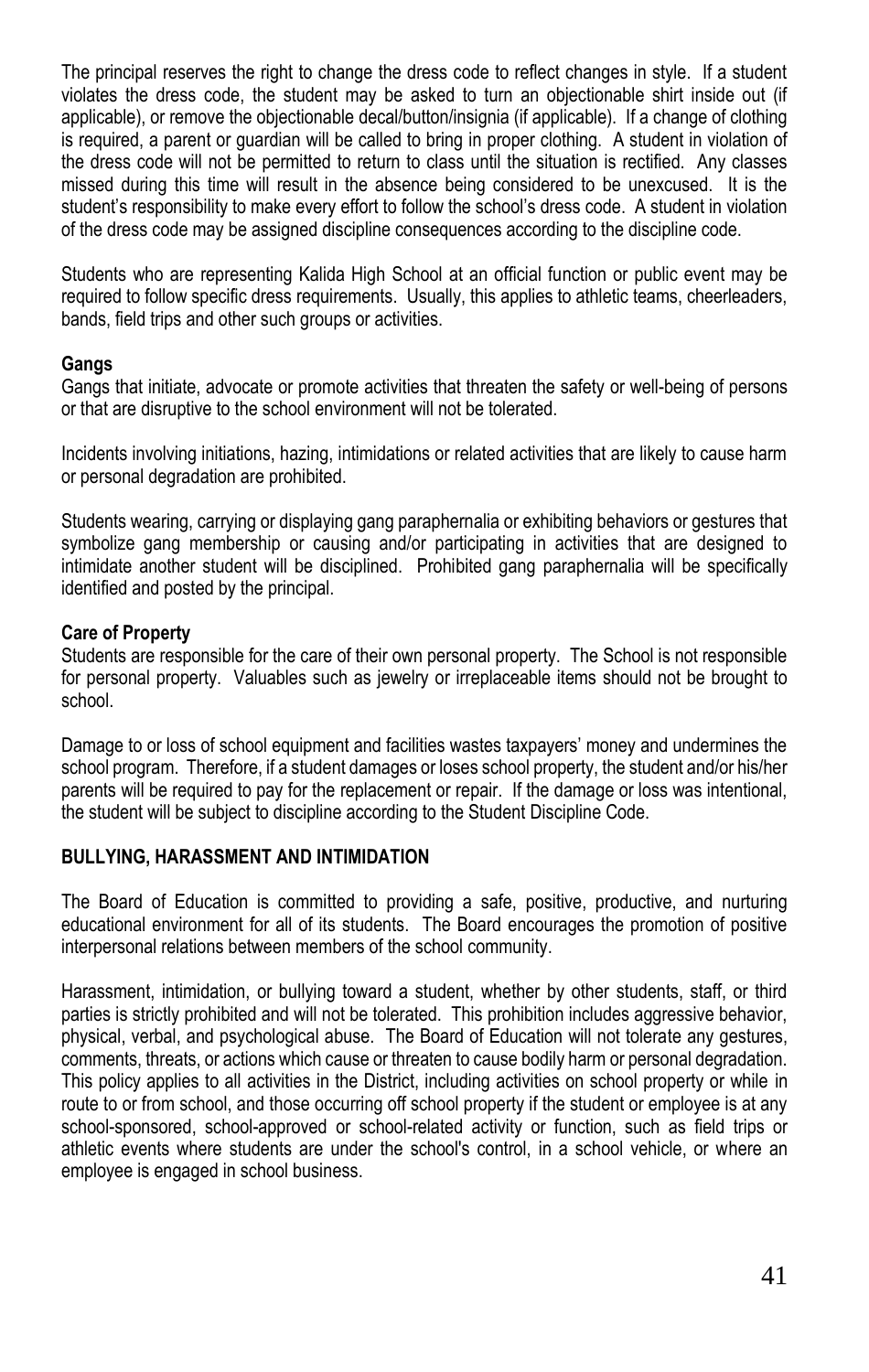The principal reserves the right to change the dress code to reflect changes in style. If a student violates the dress code, the student may be asked to turn an objectionable shirt inside out (if applicable), or remove the objectionable decal/button/insignia (if applicable). If a change of clothing is required, a parent or guardian will be called to bring in proper clothing. A student in violation of the dress code will not be permitted to return to class until the situation is rectified. Any classes missed during this time will result in the absence being considered to be unexcused. It is the student's responsibility to make every effort to follow the school's dress code. A student in violation of the dress code may be assigned discipline consequences according to the discipline code.

Students who are representing Kalida High School at an official function or public event may be required to follow specific dress requirements. Usually, this applies to athletic teams, cheerleaders, bands, field trips and other such groups or activities.

**Gangs**

Gangs that initiate, advocate or promote activities that threaten the safety or well-being of persons or that are disruptive to the school environment will not be tolerated.

Incidents involving initiations, hazing, intimidations or related activities that are likely to cause harm or personal degradation are prohibited.

Students wearing, carrying or displaying gang paraphernalia or exhibiting behaviors or gestures that symbolize gang membership or causing and/or participating in activities that are designed to intimidate another student will be disciplined. Prohibited gang paraphernalia will be specifically identified and posted by the principal.

**Care of Property**

Students are responsible for the care of their own personal property. The School is not responsible for personal property. Valuables such as jewelry or irreplaceable items should not be brought to school.

Damage to or loss of school equipment and facilities wastes taxpayers' money and undermines the school program. Therefore, if a student damages or loses school property, the student and/or his/her parents will be required to pay for the replacement or repair. If the damage or loss was intentional, the student will be subject to discipline according to the Student Discipline Code.

## BULLYING, HARASSMENT AND INTIMIDATION

The Board of Education is committed to providing a safe, positive, productive, and nurturing educational environment for all of its students. The Board encourages the promotion of positive interpersonal relations between members of the school community.

Harassment, intimidation, or bullying toward a student, whether by other students, staff, or third parties is strictly prohibited and will not be tolerated. This prohibition includes aggressive behavior, physical, verbal, and psychological abuse. The Board of Education will not tolerate any gestures, comments, threats, or actions which cause or threaten to cause bodily harm or personal degradation. This policy applies to all activities in the District, including activities on school property or while in route to or from school, and those occurring off school property if the student or employee is at any school-sponsored, school-approved or school-related activity or function, such as field trips or athletic events where students are under the school's control, in a school vehicle, or where an employee is engaged in school business.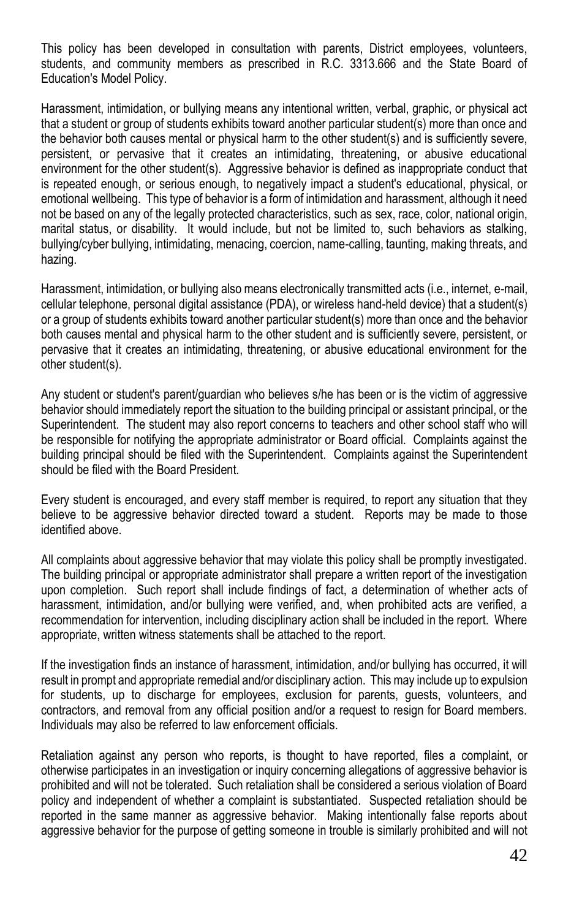This policy has been developed in consultation with parents, District employees, volunteers, students, and community members as prescribed in R.C. 3313.666 and the State Board of Education's Model Policy.

Harassment, intimidation, or bullying means any intentional written, verbal, graphic, or physical act that a student or group of students exhibits toward another particular student(s) more than once and the behavior both causes mental or physical harm to the other student(s) and is sufficiently severe, persistent, or pervasive that it creates an intimidating, threatening, or abusive educational environment for the other student(s). Aggressive behavior is defined as inappropriate conduct that is repeated enough, or serious enough, to negatively impact a student's educational, physical, or emotional wellbeing. This type of behavior is a form of intimidation and harassment, although it need not be based on any of the legally protected characteristics, such as sex, race, color, national origin, marital status, or disability. It would include, but not be limited to, such behaviors as stalking, bullying/cyber bullying, intimidating, menacing, coercion, name-calling, taunting, making threats, and hazing.

Harassment, intimidation, or bullying also means electronically transmitted acts (i.e., internet, e-mail, cellular telephone, personal digital assistance (PDA), or wireless hand-held device) that a student(s) or a group of students exhibits toward another particular student(s) more than once and the behavior both causes mental and physical harm to the other student and is sufficiently severe, persistent, or pervasive that it creates an intimidating, threatening, or abusive educational environment for the other student(s).

Any student or student's parent/guardian who believes s/he has been or is the victim of aggressive behavior should immediately report the situation to the building principal or assistant principal, or the Superintendent. The student may also report concerns to teachers and other school staff who will be responsible for notifying the appropriate administrator or Board official. Complaints against the building principal should be filed with the Superintendent. Complaints against the Superintendent should be filed with the Board President.

Every student is encouraged, and every staff member is required, to report any situation that they believe to be aggressive behavior directed toward a student. Reports may be made to those identified above.

All complaints about aggressive behavior that may violate this policy shall be promptly investigated. The building principal or appropriate administrator shall prepare a written report of the investigation upon completion. Such report shall include findings of fact, a determination of whether acts of harassment, intimidation, and/or bullying were verified, and, when prohibited acts are verified, a recommendation for intervention, including disciplinary action shall be included in the report. Where appropriate, written witness statements shall be attached to the report.

If the investigation finds an instance of harassment, intimidation, and/or bullying has occurred, it will result in prompt and appropriate remedial and/or disciplinary action. This may include up to expulsion for students, up to discharge for employees, exclusion for parents, guests, volunteers, and contractors, and removal from any official position and/or a request to resign for Board members. Individuals may also be referred to law enforcement officials.

Retaliation against any person who reports, is thought to have reported, files a complaint, or otherwise participates in an investigation or inquiry concerning allegations of aggressive behavior is prohibited and will not be tolerated. Such retaliation shall be considered a serious violation of Board policy and independent of whether a complaint is substantiated. Suspected retaliation should be reported in the same manner as aggressive behavior. Making intentionally false reports about aggressive behavior for the purpose of getting someone in trouble is similarly prohibited and will not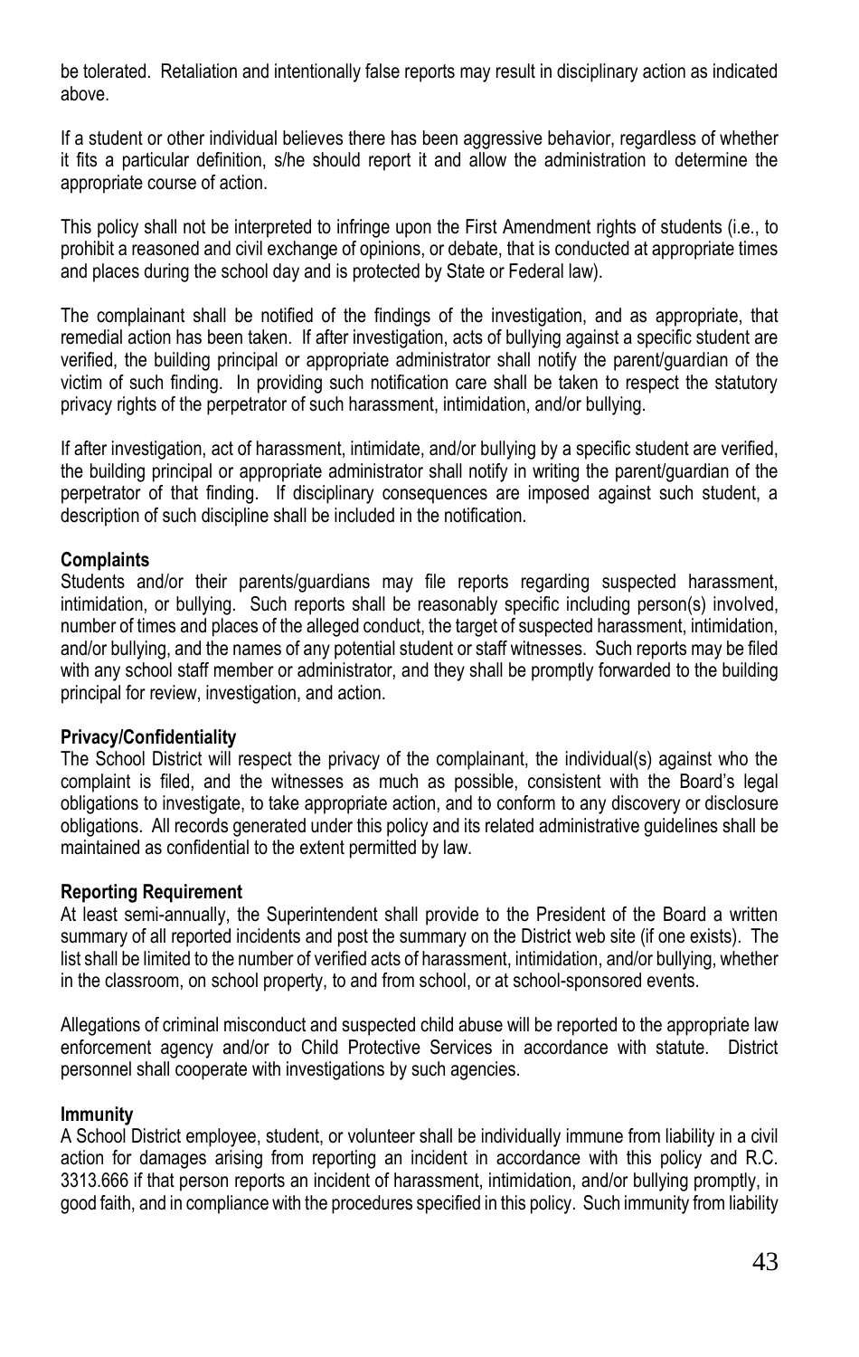be tolerated. Retaliation and intentionally false reports may result in disciplinary action as indicated above.

If a student or other individual believes there has been aggressive behavior, regardless of whether it fits a particular definition, s/he should report it and allow the administration to determine the appropriate course of action.

This policy shall not be interpreted to infringe upon the First Amendment rights of students (i.e., to prohibit a reasoned and civil exchange of opinions, or debate, that is conducted at appropriate times and places during the school day and is protected by State or Federal law).

The complainant shall be notified of the findings of the investigation, and as appropriate, that remedial action has been taken. If after investigation, acts of bullying against a specific student are verified, the building principal or appropriate administrator shall notify the parent/guardian of the victim of such finding. In providing such notification care shall be taken to respect the statutory privacy rights of the perpetrator of such harassment, intimidation, and/or bullying.

If after investigation, act of harassment, intimidate, and/or bullying by a specific student are verified, the building principal or appropriate administrator shall notify in writing the parent/guardian of the perpetrator of that finding. If disciplinary consequences are imposed against such student, a description of such discipline shall be included in the notification.

**Complaints**
Students and/or their parents/guardians may file reports regarding suspected harassment, intimidation, or bullying. Such reports shall be reasonably specific including person(s) involved, number of times and places of the alleged conduct, the target of suspected harassment, intimidation, and/or bullying, and the names of any potential student or staff witnesses. Such reports may be filed with any school staff member or administrator, and they shall be promptly forwarded to the building principal for review, investigation, and action.

**Privacy/Confidentiality**
The School District will respect the privacy of the complainant, the individual(s) against who the complaint is filed, and the witnesses as much as possible, consistent with the Board's legal obligations to investigate, to take appropriate action, and to conform to any discovery or disclosure obligations. All records generated under this policy and its related administrative guidelines shall be maintained as confidential to the extent permitted by law.

**Reporting Requirement**
At least semi-annually, the Superintendent shall provide to the President of the Board a written summary of all reported incidents and post the summary on the District web site (if one exists). The list shall be limited to the number of verified acts of harassment, intimidation, and/or bullying, whether in the classroom, on school property, to and from school, or at school-sponsored events.

Allegations of criminal misconduct and suspected child abuse will be reported to the appropriate law enforcement agency and/or to Child Protective Services in accordance with statute. District personnel shall cooperate with investigations by such agencies.

**Immunity**
A School District employee, student, or volunteer shall be individually immune from liability in a civil action for damages arising from reporting an incident in accordance with this policy and R.C. 3313.666 if that person reports an incident of harassment, intimidation, and/or bullying promptly, in good faith, and in compliance with the procedures specified in this policy. Such immunity from liability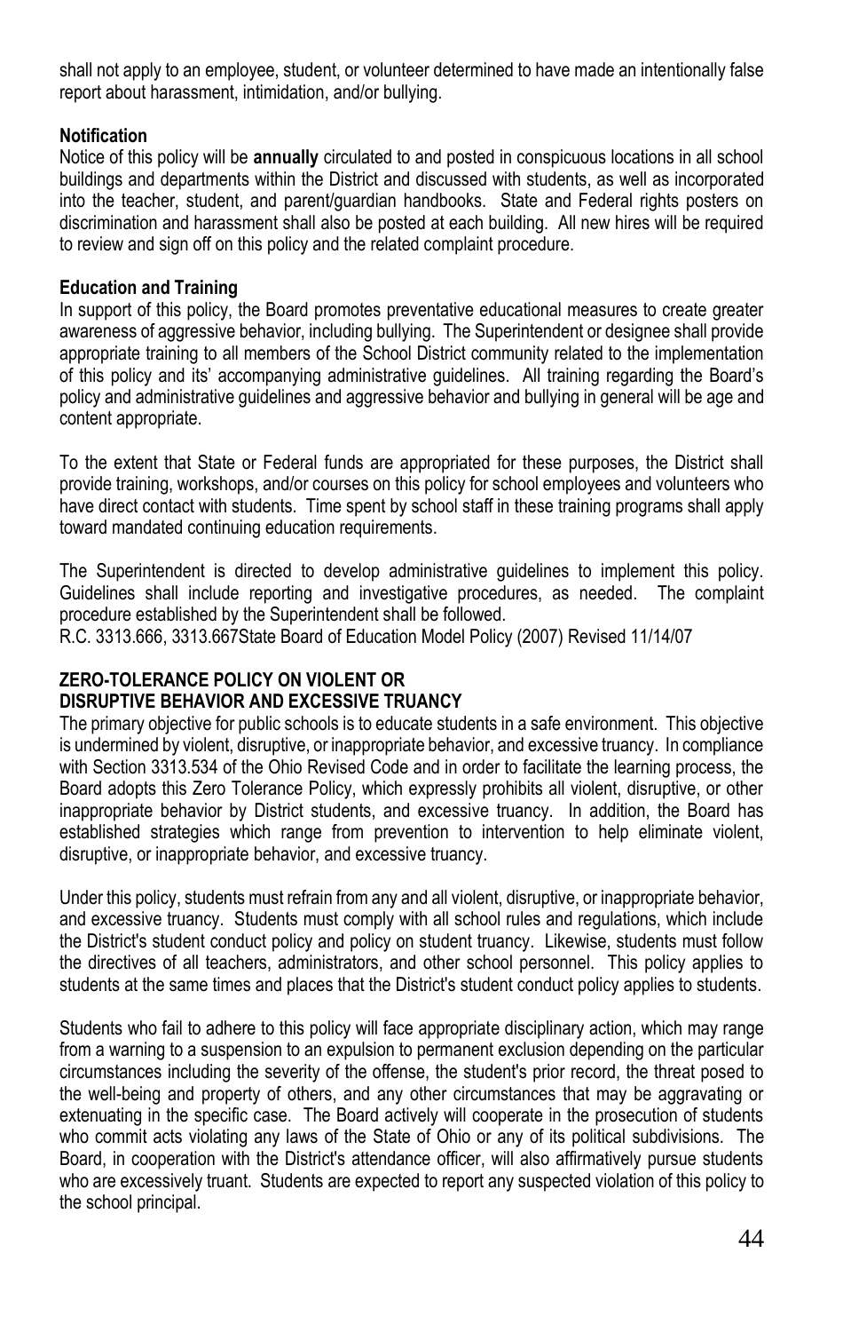shall not apply to an employee, student, or volunteer determined to have made an intentionally false report about harassment, intimidation, and/or bullying.

**Notification**

Notice of this policy will be **annually** circulated to and posted in conspicuous locations in all school buildings and departments within the District and discussed with students, as well as incorporated into the teacher, student, and parent/guardian handbooks. State and Federal rights posters on discrimination and harassment shall also be posted at each building. All new hires will be required to review and sign off on this policy and the related complaint procedure.

**Education and Training**

In support of this policy, the Board promotes preventative educational measures to create greater awareness of aggressive behavior, including bullying. The Superintendent or designee shall provide appropriate training to all members of the School District community related to the implementation of this policy and its' accompanying administrative guidelines. All training regarding the Board's policy and administrative guidelines and aggressive behavior and bullying in general will be age and content appropriate.

To the extent that State or Federal funds are appropriated for these purposes, the District shall provide training, workshops, and/or courses on this policy for school employees and volunteers who have direct contact with students. Time spent by school staff in these training programs shall apply toward mandated continuing education requirements.

The Superintendent is directed to develop administrative guidelines to implement this policy. Guidelines shall include reporting and investigative procedures, as needed. The complaint procedure established by the Superintendent shall be followed.

R.C. 3313.666, 3313.667State Board of Education Model Policy (2007) Revised 11/14/07

**ZERO-TOLERANCE POLICY ON VIOLENT OR DISRUPTIVE BEHAVIOR AND EXCESSIVE TRUANCY**

The primary objective for public schools is to educate students in a safe environment. This objective is undermined by violent, disruptive, or inappropriate behavior, and excessive truancy. In compliance with Section 3313.534 of the Ohio Revised Code and in order to facilitate the learning process, the Board adopts this Zero Tolerance Policy, which expressly prohibits all violent, disruptive, or other inappropriate behavior by District students, and excessive truancy. In addition, the Board has established strategies which range from prevention to intervention to help eliminate violent, disruptive, or inappropriate behavior, and excessive truancy.

Under this policy, students must refrain from any and all violent, disruptive, or inappropriate behavior, and excessive truancy. Students must comply with all school rules and regulations, which include the District's student conduct policy and policy on student truancy. Likewise, students must follow the directives of all teachers, administrators, and other school personnel. This policy applies to students at the same times and places that the District's student conduct policy applies to students.

Students who fail to adhere to this policy will face appropriate disciplinary action, which may range from a warning to a suspension to an expulsion to permanent exclusion depending on the particular circumstances including the severity of the offense, the student's prior record, the threat posed to the well-being and property of others, and any other circumstances that may be aggravating or extenuating in the specific case. The Board actively will cooperate in the prosecution of students who commit acts violating any laws of the State of Ohio or any of its political subdivisions. The Board, in cooperation with the District's attendance officer, will also affirmatively pursue students who are excessively truant. Students are expected to report any suspected violation of this policy to the school principal.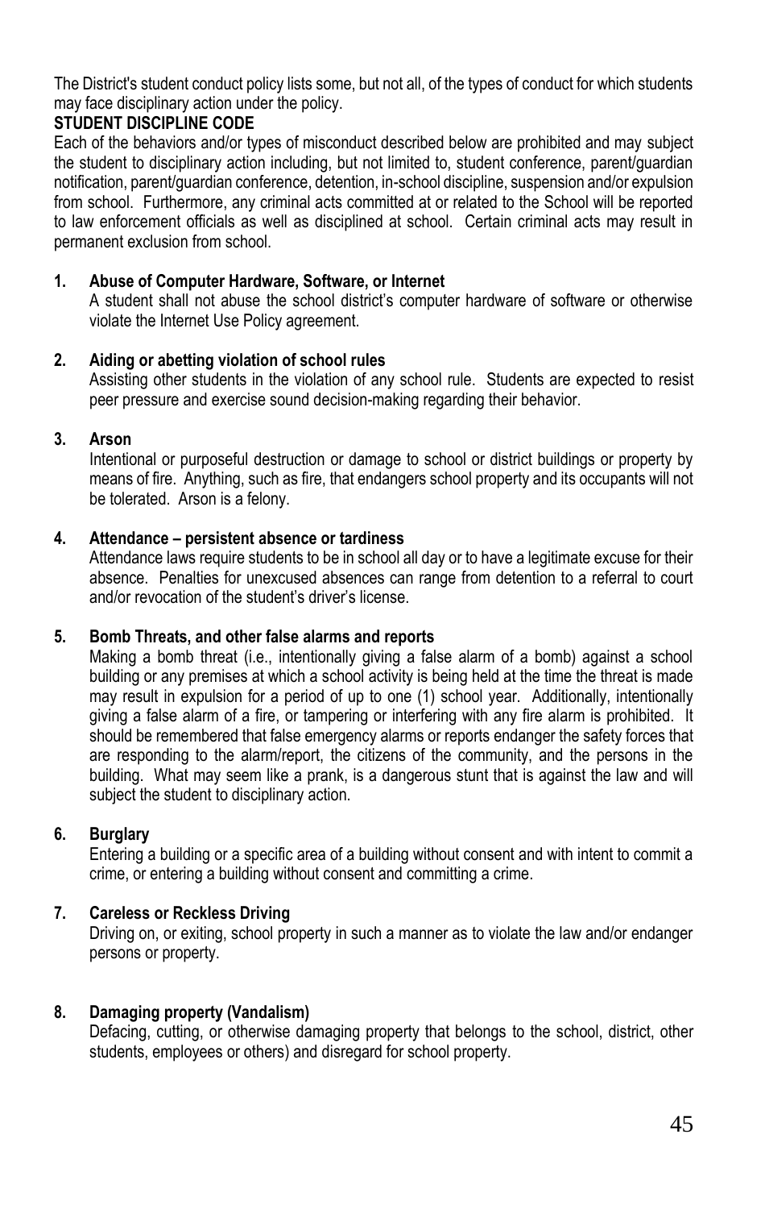The District's student conduct policy lists some, but not all, of the types of conduct for which students may face disciplinary action under the policy.

**STUDENT DISCIPLINE CODE**

Each of the behaviors and/or types of misconduct described below are prohibited and may subject the student to disciplinary action including, but not limited to, student conference, parent/guardian notification, parent/guardian conference, detention, in-school discipline, suspension and/or expulsion from school. Furthermore, any criminal acts committed at or related to the School will be reported to law enforcement officials as well as disciplined at school. Certain criminal acts may result in permanent exclusion from school.

1. **Abuse of Computer Hardware, Software, or Internet**
   A student shall not abuse the school district's computer hardware of software or otherwise violate the Internet Use Policy agreement.

2. **Aiding or abetting violation of school rules**
   Assisting other students in the violation of any school rule. Students are expected to resist peer pressure and exercise sound decision-making regarding their behavior.

3. **Arson**
   Intentional or purposeful destruction or damage to school or district buildings or property by means of fire. Anything, such as fire, that endangers school property and its occupants will not be tolerated. Arson is a felony.

4. **Attendance – persistent absence or tardiness**
   Attendance laws require students to be in school all day or to have a legitimate excuse for their absence. Penalties for unexcused absences can range from detention to a referral to court and/or revocation of the student's driver's license.

5. **Bomb Threats, and other false alarms and reports**
   Making a bomb threat (i.e., intentionally giving a false alarm of a bomb) against a school building or any premises at which a school activity is being held at the time the threat is made may result in expulsion for a period of up to one (1) school year. Additionally, intentionally giving a false alarm of a fire, or tampering or interfering with any fire alarm is prohibited. It should be remembered that false emergency alarms or reports endanger the safety forces that are responding to the alarm/report, the citizens of the community, and the persons in the building. What may seem like a prank, is a dangerous stunt that is against the law and will subject the student to disciplinary action.

6. **Burglary**
   Entering a building or a specific area of a building without consent and with intent to commit a crime, or entering a building without consent and committing a crime.

7. **Careless or Reckless Driving**
   Driving on, or exiting, school property in such a manner as to violate the law and/or endanger persons or property.

8. **Damaging property (Vandalism)**
   Defacing, cutting, or otherwise damaging property that belongs to the school, district, other students, employees or others) and disregard for school property.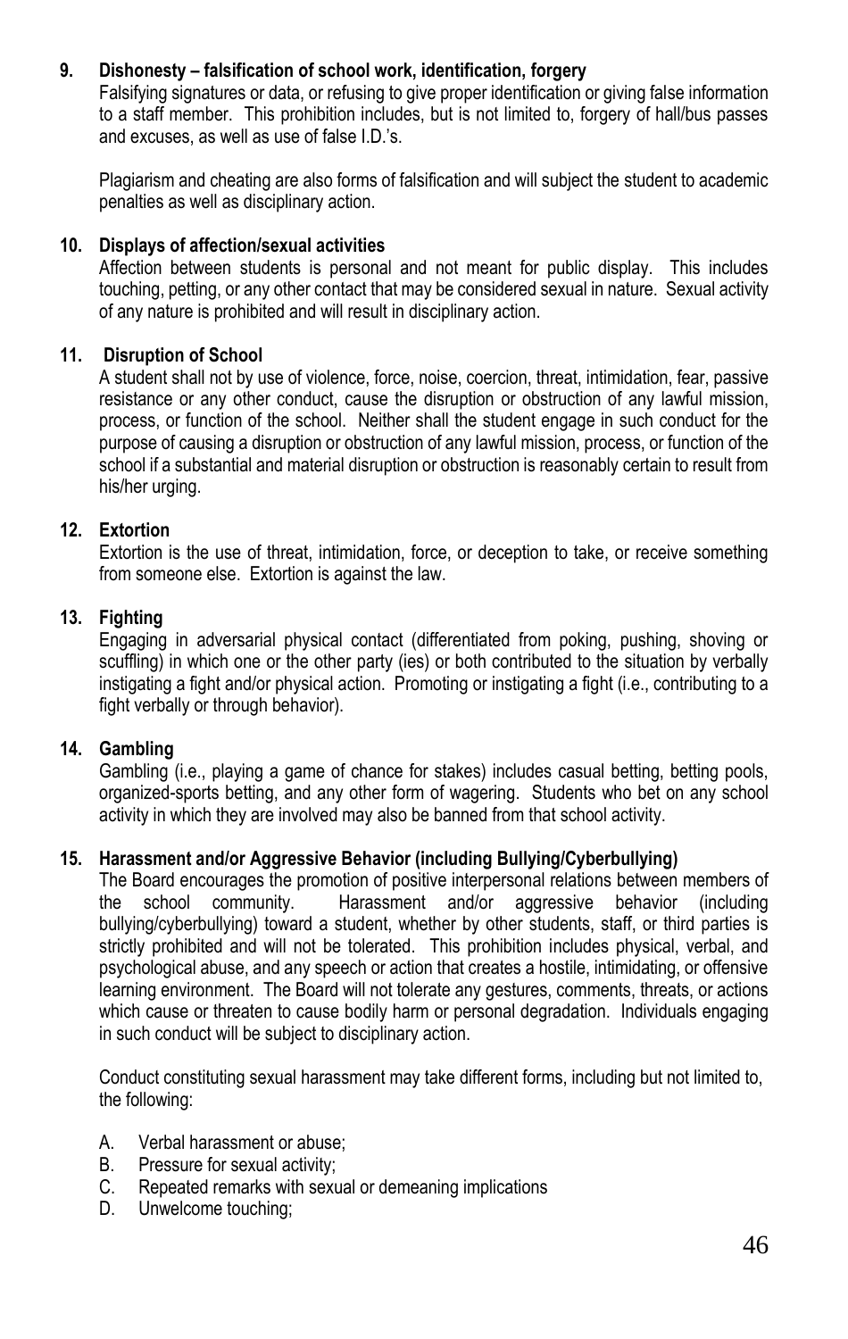**9. Dishonesty – falsification of school work, identification, forgery**

Falsifying signatures or data, or refusing to give proper identification or giving false information to a staff member. This prohibition includes, but is not limited to, forgery of hall/bus passes and excuses, as well as use of false I.D.'s.

Plagiarism and cheating are also forms of falsification and will subject the student to academic penalties as well as disciplinary action.

**10. Displays of affection/sexual activities**

Affection between students is personal and not meant for public display. This includes touching, petting, or any other contact that may be considered sexual in nature. Sexual activity of any nature is prohibited and will result in disciplinary action.

**11. Disruption of School**

A student shall not by use of violence, force, noise, coercion, threat, intimidation, fear, passive resistance or any other conduct, cause the disruption or obstruction of any lawful mission, process, or function of the school. Neither shall the student engage in such conduct for the purpose of causing a disruption or obstruction of any lawful mission, process, or function of the school if a substantial and material disruption or obstruction is reasonably certain to result from his/her urging.

**12. Extortion**

Extortion is the use of threat, intimidation, force, or deception to take, or receive something from someone else. Extortion is against the law.

**13. Fighting**

Engaging in adversarial physical contact (differentiated from poking, pushing, shoving or scuffling) in which one or the other party (ies) or both contributed to the situation by verbally instigating a fight and/or physical action. Promoting or instigating a fight (i.e., contributing to a fight verbally or through behavior).

**14. Gambling**

Gambling (i.e., playing a game of chance for stakes) includes casual betting, betting pools, organized-sports betting, and any other form of wagering. Students who bet on any school activity in which they are involved may also be banned from that school activity.

**15. Harassment and/or Aggressive Behavior (including Bullying/Cyberbullying)**

The Board encourages the promotion of positive interpersonal relations between members of the school community. Harassment and/or aggressive behavior (including bullying/cyberbullying) toward a student, whether by other students, staff, or third parties is strictly prohibited and will not be tolerated. This prohibition includes physical, verbal, and psychological abuse, and any speech or action that creates a hostile, intimidating, or offensive learning environment. The Board will not tolerate any gestures, comments, threats, or actions which cause or threaten to cause bodily harm or personal degradation. Individuals engaging in such conduct will be subject to disciplinary action.

Conduct constituting sexual harassment may take different forms, including but not limited to, the following:

A. Verbal harassment or abuse;
B. Pressure for sexual activity;
C. Repeated remarks with sexual or demeaning implications
D. Unwelcome touching;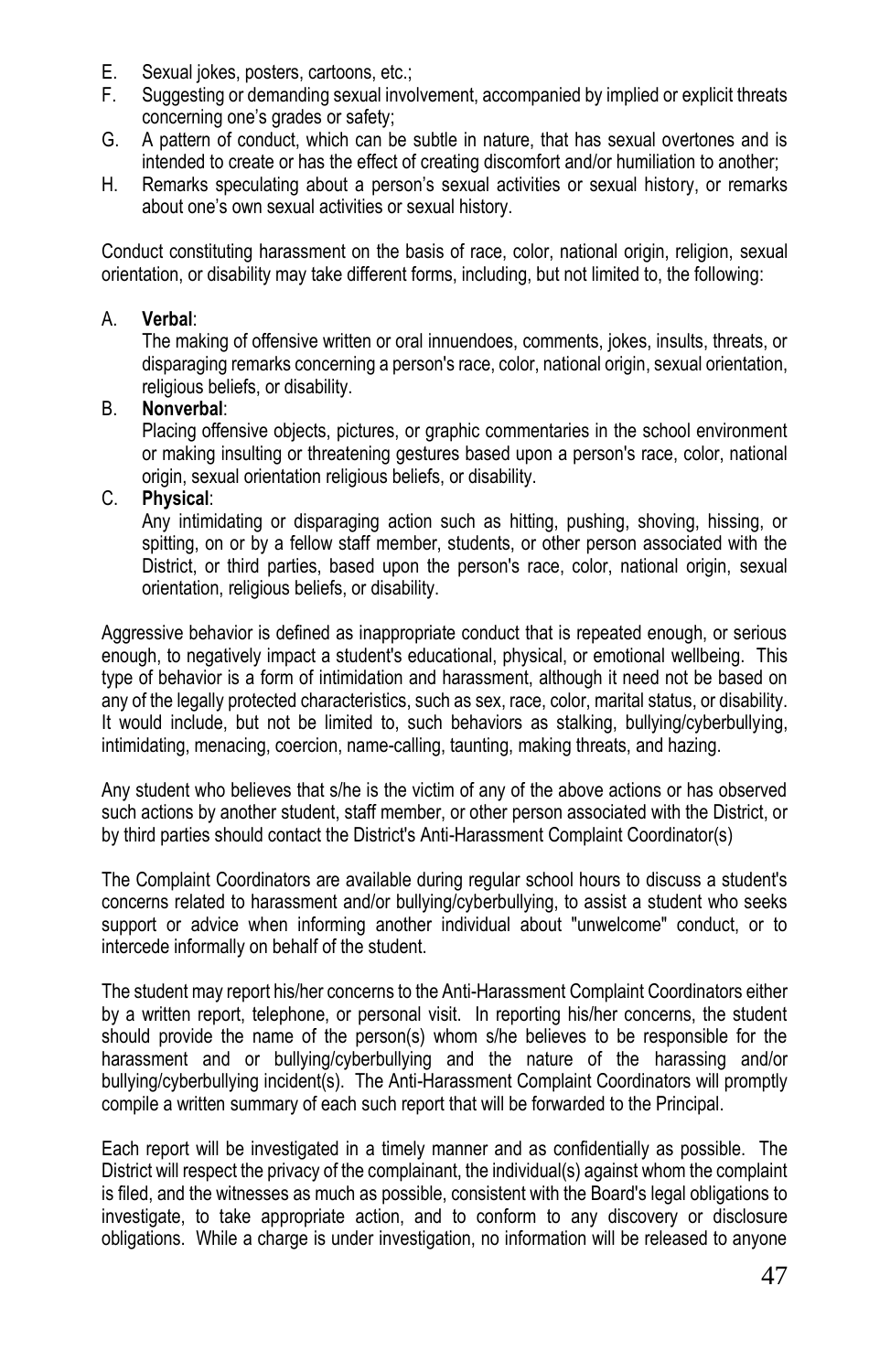E. Sexual jokes, posters, cartoons, etc.;
F. Suggesting or demanding sexual involvement, accompanied by implied or explicit threats concerning one's grades or safety;
G. A pattern of conduct, which can be subtle in nature, that has sexual overtones and is intended to create or has the effect of creating discomfort and/or humiliation to another;
H. Remarks speculating about a person's sexual activities or sexual history, or remarks about one's own sexual activities or sexual history.

Conduct constituting harassment on the basis of race, color, national origin, religion, sexual orientation, or disability may take different forms, including, but not limited to, the following:

A. **Verbal**:
The making of offensive written or oral innuendoes, comments, jokes, insults, threats, or disparaging remarks concerning a person's race, color, national origin, sexual orientation, religious beliefs, or disability.

B. **Nonverbal**:
Placing offensive objects, pictures, or graphic commentaries in the school environment or making insulting or threatening gestures based upon a person's race, color, national origin, sexual orientation religious beliefs, or disability.

C. **Physical**:
Any intimidating or disparaging action such as hitting, pushing, shoving, hissing, or spitting, on or by a fellow staff member, students, or other person associated with the District, or third parties, based upon the person's race, color, national origin, sexual orientation, religious beliefs, or disability.

Aggressive behavior is defined as inappropriate conduct that is repeated enough, or serious enough, to negatively impact a student's educational, physical, or emotional wellbeing. This type of behavior is a form of intimidation and harassment, although it need not be based on any of the legally protected characteristics, such as sex, race, color, marital status, or disability. It would include, but not be limited to, such behaviors as stalking, bullying/cyberbullying, intimidating, menacing, coercion, name-calling, taunting, making threats, and hazing.

Any student who believes that s/he is the victim of any of the above actions or has observed such actions by another student, staff member, or other person associated with the District, or by third parties should contact the District's Anti-Harassment Complaint Coordinator(s)

The Complaint Coordinators are available during regular school hours to discuss a student's concerns related to harassment and/or bullying/cyberbullying, to assist a student who seeks support or advice when informing another individual about "unwelcome" conduct, or to intercede informally on behalf of the student.

The student may report his/her concerns to the Anti-Harassment Complaint Coordinators either by a written report, telephone, or personal visit. In reporting his/her concerns, the student should provide the name of the person(s) whom s/he believes to be responsible for the harassment and or bullying/cyberbullying and the nature of the harassing and/or bullying/cyberbullying incident(s). The Anti-Harassment Complaint Coordinators will promptly compile a written summary of each such report that will be forwarded to the Principal.

Each report will be investigated in a timely manner and as confidentially as possible. The District will respect the privacy of the complainant, the individual(s) against whom the complaint is filed, and the witnesses as much as possible, consistent with the Board's legal obligations to investigate, to take appropriate action, and to conform to any discovery or disclosure obligations. While a charge is under investigation, no information will be released to anyone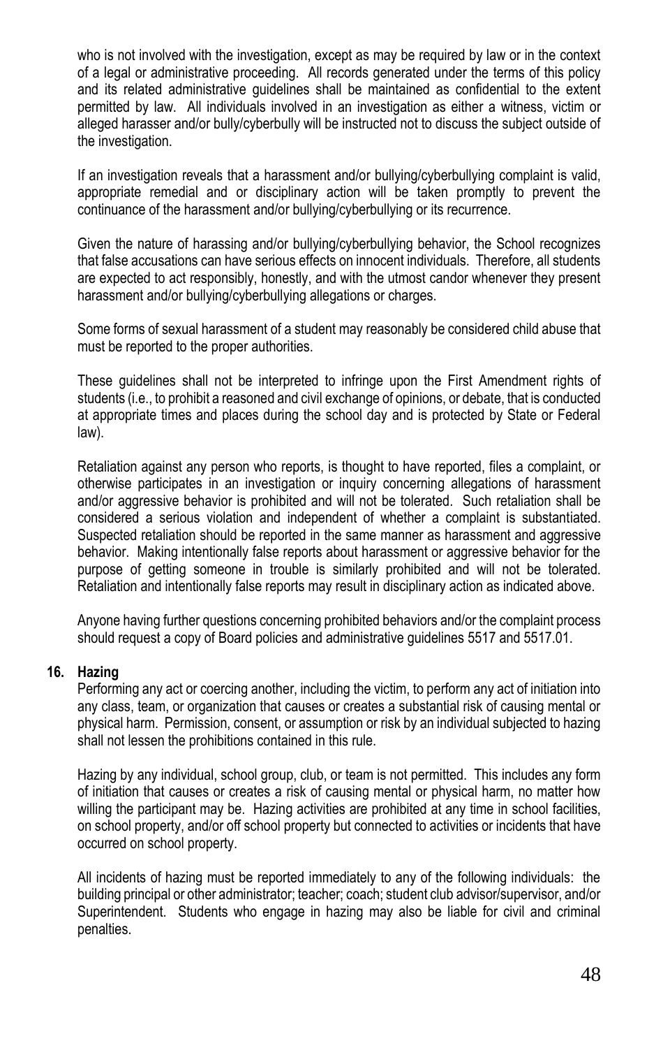who is not involved with the investigation, except as may be required by law or in the context of a legal or administrative proceeding. All records generated under the terms of this policy and its related administrative guidelines shall be maintained as confidential to the extent permitted by law. All individuals involved in an investigation as either a witness, victim or alleged harasser and/or bully/cyberbully will be instructed not to discuss the subject outside of the investigation.

If an investigation reveals that a harassment and/or bullying/cyberbullying complaint is valid, appropriate remedial and or disciplinary action will be taken promptly to prevent the continuance of the harassment and/or bullying/cyberbullying or its recurrence.

Given the nature of harassing and/or bullying/cyberbullying behavior, the School recognizes that false accusations can have serious effects on innocent individuals. Therefore, all students are expected to act responsibly, honestly, and with the utmost candor whenever they present harassment and/or bullying/cyberbullying allegations or charges.

Some forms of sexual harassment of a student may reasonably be considered child abuse that must be reported to the proper authorities.

These guidelines shall not be interpreted to infringe upon the First Amendment rights of students (i.e., to prohibit a reasoned and civil exchange of opinions, or debate, that is conducted at appropriate times and places during the school day and is protected by State or Federal law).

Retaliation against any person who reports, is thought to have reported, files a complaint, or otherwise participates in an investigation or inquiry concerning allegations of harassment and/or aggressive behavior is prohibited and will not be tolerated. Such retaliation shall be considered a serious violation and independent of whether a complaint is substantiated. Suspected retaliation should be reported in the same manner as harassment and aggressive behavior. Making intentionally false reports about harassment or aggressive behavior for the purpose of getting someone in trouble is similarly prohibited and will not be tolerated. Retaliation and intentionally false reports may result in disciplinary action as indicated above.

Anyone having further questions concerning prohibited behaviors and/or the complaint process should request a copy of Board policies and administrative guidelines 5517 and 5517.01.

**16. Hazing**

Performing any act or coercing another, including the victim, to perform any act of initiation into any class, team, or organization that causes or creates a substantial risk of causing mental or physical harm. Permission, consent, or assumption or risk by an individual subjected to hazing shall not lessen the prohibitions contained in this rule.

Hazing by any individual, school group, club, or team is not permitted. This includes any form of initiation that causes or creates a risk of causing mental or physical harm, no matter how willing the participant may be. Hazing activities are prohibited at any time in school facilities, on school property, and/or off school property but connected to activities or incidents that have occurred on school property.

All incidents of hazing must be reported immediately to any of the following individuals: the building principal or other administrator; teacher; coach; student club advisor/supervisor, and/or Superintendent. Students who engage in hazing may also be liable for civil and criminal penalties.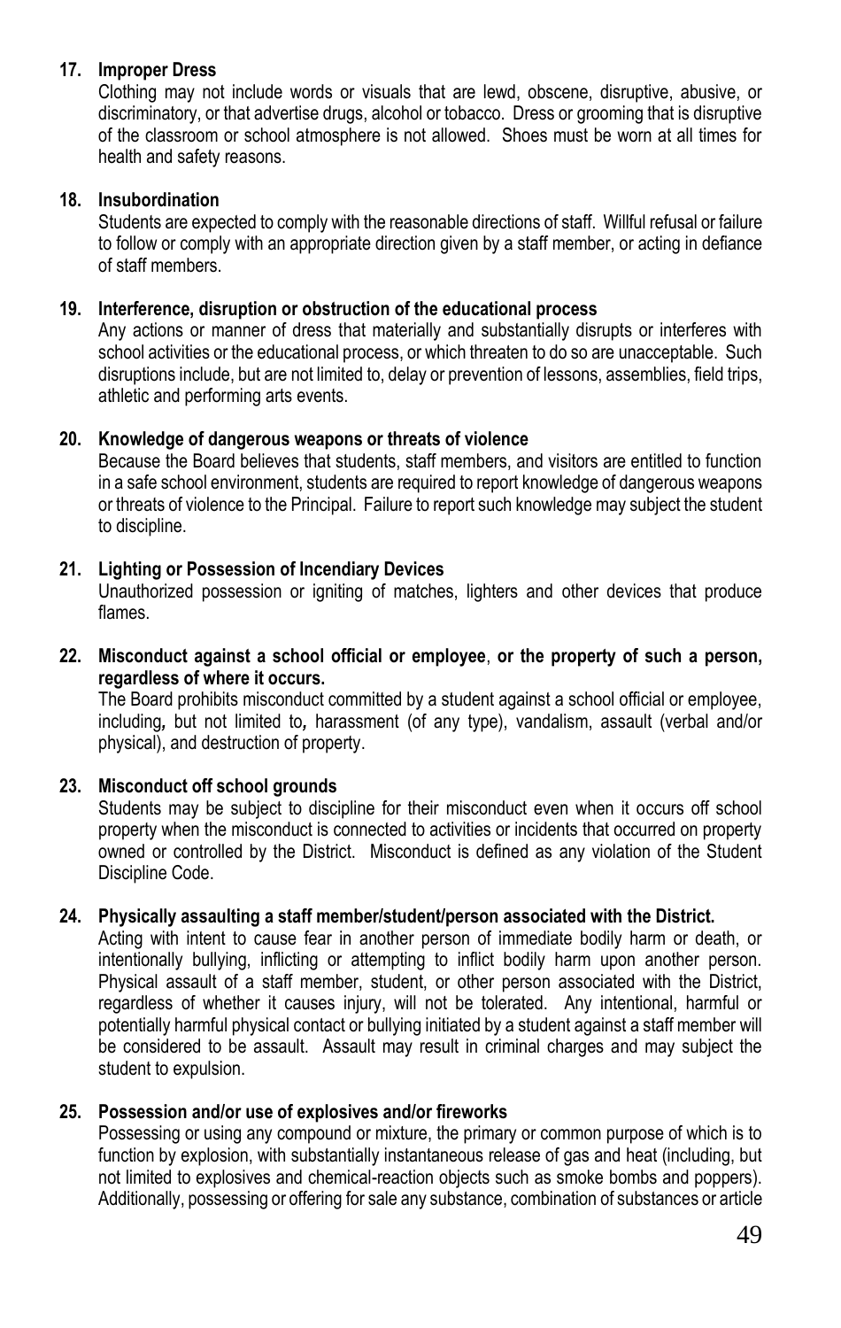**17. Improper Dress**

Clothing may not include words or visuals that are lewd, obscene, disruptive, abusive, or discriminatory, or that advertise drugs, alcohol or tobacco. Dress or grooming that is disruptive of the classroom or school atmosphere is not allowed. Shoes must be worn at all times for health and safety reasons.

**18. Insubordination**

Students are expected to comply with the reasonable directions of staff. Willful refusal or failure to follow or comply with an appropriate direction given by a staff member, or acting in defiance of staff members.

**19. Interference, disruption or obstruction of the educational process**

Any actions or manner of dress that materially and substantially disrupts or interferes with school activities or the educational process, or which threaten to do so are unacceptable. Such disruptions include, but are not limited to, delay or prevention of lessons, assemblies, field trips, athletic and performing arts events.

**20. Knowledge of dangerous weapons or threats of violence**

Because the Board believes that students, staff members, and visitors are entitled to function in a safe school environment, students are required to report knowledge of dangerous weapons or threats of violence to the Principal. Failure to report such knowledge may subject the student to discipline.

**21. Lighting or Possession of Incendiary Devices**

Unauthorized possession or igniting of matches, lighters and other devices that produce flames.

**22. Misconduct against a school official or employee, or the property of such a person, regardless of where it occurs.**

The Board prohibits misconduct committed by a student against a school official or employee, including*,* but not limited to*,* harassment (of any type), vandalism, assault (verbal and/or physical), and destruction of property.

**23. Misconduct off school grounds**

Students may be subject to discipline for their misconduct even when it occurs off school property when the misconduct is connected to activities or incidents that occurred on property owned or controlled by the District. Misconduct is defined as any violation of the Student Discipline Code.

**24. Physically assaulting a staff member/student/person associated with the District.**

Acting with intent to cause fear in another person of immediate bodily harm or death, or intentionally bullying, inflicting or attempting to inflict bodily harm upon another person. Physical assault of a staff member, student, or other person associated with the District, regardless of whether it causes injury, will not be tolerated. Any intentional, harmful or potentially harmful physical contact or bullying initiated by a student against a staff member will be considered to be assault. Assault may result in criminal charges and may subject the student to expulsion.

**25. Possession and/or use of explosives and/or fireworks**

Possessing or using any compound or mixture, the primary or common purpose of which is to function by explosion, with substantially instantaneous release of gas and heat (including, but not limited to explosives and chemical-reaction objects such as smoke bombs and poppers). Additionally, possessing or offering for sale any substance, combination of substances or article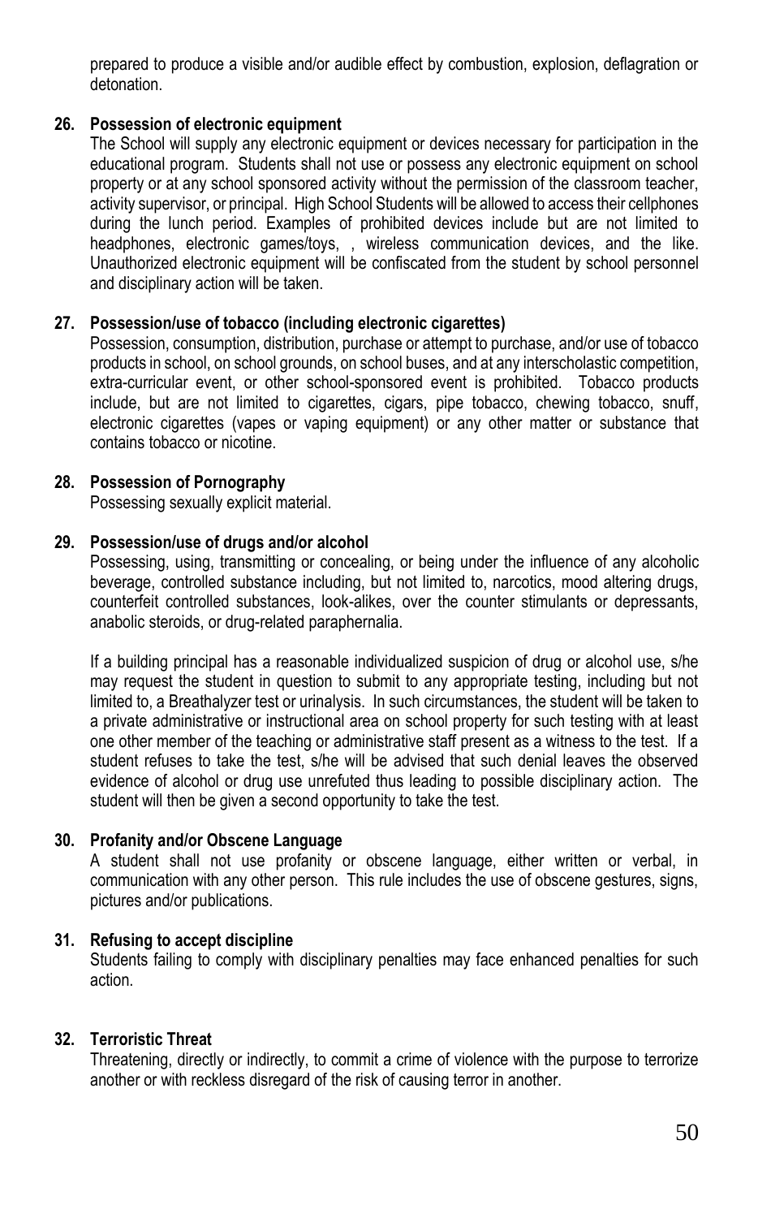prepared to produce a visible and/or audible effect by combustion, explosion, deflagration or detonation.

**26. Possession of electronic equipment**

The School will supply any electronic equipment or devices necessary for participation in the educational program. Students shall not use or possess any electronic equipment on school property or at any school sponsored activity without the permission of the classroom teacher, activity supervisor, or principal. High School Students will be allowed to access their cellphones during the lunch period. Examples of prohibited devices include but are not limited to headphones, electronic games/toys, , wireless communication devices, and the like. Unauthorized electronic equipment will be confiscated from the student by school personnel and disciplinary action will be taken.

**27. Possession/use of tobacco (including electronic cigarettes)**

Possession, consumption, distribution, purchase or attempt to purchase, and/or use of tobacco products in school, on school grounds, on school buses, and at any interscholastic competition, extra-curricular event, or other school-sponsored event is prohibited. Tobacco products include, but are not limited to cigarettes, cigars, pipe tobacco, chewing tobacco, snuff, electronic cigarettes (vapes or vaping equipment) or any other matter or substance that contains tobacco or nicotine.

**28. Possession of Pornography**

Possessing sexually explicit material.

**29. Possession/use of drugs and/or alcohol**

Possessing, using, transmitting or concealing, or being under the influence of any alcoholic beverage, controlled substance including, but not limited to, narcotics, mood altering drugs, counterfeit controlled substances, look-alikes, over the counter stimulants or depressants, anabolic steroids, or drug-related paraphernalia.

If a building principal has a reasonable individualized suspicion of drug or alcohol use, s/he may request the student in question to submit to any appropriate testing, including but not limited to, a Breathalyzer test or urinalysis. In such circumstances, the student will be taken to a private administrative or instructional area on school property for such testing with at least one other member of the teaching or administrative staff present as a witness to the test. If a student refuses to take the test, s/he will be advised that such denial leaves the observed evidence of alcohol or drug use unrefuted thus leading to possible disciplinary action. The student will then be given a second opportunity to take the test.

**30. Profanity and/or Obscene Language**

A student shall not use profanity or obscene language, either written or verbal, in communication with any other person. This rule includes the use of obscene gestures, signs, pictures and/or publications.

**31. Refusing to accept discipline**

Students failing to comply with disciplinary penalties may face enhanced penalties for such action.

**32. Terroristic Threat**

Threatening, directly or indirectly, to commit a crime of violence with the purpose to terrorize another or with reckless disregard of the risk of causing terror in another.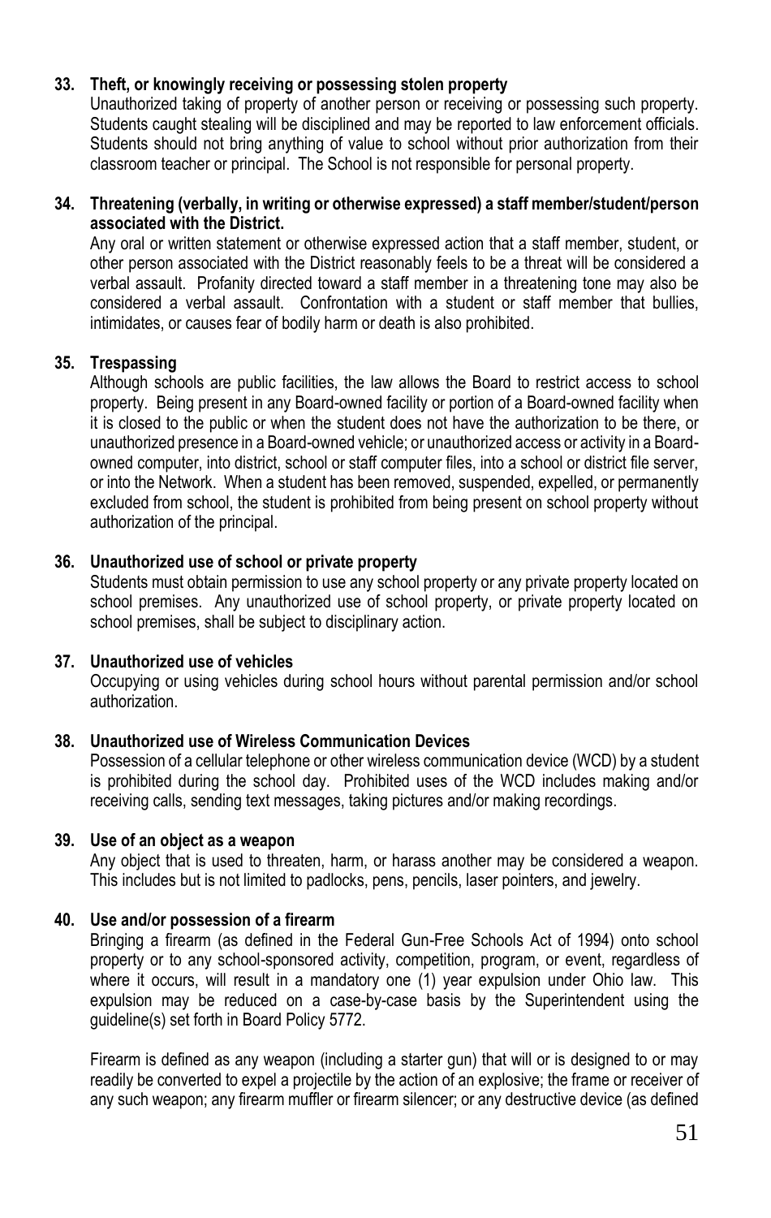**33. Theft, or knowingly receiving or possessing stolen property**

Unauthorized taking of property of another person or receiving or possessing such property. Students caught stealing will be disciplined and may be reported to law enforcement officials. Students should not bring anything of value to school without prior authorization from their classroom teacher or principal. The School is not responsible for personal property.

**34. Threatening (verbally, in writing or otherwise expressed) a staff member/student/person associated with the District.**

Any oral or written statement or otherwise expressed action that a staff member, student, or other person associated with the District reasonably feels to be a threat will be considered a verbal assault. Profanity directed toward a staff member in a threatening tone may also be considered a verbal assault. Confrontation with a student or staff member that bullies, intimidates, or causes fear of bodily harm or death is also prohibited.

**35. Trespassing**

Although schools are public facilities, the law allows the Board to restrict access to school property. Being present in any Board-owned facility or portion of a Board-owned facility when it is closed to the public or when the student does not have the authorization to be there, or unauthorized presence in a Board-owned vehicle; or unauthorized access or activity in a Board-owned computer, into district, school or staff computer files, into a school or district file server, or into the Network. When a student has been removed, suspended, expelled, or permanently excluded from school, the student is prohibited from being present on school property without authorization of the principal.

**36. Unauthorized use of school or private property**

Students must obtain permission to use any school property or any private property located on school premises. Any unauthorized use of school property, or private property located on school premises, shall be subject to disciplinary action.

**37. Unauthorized use of vehicles**

Occupying or using vehicles during school hours without parental permission and/or school authorization.

**38. Unauthorized use of Wireless Communication Devices**

Possession of a cellular telephone or other wireless communication device (WCD) by a student is prohibited during the school day. Prohibited uses of the WCD includes making and/or receiving calls, sending text messages, taking pictures and/or making recordings.

**39. Use of an object as a weapon**

Any object that is used to threaten, harm, or harass another may be considered a weapon. This includes but is not limited to padlocks, pens, pencils, laser pointers, and jewelry.

**40. Use and/or possession of a firearm**

Bringing a firearm (as defined in the Federal Gun-Free Schools Act of 1994) onto school property or to any school-sponsored activity, competition, program, or event, regardless of where it occurs, will result in a mandatory one (1) year expulsion under Ohio law. This expulsion may be reduced on a case-by-case basis by the Superintendent using the guideline(s) set forth in Board Policy 5772.

Firearm is defined as any weapon (including a starter gun) that will or is designed to or may readily be converted to expel a projectile by the action of an explosive; the frame or receiver of any such weapon; any firearm muffler or firearm silencer; or any destructive device (as defined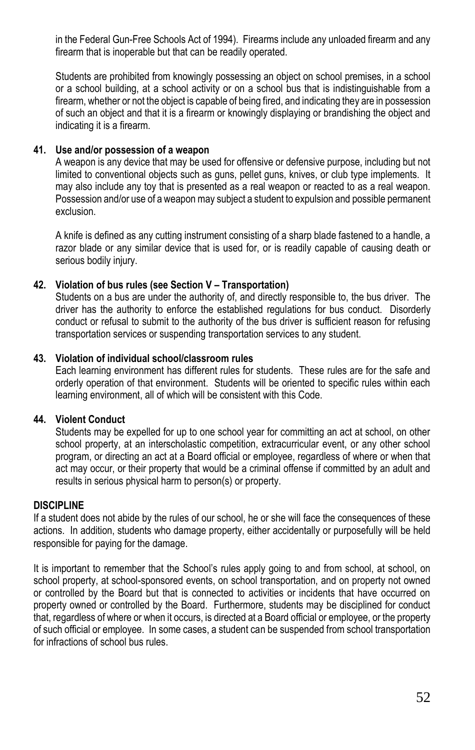in the Federal Gun-Free Schools Act of 1994). Firearms include any unloaded firearm and any firearm that is inoperable but that can be readily operated.

Students are prohibited from knowingly possessing an object on school premises, in a school or a school building, at a school activity or on a school bus that is indistinguishable from a firearm, whether or not the object is capable of being fired, and indicating they are in possession of such an object and that it is a firearm or knowingly displaying or brandishing the object and indicating it is a firearm.

**41. Use and/or possession of a weapon**

A weapon is any device that may be used for offensive or defensive purpose, including but not limited to conventional objects such as guns, pellet guns, knives, or club type implements. It may also include any toy that is presented as a real weapon or reacted to as a real weapon. Possession and/or use of a weapon may subject a student to expulsion and possible permanent exclusion.

A knife is defined as any cutting instrument consisting of a sharp blade fastened to a handle, a razor blade or any similar device that is used for, or is readily capable of causing death or serious bodily injury.

**42. Violation of bus rules (see Section V – Transportation)**

Students on a bus are under the authority of, and directly responsible to, the bus driver. The driver has the authority to enforce the established regulations for bus conduct. Disorderly conduct or refusal to submit to the authority of the bus driver is sufficient reason for refusing transportation services or suspending transportation services to any student.

**43. Violation of individual school/classroom rules**

Each learning environment has different rules for students. These rules are for the safe and orderly operation of that environment. Students will be oriented to specific rules within each learning environment, all of which will be consistent with this Code.

**44. Violent Conduct**

Students may be expelled for up to one school year for committing an act at school, on other school property, at an interscholastic competition, extracurricular event, or any other school program, or directing an act at a Board official or employee, regardless of where or when that act may occur, or their property that would be a criminal offense if committed by an adult and results in serious physical harm to person(s) or property.

**DISCIPLINE**

If a student does not abide by the rules of our school, he or she will face the consequences of these actions. In addition, students who damage property, either accidentally or purposefully will be held responsible for paying for the damage.

It is important to remember that the School's rules apply going to and from school, at school, on school property, at school-sponsored events, on school transportation, and on property not owned or controlled by the Board but that is connected to activities or incidents that have occurred on property owned or controlled by the Board. Furthermore, students may be disciplined for conduct that, regardless of where or when it occurs, is directed at a Board official or employee, or the property of such official or employee. In some cases, a student can be suspended from school transportation for infractions of school bus rules.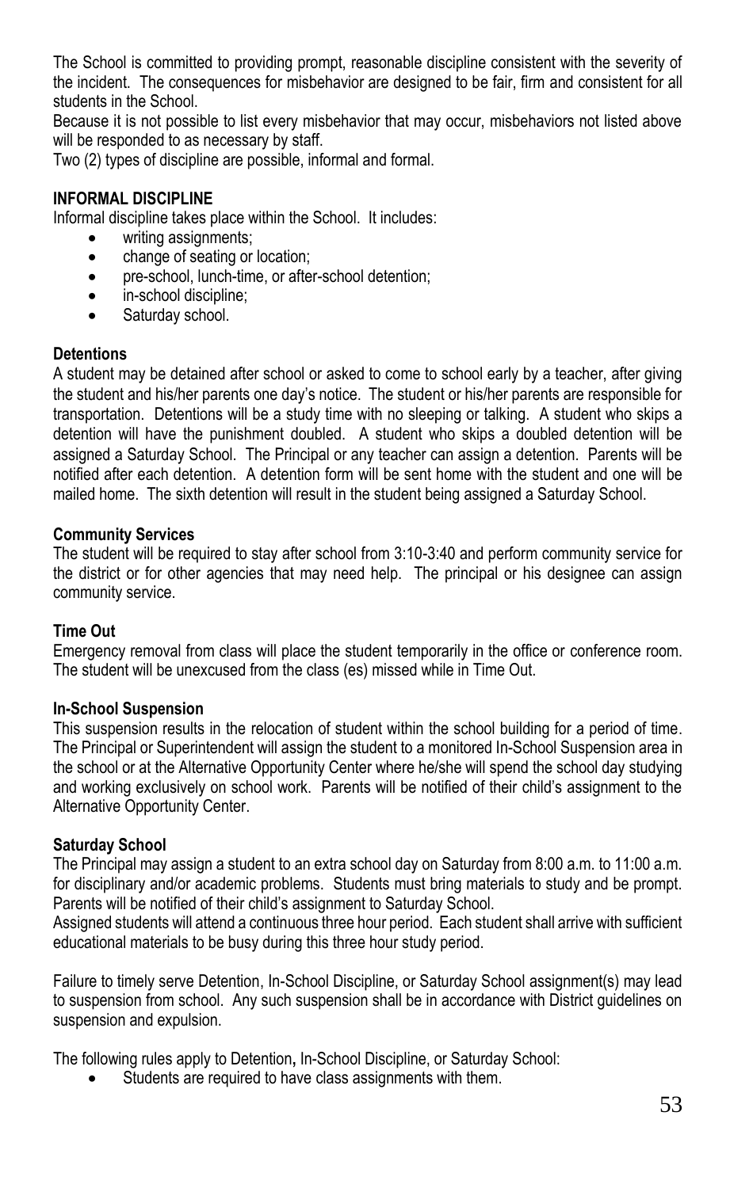The School is committed to providing prompt, reasonable discipline consistent with the severity of the incident. The consequences for misbehavior are designed to be fair, firm and consistent for all students in the School.

Because it is not possible to list every misbehavior that may occur, misbehaviors not listed above will be responded to as necessary by staff.

Two (2) types of discipline are possible, informal and formal.

**INFORMAL DISCIPLINE**

Informal discipline takes place within the School. It includes:

- writing assignments;
- change of seating or location;
- pre-school, lunch-time, or after-school detention;
- in-school discipline;
- Saturday school.

**Detentions**

A student may be detained after school or asked to come to school early by a teacher, after giving the student and his/her parents one day's notice. The student or his/her parents are responsible for transportation. Detentions will be a study time with no sleeping or talking. A student who skips a detention will have the punishment doubled. A student who skips a doubled detention will be assigned a Saturday School. The Principal or any teacher can assign a detention. Parents will be notified after each detention. A detention form will be sent home with the student and one will be mailed home. The sixth detention will result in the student being assigned a Saturday School.

**Community Services**

The student will be required to stay after school from 3:10-3:40 and perform community service for the district or for other agencies that may need help. The principal or his designee can assign community service.

**Time Out**

Emergency removal from class will place the student temporarily in the office or conference room. The student will be unexcused from the class (es) missed while in Time Out.

**In-School Suspension**

This suspension results in the relocation of student within the school building for a period of time. The Principal or Superintendent will assign the student to a monitored In-School Suspension area in the school or at the Alternative Opportunity Center where he/she will spend the school day studying and working exclusively on school work. Parents will be notified of their child's assignment to the Alternative Opportunity Center.

**Saturday School**

The Principal may assign a student to an extra school day on Saturday from 8:00 a.m. to 11:00 a.m. for disciplinary and/or academic problems. Students must bring materials to study and be prompt. Parents will be notified of their child's assignment to Saturday School.

Assigned students will attend a continuous three hour period. Each student shall arrive with sufficient educational materials to be busy during this three hour study period.

Failure to timely serve Detention, In-School Discipline, or Saturday School assignment(s) may lead to suspension from school. Any such suspension shall be in accordance with District guidelines on suspension and expulsion.

The following rules apply to Detention**,** In-School Discipline, or Saturday School:

- Students are required to have class assignments with them.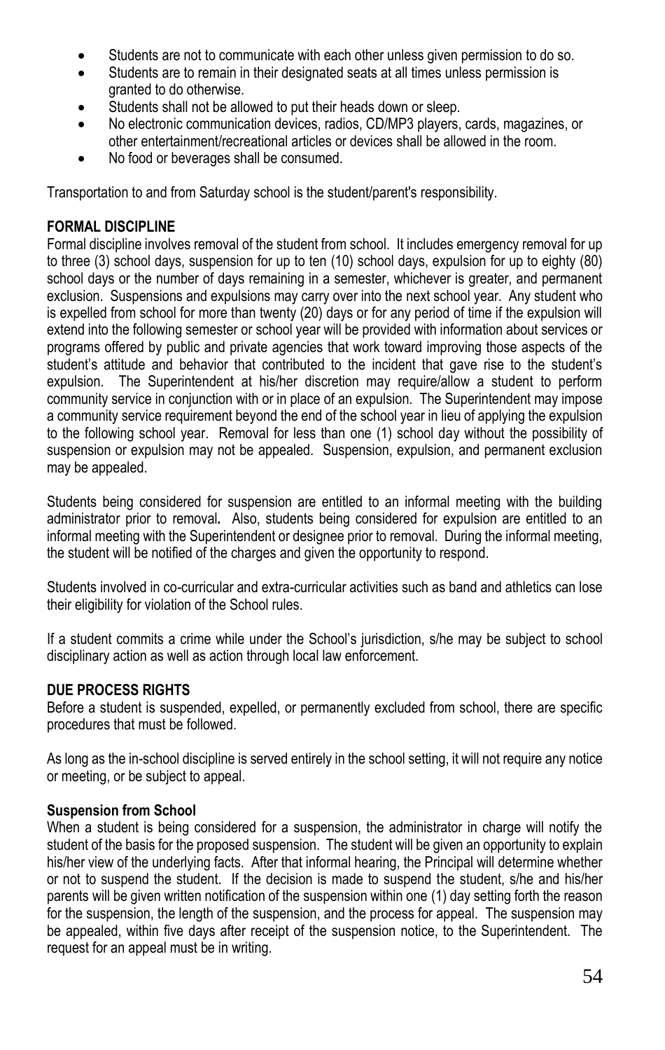- Students are not to communicate with each other unless given permission to do so.
- Students are to remain in their designated seats at all times unless permission is granted to do otherwise.
- Students shall not be allowed to put their heads down or sleep.
- No electronic communication devices, radios, CD/MP3 players, cards, magazines, or other entertainment/recreational articles or devices shall be allowed in the room.
- No food or beverages shall be consumed.

Transportation to and from Saturday school is the student/parent's responsibility.

**FORMAL DISCIPLINE**

Formal discipline involves removal of the student from school. It includes emergency removal for up to three (3) school days, suspension for up to ten (10) school days, expulsion for up to eighty (80) school days or the number of days remaining in a semester, whichever is greater, and permanent exclusion. Suspensions and expulsions may carry over into the next school year. Any student who is expelled from school for more than twenty (20) days or for any period of time if the expulsion will extend into the following semester or school year will be provided with information about services or programs offered by public and private agencies that work toward improving those aspects of the student's attitude and behavior that contributed to the incident that gave rise to the student's expulsion. The Superintendent at his/her discretion may require/allow a student to perform community service in conjunction with or in place of an expulsion. The Superintendent may impose a community service requirement beyond the end of the school year in lieu of applying the expulsion to the following school year. Removal for less than one (1) school day without the possibility of suspension or expulsion may not be appealed. Suspension, expulsion, and permanent exclusion may be appealed.

Students being considered for suspension are entitled to an informal meeting with the building administrator prior to removal*.* Also, students being considered for expulsion are entitled to an informal meeting with the Superintendent or designee prior to removal. During the informal meeting, the student will be notified of the charges and given the opportunity to respond.

Students involved in co-curricular and extra-curricular activities such as band and athletics can lose their eligibility for violation of the School rules.

If a student commits a crime while under the School's jurisdiction, s/he may be subject to school disciplinary action as well as action through local law enforcement.

**DUE PROCESS RIGHTS**

Before a student is suspended, expelled, or permanently excluded from school, there are specific procedures that must be followed.

As long as the in-school discipline is served entirely in the school setting, it will not require any notice or meeting, or be subject to appeal.

**Suspension from School**

When a student is being considered for a suspension, the administrator in charge will notify the student of the basis for the proposed suspension. The student will be given an opportunity to explain his/her view of the underlying facts. After that informal hearing, the Principal will determine whether or not to suspend the student. If the decision is made to suspend the student, s/he and his/her parents will be given written notification of the suspension within one (1) day setting forth the reason for the suspension, the length of the suspension, and the process for appeal. The suspension may be appealed, within five days after receipt of the suspension notice, to the Superintendent. The request for an appeal must be in writing.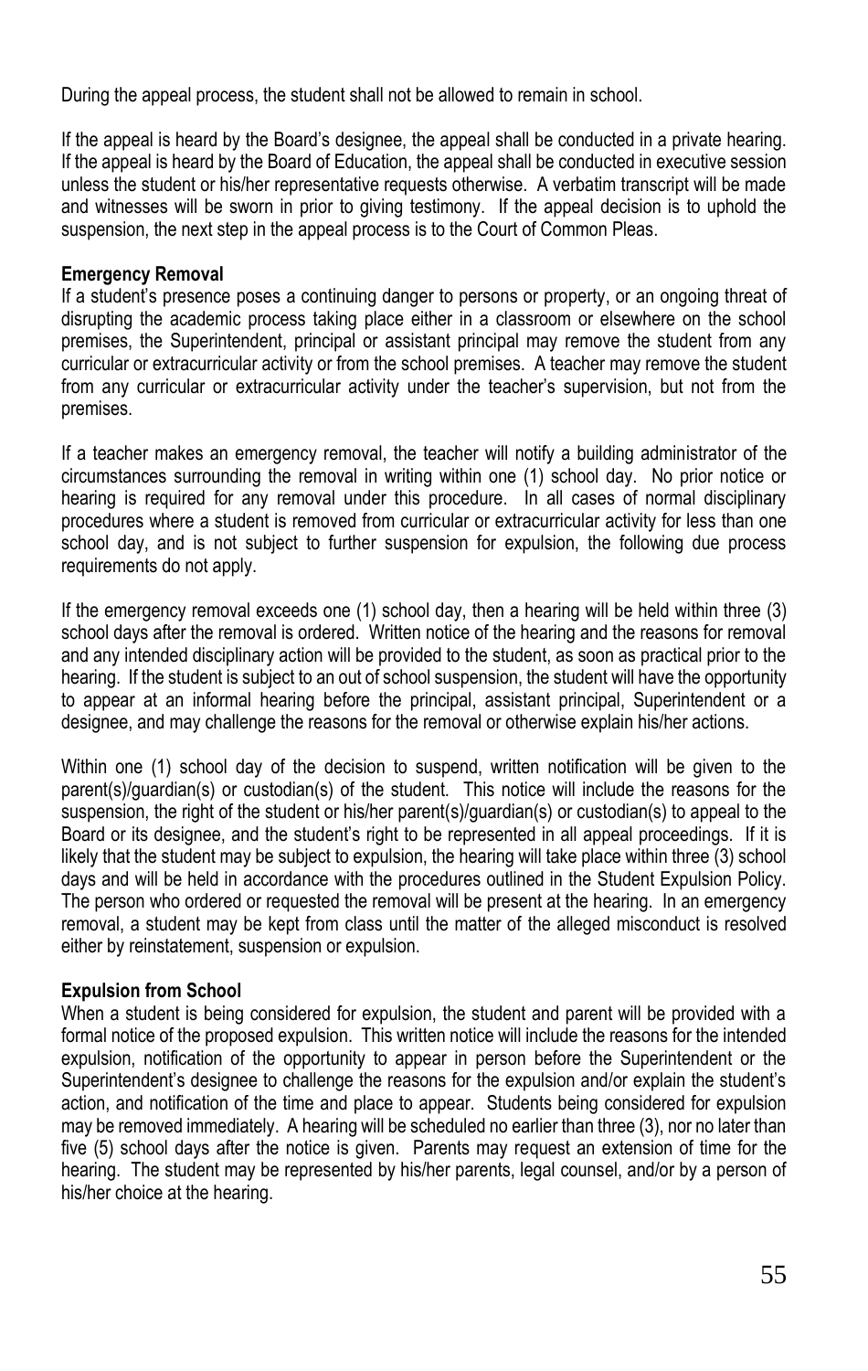During the appeal process, the student shall not be allowed to remain in school.

If the appeal is heard by the Board's designee, the appeal shall be conducted in a private hearing. If the appeal is heard by the Board of Education, the appeal shall be conducted in executive session unless the student or his/her representative requests otherwise. A verbatim transcript will be made and witnesses will be sworn in prior to giving testimony. If the appeal decision is to uphold the suspension, the next step in the appeal process is to the Court of Common Pleas.

**Emergency Removal**

If a student's presence poses a continuing danger to persons or property, or an ongoing threat of disrupting the academic process taking place either in a classroom or elsewhere on the school premises, the Superintendent, principal or assistant principal may remove the student from any curricular or extracurricular activity or from the school premises. A teacher may remove the student from any curricular or extracurricular activity under the teacher's supervision, but not from the premises.

If a teacher makes an emergency removal, the teacher will notify a building administrator of the circumstances surrounding the removal in writing within one (1) school day. No prior notice or hearing is required for any removal under this procedure. In all cases of normal disciplinary procedures where a student is removed from curricular or extracurricular activity for less than one school day, and is not subject to further suspension for expulsion, the following due process requirements do not apply.

If the emergency removal exceeds one (1) school day, then a hearing will be held within three (3) school days after the removal is ordered. Written notice of the hearing and the reasons for removal and any intended disciplinary action will be provided to the student, as soon as practical prior to the hearing. If the student is subject to an out of school suspension, the student will have the opportunity to appear at an informal hearing before the principal, assistant principal, Superintendent or a designee, and may challenge the reasons for the removal or otherwise explain his/her actions.

Within one (1) school day of the decision to suspend, written notification will be given to the parent(s)/guardian(s) or custodian(s) of the student. This notice will include the reasons for the suspension, the right of the student or his/her parent(s)/guardian(s) or custodian(s) to appeal to the Board or its designee, and the student's right to be represented in all appeal proceedings. If it is likely that the student may be subject to expulsion, the hearing will take place within three (3) school days and will be held in accordance with the procedures outlined in the Student Expulsion Policy. The person who ordered or requested the removal will be present at the hearing. In an emergency removal, a student may be kept from class until the matter of the alleged misconduct is resolved either by reinstatement, suspension or expulsion.

**Expulsion from School**

When a student is being considered for expulsion, the student and parent will be provided with a formal notice of the proposed expulsion. This written notice will include the reasons for the intended expulsion, notification of the opportunity to appear in person before the Superintendent or the Superintendent's designee to challenge the reasons for the expulsion and/or explain the student's action, and notification of the time and place to appear. Students being considered for expulsion may be removed immediately. A hearing will be scheduled no earlier than three (3), nor no later than five (5) school days after the notice is given. Parents may request an extension of time for the hearing. The student may be represented by his/her parents, legal counsel, and/or by a person of his/her choice at the hearing.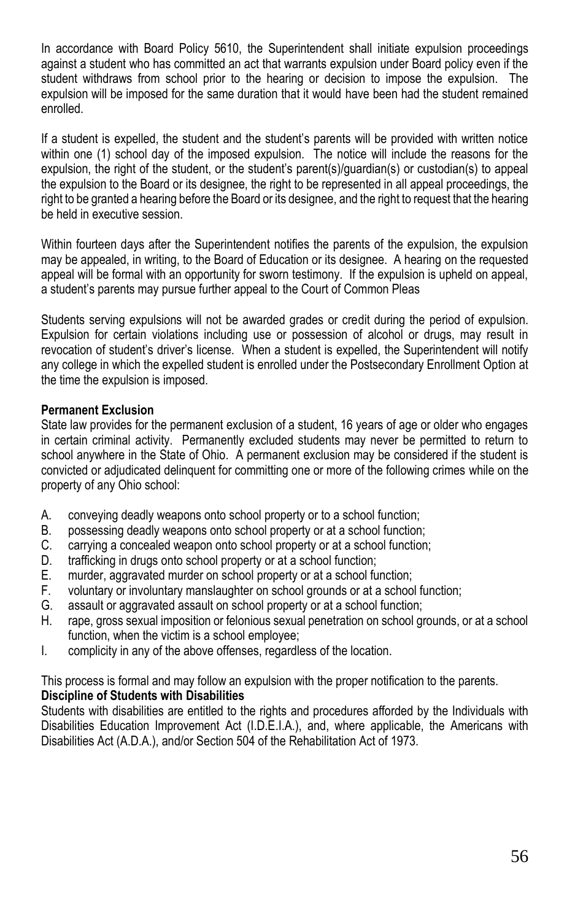In accordance with Board Policy 5610, the Superintendent shall initiate expulsion proceedings against a student who has committed an act that warrants expulsion under Board policy even if the student withdraws from school prior to the hearing or decision to impose the expulsion. The expulsion will be imposed for the same duration that it would have been had the student remained enrolled.

If a student is expelled, the student and the student's parents will be provided with written notice within one (1) school day of the imposed expulsion. The notice will include the reasons for the expulsion, the right of the student, or the student's parent(s)/guardian(s) or custodian(s) to appeal the expulsion to the Board or its designee, the right to be represented in all appeal proceedings, the right to be granted a hearing before the Board or its designee, and the right to request that the hearing be held in executive session.

Within fourteen days after the Superintendent notifies the parents of the expulsion, the expulsion may be appealed, in writing, to the Board of Education or its designee. A hearing on the requested appeal will be formal with an opportunity for sworn testimony. If the expulsion is upheld on appeal, a student's parents may pursue further appeal to the Court of Common Pleas

Students serving expulsions will not be awarded grades or credit during the period of expulsion. Expulsion for certain violations including use or possession of alcohol or drugs, may result in revocation of student's driver's license. When a student is expelled, the Superintendent will notify any college in which the expelled student is enrolled under the Postsecondary Enrollment Option at the time the expulsion is imposed.

**Permanent Exclusion**

State law provides for the permanent exclusion of a student, 16 years of age or older who engages in certain criminal activity. Permanently excluded students may never be permitted to return to school anywhere in the State of Ohio. A permanent exclusion may be considered if the student is convicted or adjudicated delinquent for committing one or more of the following crimes while on the property of any Ohio school:

A. conveying deadly weapons onto school property or to a school function;
B. possessing deadly weapons onto school property or at a school function;
C. carrying a concealed weapon onto school property or at a school function;
D. trafficking in drugs onto school property or at a school function;
E. murder, aggravated murder on school property or at a school function;
F. voluntary or involuntary manslaughter on school grounds or at a school function;
G. assault or aggravated assault on school property or at a school function;
H. rape, gross sexual imposition or felonious sexual penetration on school grounds, or at a school function, when the victim is a school employee;
I. complicity in any of the above offenses, regardless of the location.

This process is formal and may follow an expulsion with the proper notification to the parents.

**Discipline of Students with Disabilities**

Students with disabilities are entitled to the rights and procedures afforded by the Individuals with Disabilities Education Improvement Act (I.D.E.I.A.), and, where applicable, the Americans with Disabilities Act (A.D.A.), and/or Section 504 of the Rehabilitation Act of 1973.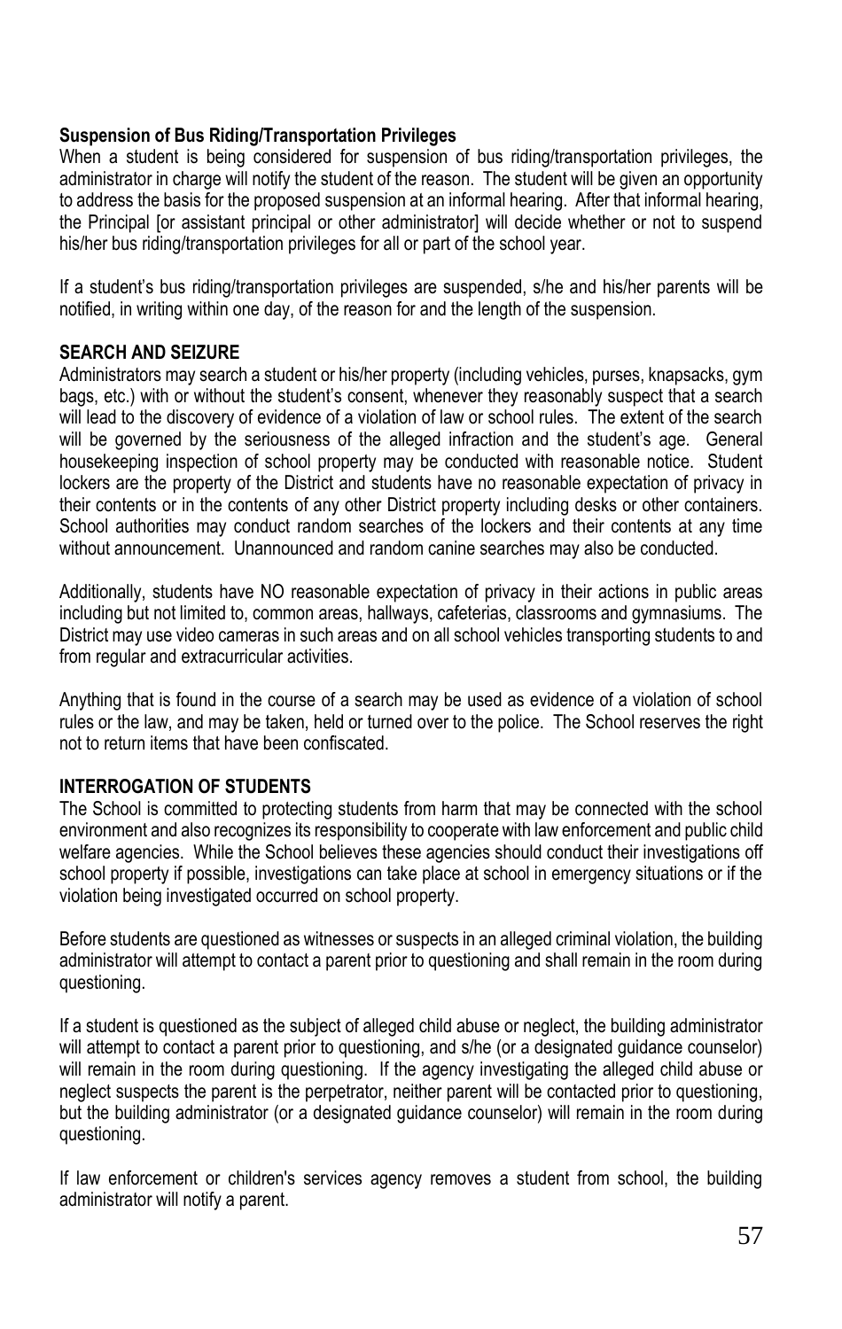**Suspension of Bus Riding/Transportation Privileges**

When a student is being considered for suspension of bus riding/transportation privileges, the administrator in charge will notify the student of the reason. The student will be given an opportunity to address the basis for the proposed suspension at an informal hearing. After that informal hearing, the Principal [or assistant principal or other administrator] will decide whether or not to suspend his/her bus riding/transportation privileges for all or part of the school year.

If a student's bus riding/transportation privileges are suspended, s/he and his/her parents will be notified, in writing within one day, of the reason for and the length of the suspension.

## SEARCH AND SEIZURE

Administrators may search a student or his/her property (including vehicles, purses, knapsacks, gym bags, etc.) with or without the student's consent, whenever they reasonably suspect that a search will lead to the discovery of evidence of a violation of law or school rules. The extent of the search will be governed by the seriousness of the alleged infraction and the student's age. General housekeeping inspection of school property may be conducted with reasonable notice. Student lockers are the property of the District and students have no reasonable expectation of privacy in their contents or in the contents of any other District property including desks or other containers. School authorities may conduct random searches of the lockers and their contents at any time without announcement. Unannounced and random canine searches may also be conducted.

Additionally, students have NO reasonable expectation of privacy in their actions in public areas including but not limited to, common areas, hallways, cafeterias, classrooms and gymnasiums. The District may use video cameras in such areas and on all school vehicles transporting students to and from regular and extracurricular activities.

Anything that is found in the course of a search may be used as evidence of a violation of school rules or the law, and may be taken, held or turned over to the police. The School reserves the right not to return items that have been confiscated.

## INTERROGATION OF STUDENTS

The School is committed to protecting students from harm that may be connected with the school environment and also recognizes its responsibility to cooperate with law enforcement and public child welfare agencies. While the School believes these agencies should conduct their investigations off school property if possible, investigations can take place at school in emergency situations or if the violation being investigated occurred on school property.

Before students are questioned as witnesses or suspects in an alleged criminal violation, the building administrator will attempt to contact a parent prior to questioning and shall remain in the room during questioning.

If a student is questioned as the subject of alleged child abuse or neglect, the building administrator will attempt to contact a parent prior to questioning, and s/he (or a designated guidance counselor) will remain in the room during questioning. If the agency investigating the alleged child abuse or neglect suspects the parent is the perpetrator, neither parent will be contacted prior to questioning, but the building administrator (or a designated guidance counselor) will remain in the room during questioning.

If law enforcement or children's services agency removes a student from school, the building administrator will notify a parent.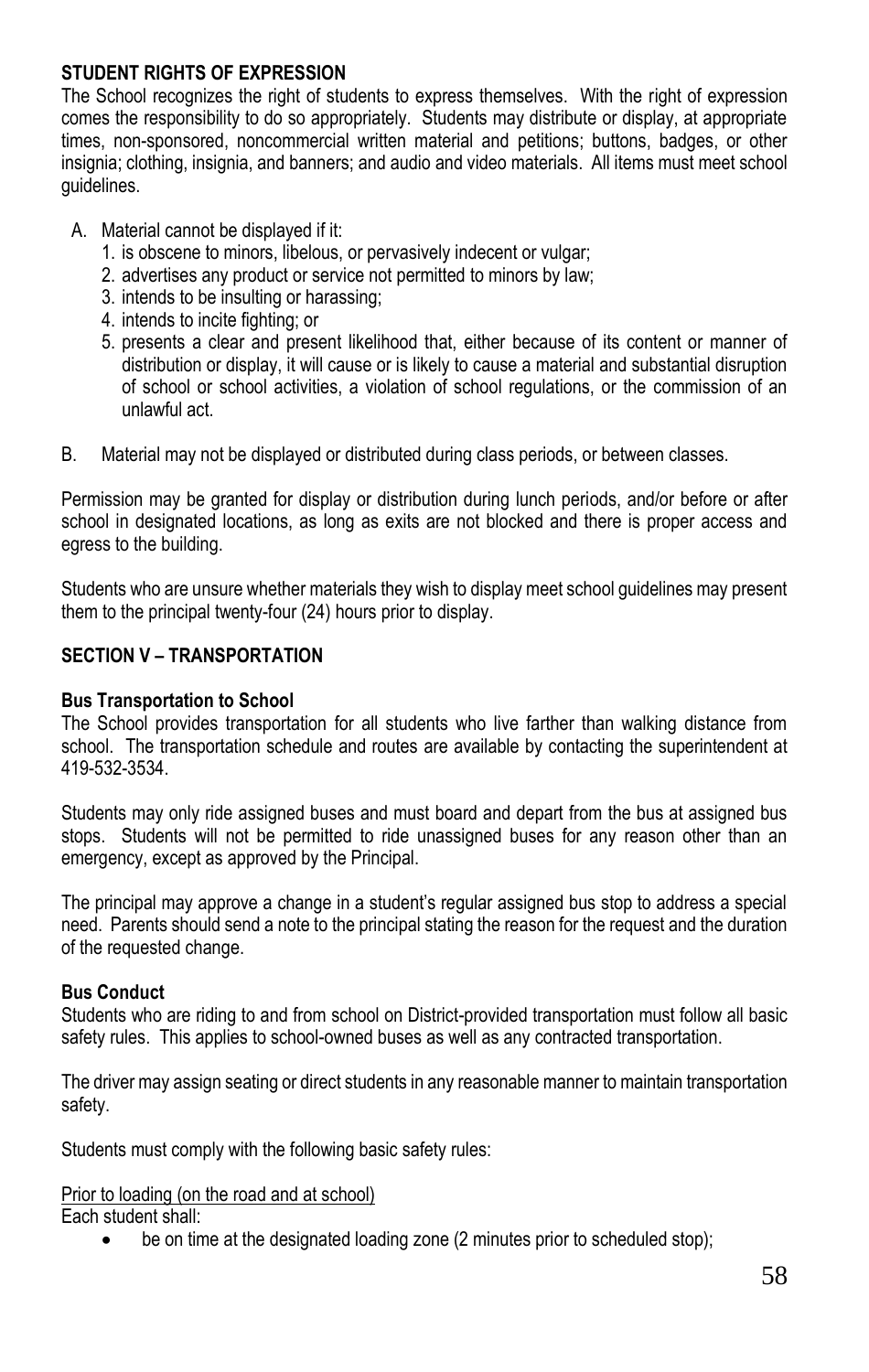**STUDENT RIGHTS OF EXPRESSION**

The School recognizes the right of students to express themselves. With the right of expression comes the responsibility to do so appropriately. Students may distribute or display, at appropriate times, non-sponsored, noncommercial written material and petitions; buttons, badges, or other insignia; clothing, insignia, and banners; and audio and video materials. All items must meet school guidelines.

A. Material cannot be displayed if it:
   1. is obscene to minors, libelous, or pervasively indecent or vulgar;
   2. advertises any product or service not permitted to minors by law;
   3. intends to be insulting or harassing;
   4. intends to incite fighting; or
   5. presents a clear and present likelihood that, either because of its content or manner of distribution or display, it will cause or is likely to cause a material and substantial disruption of school or school activities, a violation of school regulations, or the commission of an unlawful act.

B. Material may not be displayed or distributed during class periods, or between classes.

Permission may be granted for display or distribution during lunch periods, and/or before or after school in designated locations, as long as exits are not blocked and there is proper access and egress to the building.

Students who are unsure whether materials they wish to display meet school guidelines may present them to the principal twenty-four (24) hours prior to display.

## SECTION V – TRANSPORTATION

**Bus Transportation to School**

The School provides transportation for all students who live farther than walking distance from school. The transportation schedule and routes are available by contacting the superintendent at 419-532-3534.

Students may only ride assigned buses and must board and depart from the bus at assigned bus stops. Students will not be permitted to ride unassigned buses for any reason other than an emergency, except as approved by the Principal.

The principal may approve a change in a student's regular assigned bus stop to address a special need. Parents should send a note to the principal stating the reason for the request and the duration of the requested change.

**Bus Conduct**

Students who are riding to and from school on District-provided transportation must follow all basic safety rules. This applies to school-owned buses as well as any contracted transportation.

The driver may assign seating or direct students in any reasonable manner to maintain transportation safety.

Students must comply with the following basic safety rules:

Prior to loading (on the road and at school)

Each student shall:

- be on time at the designated loading zone (2 minutes prior to scheduled stop);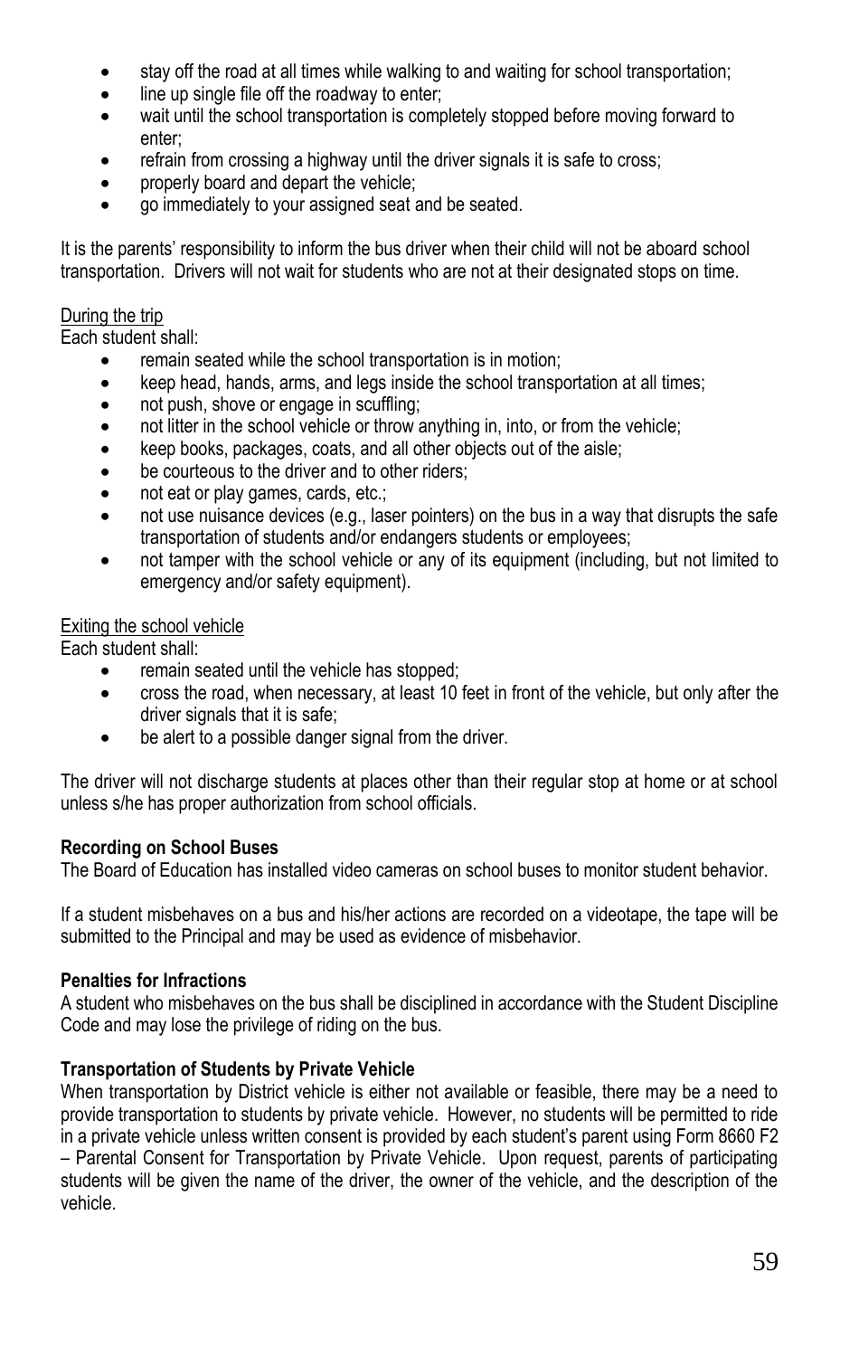- stay off the road at all times while walking to and waiting for school transportation;
- line up single file off the roadway to enter;
- wait until the school transportation is completely stopped before moving forward to enter;
- refrain from crossing a highway until the driver signals it is safe to cross;
- properly board and depart the vehicle;
- go immediately to your assigned seat and be seated.

It is the parents' responsibility to inform the bus driver when their child will not be aboard school transportation. Drivers will not wait for students who are not at their designated stops on time.

During the trip

Each student shall:

- remain seated while the school transportation is in motion;
- keep head, hands, arms, and legs inside the school transportation at all times;
- not push, shove or engage in scuffling;
- not litter in the school vehicle or throw anything in, into, or from the vehicle;
- keep books, packages, coats, and all other objects out of the aisle;
- be courteous to the driver and to other riders;
- not eat or play games, cards, etc.;
- not use nuisance devices (e.g., laser pointers) on the bus in a way that disrupts the safe transportation of students and/or endangers students or employees;
- not tamper with the school vehicle or any of its equipment (including, but not limited to emergency and/or safety equipment).

Exiting the school vehicle

Each student shall:

- remain seated until the vehicle has stopped;
- cross the road, when necessary, at least 10 feet in front of the vehicle, but only after the driver signals that it is safe;
- be alert to a possible danger signal from the driver.

The driver will not discharge students at places other than their regular stop at home or at school unless s/he has proper authorization from school officials.

**Recording on School Buses**

The Board of Education has installed video cameras on school buses to monitor student behavior.

If a student misbehaves on a bus and his/her actions are recorded on a videotape, the tape will be submitted to the Principal and may be used as evidence of misbehavior.

**Penalties for Infractions**

A student who misbehaves on the bus shall be disciplined in accordance with the Student Discipline Code and may lose the privilege of riding on the bus.

**Transportation of Students by Private Vehicle**

When transportation by District vehicle is either not available or feasible, there may be a need to provide transportation to students by private vehicle. However, no students will be permitted to ride in a private vehicle unless written consent is provided by each student's parent using Form 8660 F2 – Parental Consent for Transportation by Private Vehicle. Upon request, parents of participating students will be given the name of the driver, the owner of the vehicle, and the description of the vehicle.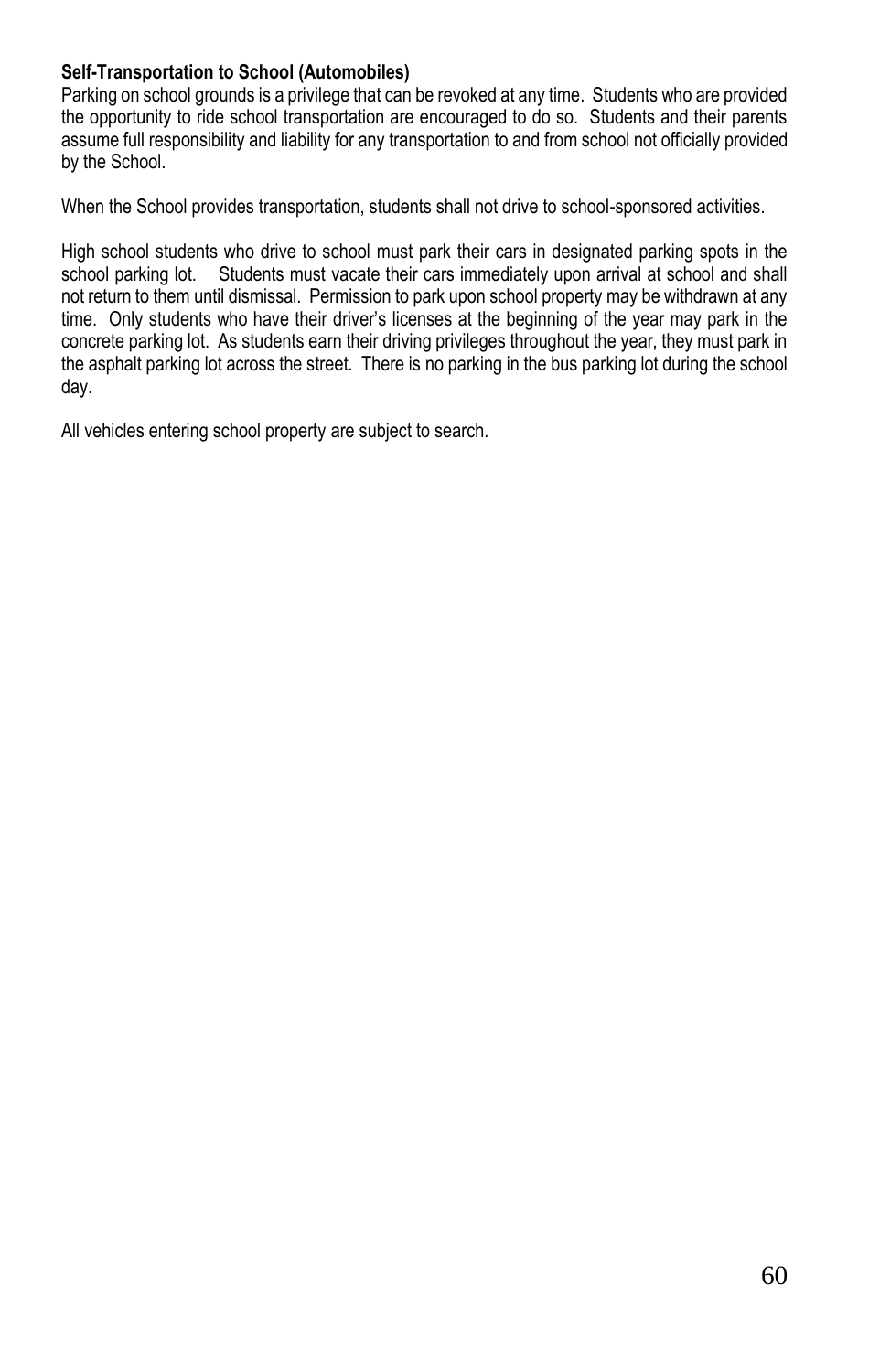**Self-Transportation to School (Automobiles)**

Parking on school grounds is a privilege that can be revoked at any time. Students who are provided the opportunity to ride school transportation are encouraged to do so. Students and their parents assume full responsibility and liability for any transportation to and from school not officially provided by the School.

When the School provides transportation, students shall not drive to school-sponsored activities.

High school students who drive to school must park their cars in designated parking spots in the school parking lot. Students must vacate their cars immediately upon arrival at school and shall not return to them until dismissal. Permission to park upon school property may be withdrawn at any time. Only students who have their driver's licenses at the beginning of the year may park in the concrete parking lot. As students earn their driving privileges throughout the year, they must park in the asphalt parking lot across the street. There is no parking in the bus parking lot during the school day.

All vehicles entering school property are subject to search.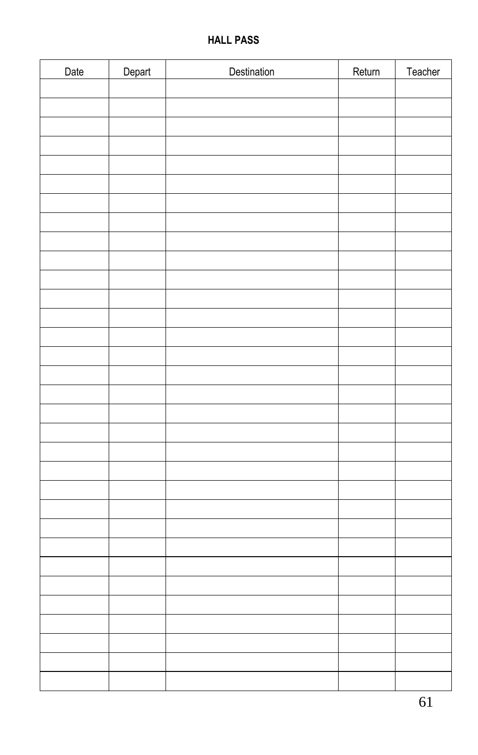**HALL PASS**

| Date | Depart | Destination | Return | Teacher |
|---|---|---|---|---|
| | | | | |
| | | | | |
| | | | | |
| | | | | |
| | | | | |
| | | | | |
| | | | | |
| | | | | |
| | | | | |
| | | | | |
| | | | | |
| | | | | |
| | | | | |
| | | | | |
| | | | | |
| | | | | |
| | | | | |
| | | | | |
| | | | | |
| | | | | |
| | | | | |
| | | | | |
| | | | | |
| | | | | |
| | | | | |
| | | | | |
| | | | | |
| | | | | |
| | | | | |
| | | | | |
| | | | | |
| | | | | |
| | | | | |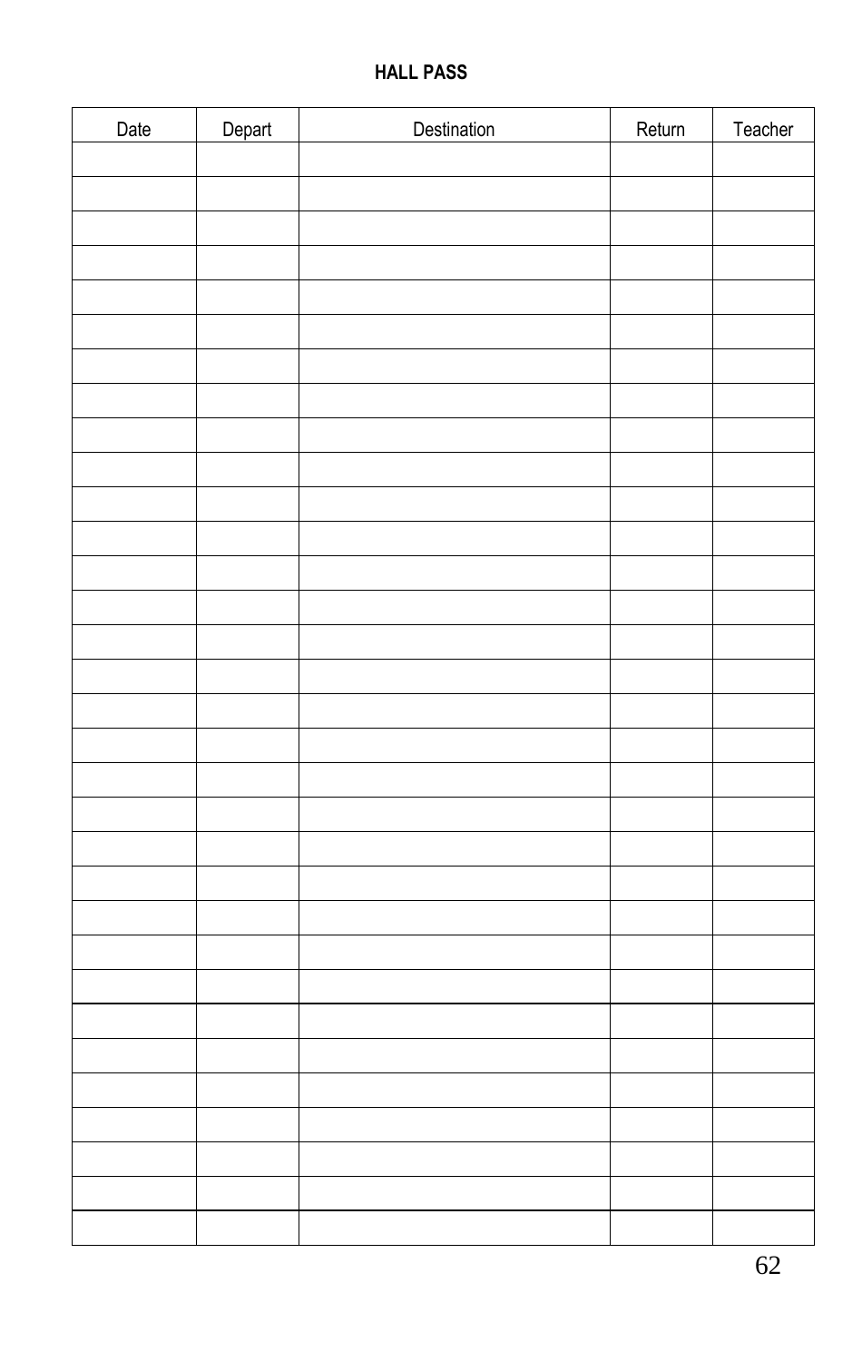**HALL PASS**

| Date | Depart | Destination | Return | Teacher |
|---|---|---|---|---|
| | | | | |
| | | | | |
| | | | | |
| | | | | |
| | | | | |
| | | | | |
| | | | | |
| | | | | |
| | | | | |
| | | | | |
| | | | | |
| | | | | |
| | | | | |
| | | | | |
| | | | | |
| | | | | |
| | | | | |
| | | | | |
| | | | | |
| | | | | |
| | | | | |
| | | | | |
| | | | | |
| | | | | |
| | | | | |
| | | | | |
| | | | | |
| | | | | |
| | | | | |
| | | | | |
| | | | | |
| | | | | |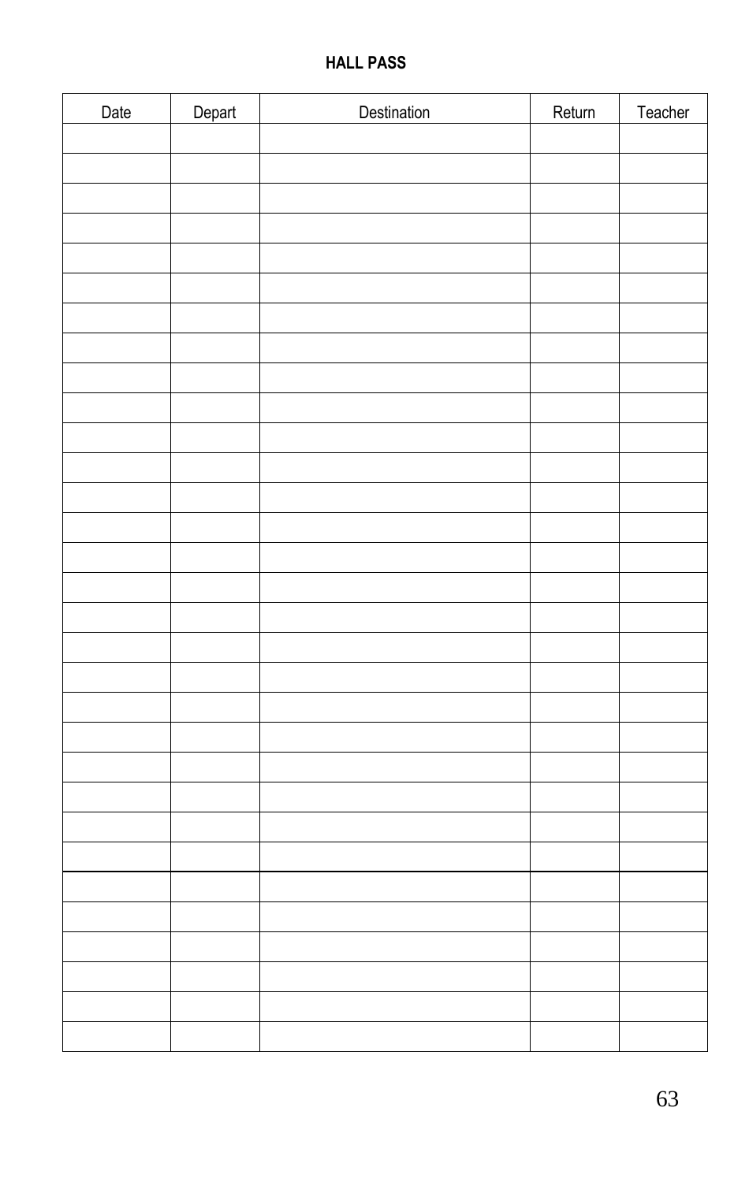**HALL PASS**

| Date | Depart | Destination | Return | Teacher |
|---|---|---|---|---|
| | | | | |
| | | | | |
| | | | | |
| | | | | |
| | | | | |
| | | | | |
| | | | | |
| | | | | |
| | | | | |
| | | | | |
| | | | | |
| | | | | |
| | | | | |
| | | | | |
| | | | | |
| | | | | |
| | | | | |
| | | | | |
| | | | | |
| | | | | |
| | | | | |
| | | | | |
| | | | | |
| | | | | |
| | | | | |
| | | | | |
| | | | | |
| | | | | |
| | | | | |
| | | | | |
| | | | | |